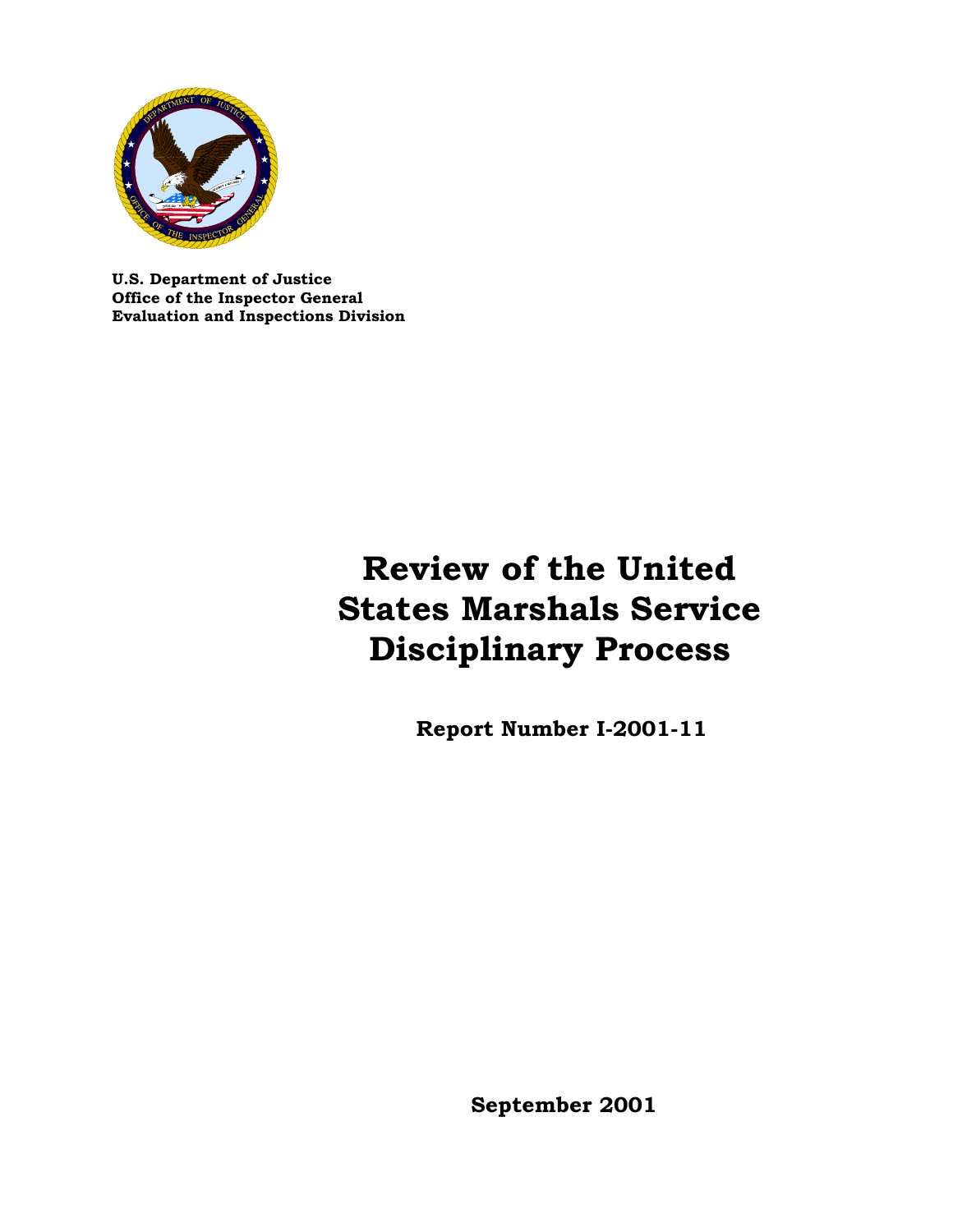**U.S. Department of Justice**
**Office of the Inspector General**
**Evaluation and Inspections Division**

# Review of the United States Marshals Service Disciplinary Process

**Report Number I-2001-11**

**September 2001**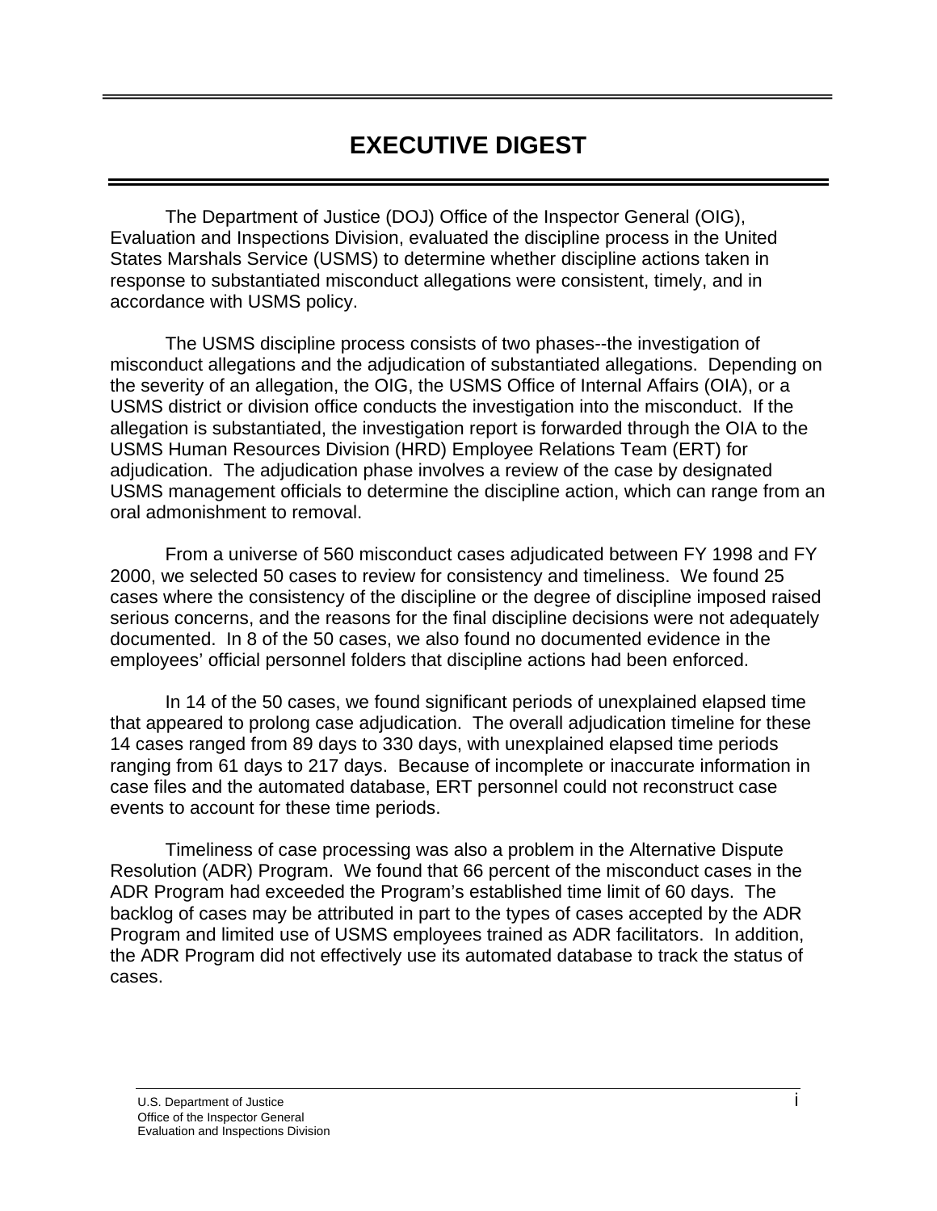# EXECUTIVE DIGEST

The Department of Justice (DOJ) Office of the Inspector General (OIG), Evaluation and Inspections Division, evaluated the discipline process in the United States Marshals Service (USMS) to determine whether discipline actions taken in response to substantiated misconduct allegations were consistent, timely, and in accordance with USMS policy.

The USMS discipline process consists of two phases--the investigation of misconduct allegations and the adjudication of substantiated allegations. Depending on the severity of an allegation, the OIG, the USMS Office of Internal Affairs (OIA), or a USMS district or division office conducts the investigation into the misconduct. If the allegation is substantiated, the investigation report is forwarded through the OIA to the USMS Human Resources Division (HRD) Employee Relations Team (ERT) for adjudication. The adjudication phase involves a review of the case by designated USMS management officials to determine the discipline action, which can range from an oral admonishment to removal.

From a universe of 560 misconduct cases adjudicated between FY 1998 and FY 2000, we selected 50 cases to review for consistency and timeliness. We found 25 cases where the consistency of the discipline or the degree of discipline imposed raised serious concerns, and the reasons for the final discipline decisions were not adequately documented. In 8 of the 50 cases, we also found no documented evidence in the employees' official personnel folders that discipline actions had been enforced.

In 14 of the 50 cases, we found significant periods of unexplained elapsed time that appeared to prolong case adjudication. The overall adjudication timeline for these 14 cases ranged from 89 days to 330 days, with unexplained elapsed time periods ranging from 61 days to 217 days. Because of incomplete or inaccurate information in case files and the automated database, ERT personnel could not reconstruct case events to account for these time periods.

Timeliness of case processing was also a problem in the Alternative Dispute Resolution (ADR) Program. We found that 66 percent of the misconduct cases in the ADR Program had exceeded the Program's established time limit of 60 days. The backlog of cases may be attributed in part to the types of cases accepted by the ADR Program and limited use of USMS employees trained as ADR facilitators. In addition, the ADR Program did not effectively use its automated database to track the status of cases.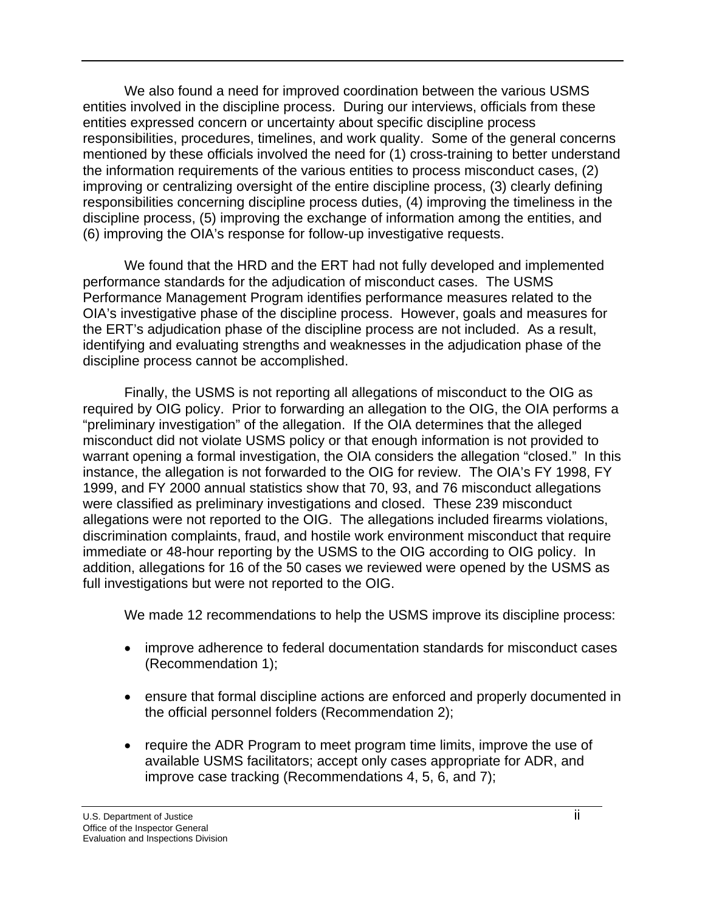We also found a need for improved coordination between the various USMS entities involved in the discipline process. During our interviews, officials from these entities expressed concern or uncertainty about specific discipline process responsibilities, procedures, timelines, and work quality. Some of the general concerns mentioned by these officials involved the need for (1) cross-training to better understand the information requirements of the various entities to process misconduct cases, (2) improving or centralizing oversight of the entire discipline process, (3) clearly defining responsibilities concerning discipline process duties, (4) improving the timeliness in the discipline process, (5) improving the exchange of information among the entities, and (6) improving the OIA's response for follow-up investigative requests.

We found that the HRD and the ERT had not fully developed and implemented performance standards for the adjudication of misconduct cases. The USMS Performance Management Program identifies performance measures related to the OIA's investigative phase of the discipline process. However, goals and measures for the ERT's adjudication phase of the discipline process are not included. As a result, identifying and evaluating strengths and weaknesses in the adjudication phase of the discipline process cannot be accomplished.

Finally, the USMS is not reporting all allegations of misconduct to the OIG as required by OIG policy. Prior to forwarding an allegation to the OIG, the OIA performs a "preliminary investigation" of the allegation. If the OIA determines that the alleged misconduct did not violate USMS policy or that enough information is not provided to warrant opening a formal investigation, the OIA considers the allegation "closed." In this instance, the allegation is not forwarded to the OIG for review. The OIA's FY 1998, FY 1999, and FY 2000 annual statistics show that 70, 93, and 76 misconduct allegations were classified as preliminary investigations and closed. These 239 misconduct allegations were not reported to the OIG. The allegations included firearms violations, discrimination complaints, fraud, and hostile work environment misconduct that require immediate or 48-hour reporting by the USMS to the OIG according to OIG policy. In addition, allegations for 16 of the 50 cases we reviewed were opened by the USMS as full investigations but were not reported to the OIG.

We made 12 recommendations to help the USMS improve its discipline process:

- improve adherence to federal documentation standards for misconduct cases (Recommendation 1);
- ensure that formal discipline actions are enforced and properly documented in the official personnel folders (Recommendation 2);
- require the ADR Program to meet program time limits, improve the use of available USMS facilitators; accept only cases appropriate for ADR, and improve case tracking (Recommendations 4, 5, 6, and 7);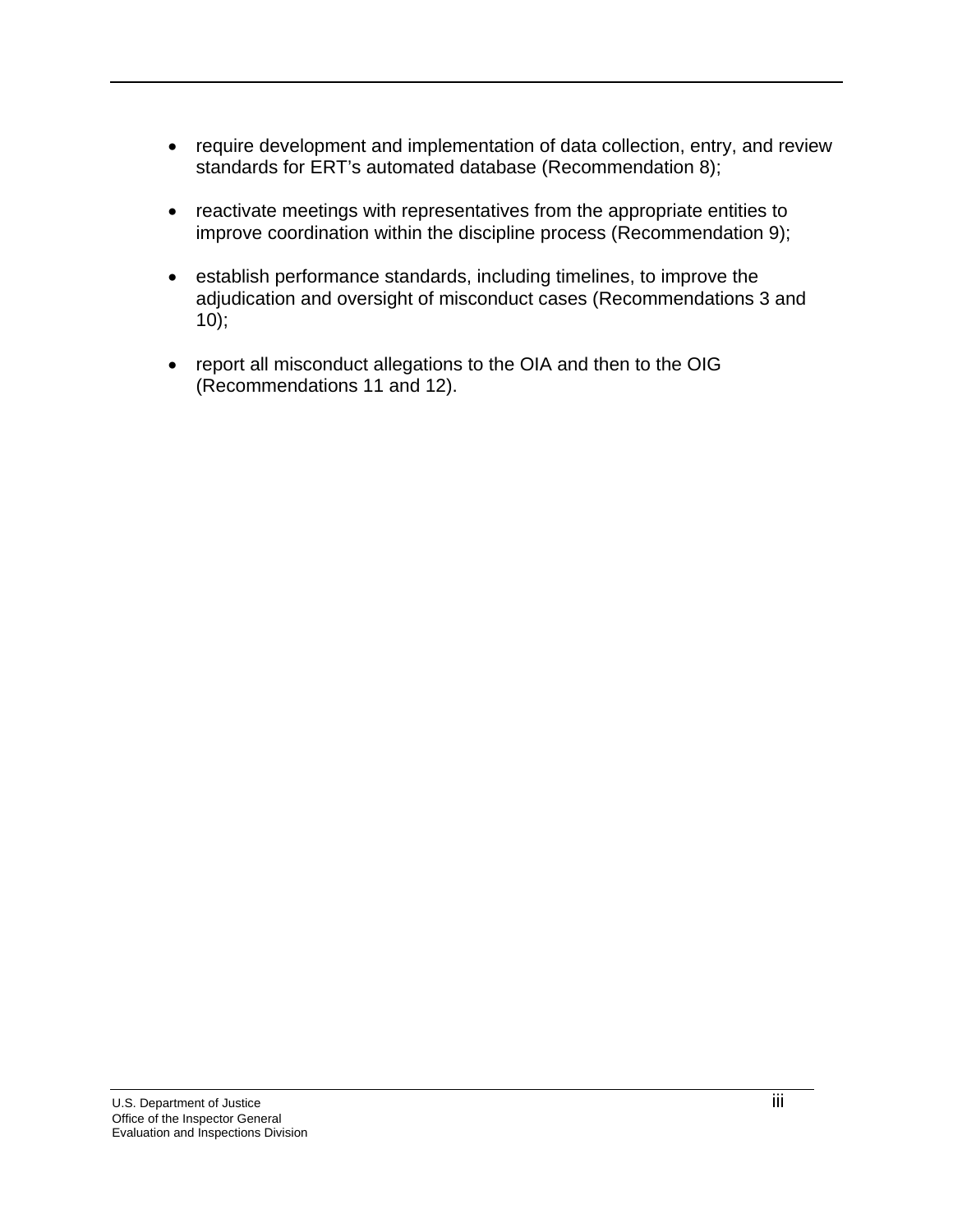- require development and implementation of data collection, entry, and review standards for ERT's automated database (Recommendation 8);

- reactivate meetings with representatives from the appropriate entities to improve coordination within the discipline process (Recommendation 9);

- establish performance standards, including timelines, to improve the adjudication and oversight of misconduct cases (Recommendations 3 and 10);

- report all misconduct allegations to the OIA and then to the OIG (Recommendations 11 and 12).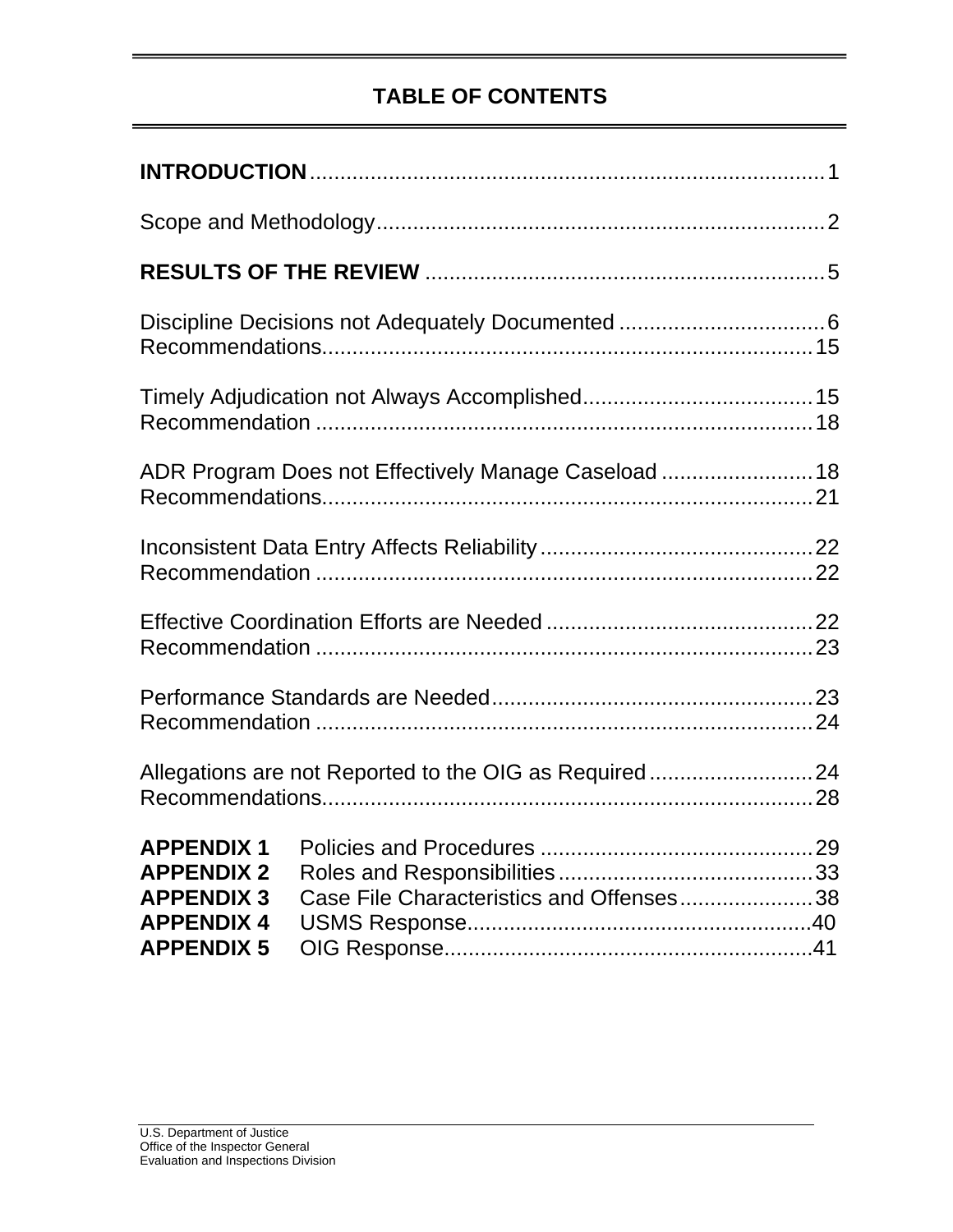## TABLE OF CONTENTS

**INTRODUCTION** .................................................................................... 1

Scope and Methodology ......................................................................... 2

**RESULTS OF THE REVIEW** ................................................................. 5

Discipline Decisions not Adequately Documented .................................. 6
Recommendations.................................................................................. 15

Timely Adjudication not Always Accomplished...................................... 15
Recommendation .................................................................................. 18

ADR Program Does not Effectively Manage Caseload ......................... 18
Recommendations.................................................................................. 21

Inconsistent Data Entry Affects Reliability ............................................. 22
Recommendation .................................................................................. 22

Effective Coordination Efforts are Needed ............................................ 22
Recommendation .................................................................................. 23

Performance Standards are Needed..................................................... 23
Recommendation .................................................................................. 24

Allegations are not Reported to the OIG as Required ........................... 24
Recommendations.................................................................................. 28

**APPENDIX 1** Policies and Procedures ............................................. 29
**APPENDIX 2** Roles and Responsibilities .......................................... 33
**APPENDIX 3** Case File Characteristics and Offenses ...................... 38
**APPENDIX 4** USMS Response......................................................... 40
**APPENDIX 5** OIG Response............................................................. 41

U.S. Department of Justice
Office of the Inspector General
Evaluation and Inspections Division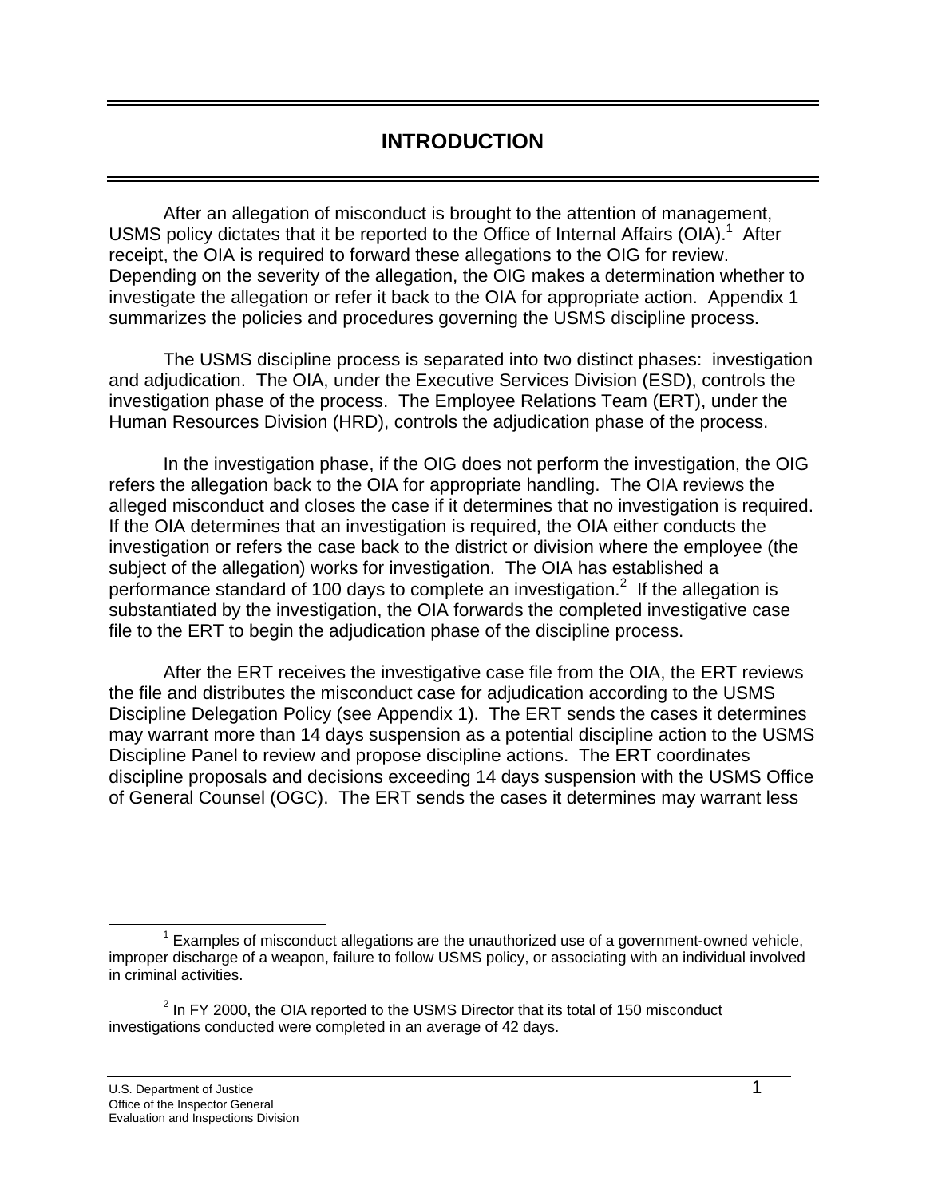# INTRODUCTION

After an allegation of misconduct is brought to the attention of management, USMS policy dictates that it be reported to the Office of Internal Affairs (OIA).[1] After receipt, the OIA is required to forward these allegations to the OIG for review. Depending on the severity of the allegation, the OIG makes a determination whether to investigate the allegation or refer it back to the OIA for appropriate action. Appendix 1 summarizes the policies and procedures governing the USMS discipline process.

The USMS discipline process is separated into two distinct phases: investigation and adjudication. The OIA, under the Executive Services Division (ESD), controls the investigation phase of the process. The Employee Relations Team (ERT), under the Human Resources Division (HRD), controls the adjudication phase of the process.

In the investigation phase, if the OIG does not perform the investigation, the OIG refers the allegation back to the OIA for appropriate handling. The OIA reviews the alleged misconduct and closes the case if it determines that no investigation is required. If the OIA determines that an investigation is required, the OIA either conducts the investigation or refers the case back to the district or division where the employee (the subject of the allegation) works for investigation. The OIA has established a performance standard of 100 days to complete an investigation.[2] If the allegation is substantiated by the investigation, the OIA forwards the completed investigative case file to the ERT to begin the adjudication phase of the discipline process.

After the ERT receives the investigative case file from the OIA, the ERT reviews the file and distributes the misconduct case for adjudication according to the USMS Discipline Delegation Policy (see Appendix 1). The ERT sends the cases it determines may warrant more than 14 days suspension as a potential discipline action to the USMS Discipline Panel to review and propose discipline actions. The ERT coordinates discipline proposals and decisions exceeding 14 days suspension with the USMS Office of General Counsel (OGC). The ERT sends the cases it determines may warrant less

---

[1] Examples of misconduct allegations are the unauthorized use of a government-owned vehicle, improper discharge of a weapon, failure to follow USMS policy, or associating with an individual involved in criminal activities.

[2] In FY 2000, the OIA reported to the USMS Director that its total of 150 misconduct investigations conducted were completed in an average of 42 days.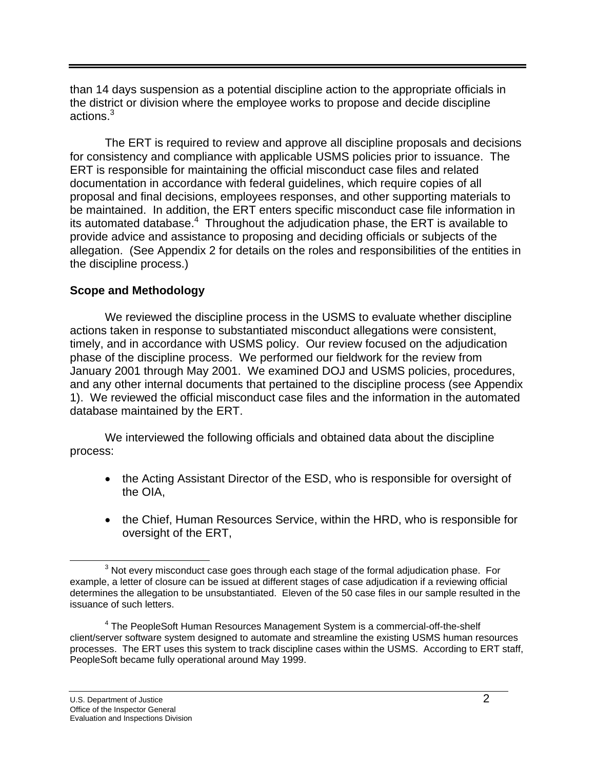than 14 days suspension as a potential discipline action to the appropriate officials in the district or division where the employee works to propose and decide discipline actions.[3]

The ERT is required to review and approve all discipline proposals and decisions for consistency and compliance with applicable USMS policies prior to issuance. The ERT is responsible for maintaining the official misconduct case files and related documentation in accordance with federal guidelines, which require copies of all proposal and final decisions, employees responses, and other supporting materials to be maintained. In addition, the ERT enters specific misconduct case file information in its automated database.[4] Throughout the adjudication phase, the ERT is available to provide advice and assistance to proposing and deciding officials or subjects of the allegation. (See Appendix 2 for details on the roles and responsibilities of the entities in the discipline process.)

**Scope and Methodology**

We reviewed the discipline process in the USMS to evaluate whether discipline actions taken in response to substantiated misconduct allegations were consistent, timely, and in accordance with USMS policy. Our review focused on the adjudication phase of the discipline process. We performed our fieldwork for the review from January 2001 through May 2001. We examined DOJ and USMS policies, procedures, and any other internal documents that pertained to the discipline process (see Appendix 1). We reviewed the official misconduct case files and the information in the automated database maintained by the ERT.

We interviewed the following officials and obtained data about the discipline process:

- the Acting Assistant Director of the ESD, who is responsible for oversight of the OIA,
- the Chief, Human Resources Service, within the HRD, who is responsible for oversight of the ERT,

[3] Not every misconduct case goes through each stage of the formal adjudication phase. For example, a letter of closure can be issued at different stages of case adjudication if a reviewing official determines the allegation to be unsubstantiated. Eleven of the 50 case files in our sample resulted in the issuance of such letters.

[4] The PeopleSoft Human Resources Management System is a commercial-off-the-shelf client/server software system designed to automate and streamline the existing USMS human resources processes. The ERT uses this system to track discipline cases within the USMS. According to ERT staff, PeopleSoft became fully operational around May 1999.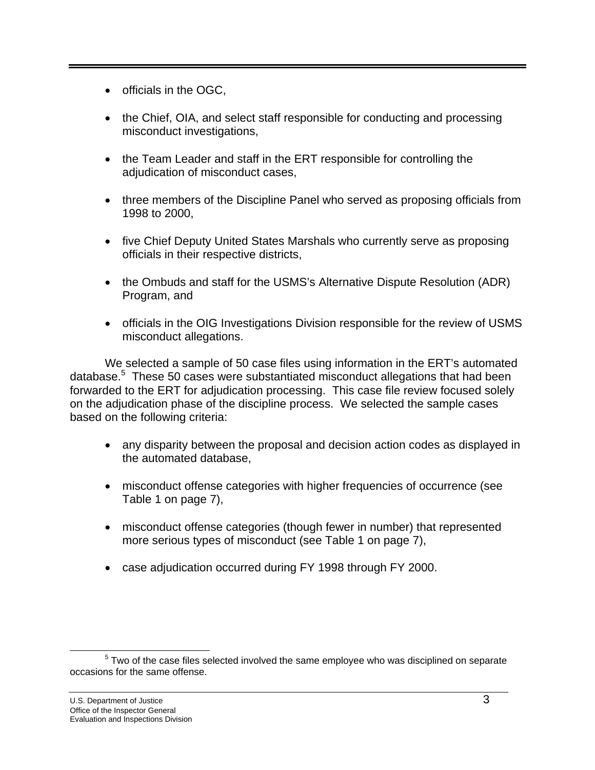- officials in the OGC,

- the Chief, OIA, and select staff responsible for conducting and processing misconduct investigations,

- the Team Leader and staff in the ERT responsible for controlling the adjudication of misconduct cases,

- three members of the Discipline Panel who served as proposing officials from 1998 to 2000,

- five Chief Deputy United States Marshals who currently serve as proposing officials in their respective districts,

- the Ombuds and staff for the USMS's Alternative Dispute Resolution (ADR) Program, and

- officials in the OIG Investigations Division responsible for the review of USMS misconduct allegations.

We selected a sample of 50 case files using information in the ERT's automated database.[5] These 50 cases were substantiated misconduct allegations that had been forwarded to the ERT for adjudication processing. This case file review focused solely on the adjudication phase of the discipline process. We selected the sample cases based on the following criteria:

- any disparity between the proposal and decision action codes as displayed in the automated database,

- misconduct offense categories with higher frequencies of occurrence (see Table 1 on page 7),

- misconduct offense categories (though fewer in number) that represented more serious types of misconduct (see Table 1 on page 7),

- case adjudication occurred during FY 1998 through FY 2000.

[5] Two of the case files selected involved the same employee who was disciplined on separate occasions for the same offense.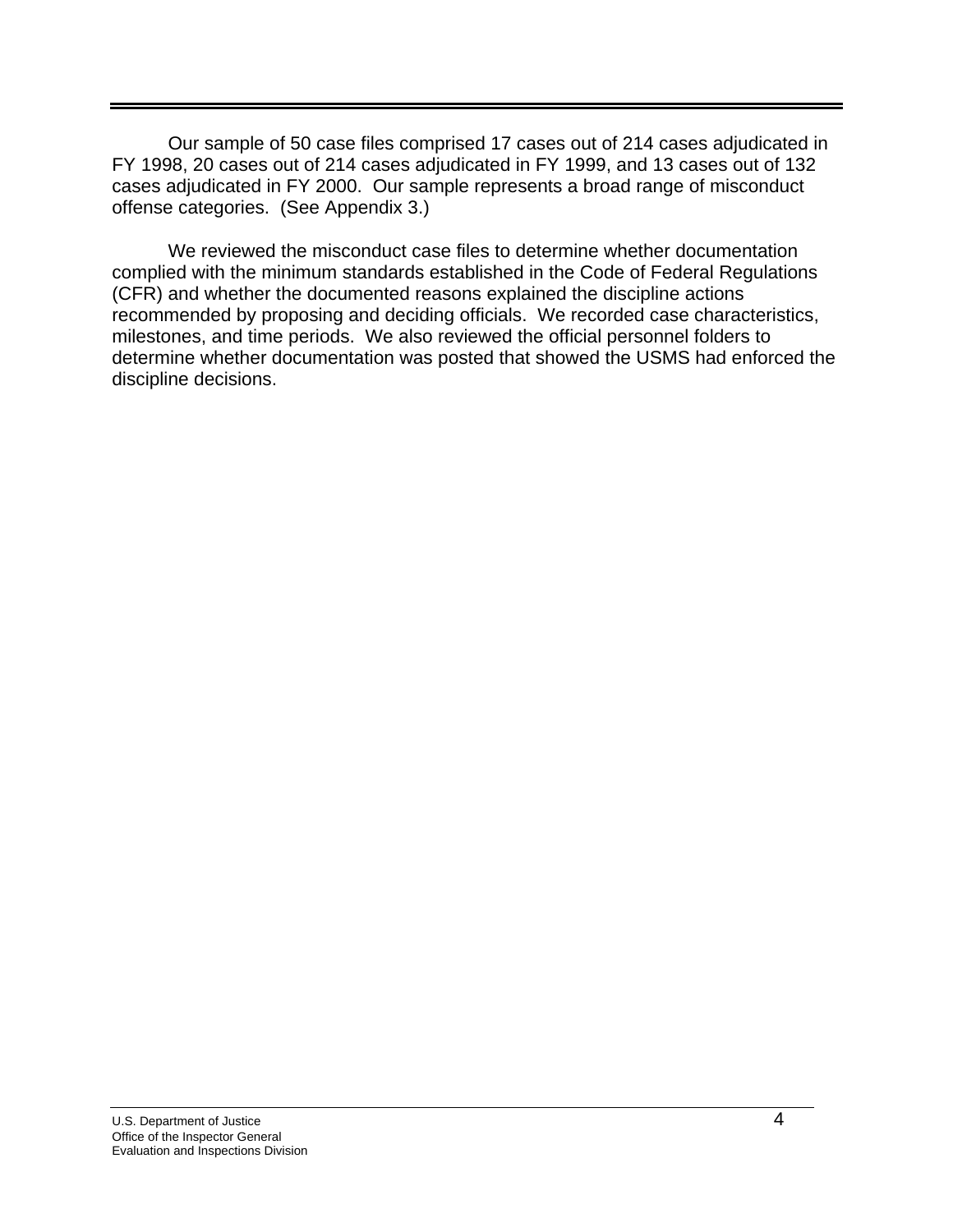Our sample of 50 case files comprised 17 cases out of 214 cases adjudicated in FY 1998, 20 cases out of 214 cases adjudicated in FY 1999, and 13 cases out of 132 cases adjudicated in FY 2000. Our sample represents a broad range of misconduct offense categories. (See Appendix 3.)

We reviewed the misconduct case files to determine whether documentation complied with the minimum standards established in the Code of Federal Regulations (CFR) and whether the documented reasons explained the discipline actions recommended by proposing and deciding officials. We recorded case characteristics, milestones, and time periods. We also reviewed the official personnel folders to determine whether documentation was posted that showed the USMS had enforced the discipline decisions.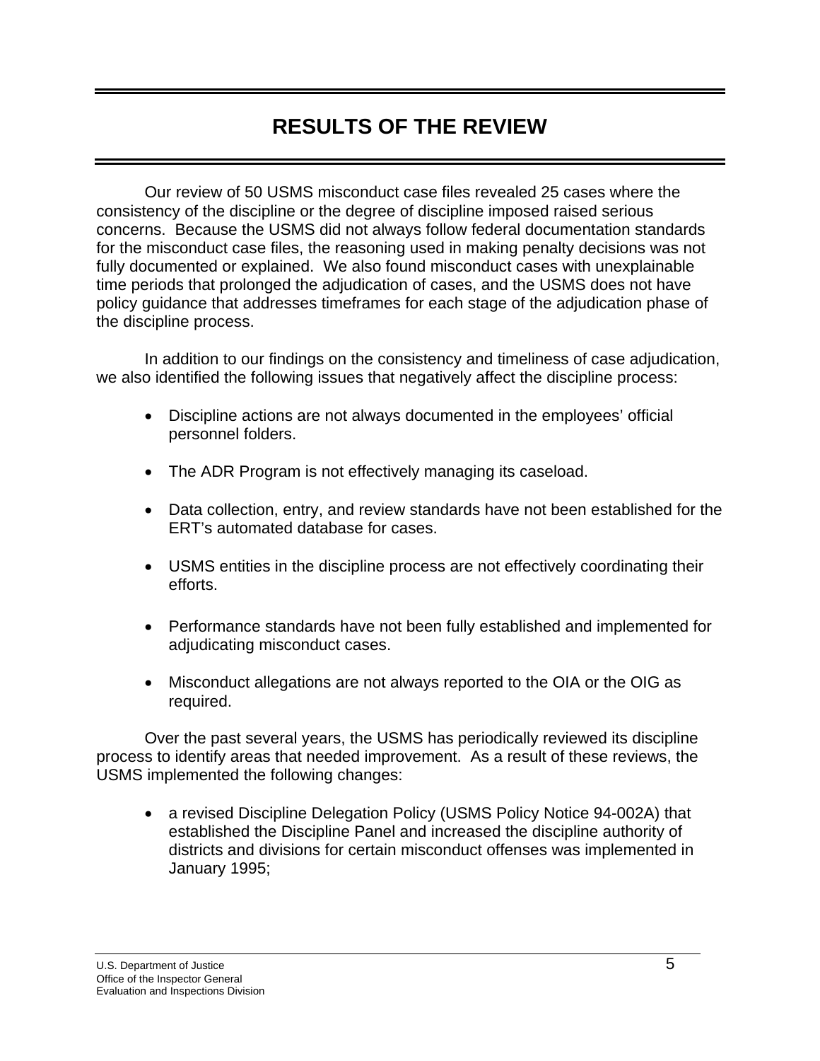# RESULTS OF THE REVIEW

Our review of 50 USMS misconduct case files revealed 25 cases where the consistency of the discipline or the degree of discipline imposed raised serious concerns. Because the USMS did not always follow federal documentation standards for the misconduct case files, the reasoning used in making penalty decisions was not fully documented or explained. We also found misconduct cases with unexplainable time periods that prolonged the adjudication of cases, and the USMS does not have policy guidance that addresses timeframes for each stage of the adjudication phase of the discipline process.

In addition to our findings on the consistency and timeliness of case adjudication, we also identified the following issues that negatively affect the discipline process:

- Discipline actions are not always documented in the employees' official personnel folders.
- The ADR Program is not effectively managing its caseload.
- Data collection, entry, and review standards have not been established for the ERT's automated database for cases.
- USMS entities in the discipline process are not effectively coordinating their efforts.
- Performance standards have not been fully established and implemented for adjudicating misconduct cases.
- Misconduct allegations are not always reported to the OIA or the OIG as required.

Over the past several years, the USMS has periodically reviewed its discipline process to identify areas that needed improvement. As a result of these reviews, the USMS implemented the following changes:

- a revised Discipline Delegation Policy (USMS Policy Notice 94-002A) that established the Discipline Panel and increased the discipline authority of districts and divisions for certain misconduct offenses was implemented in January 1995;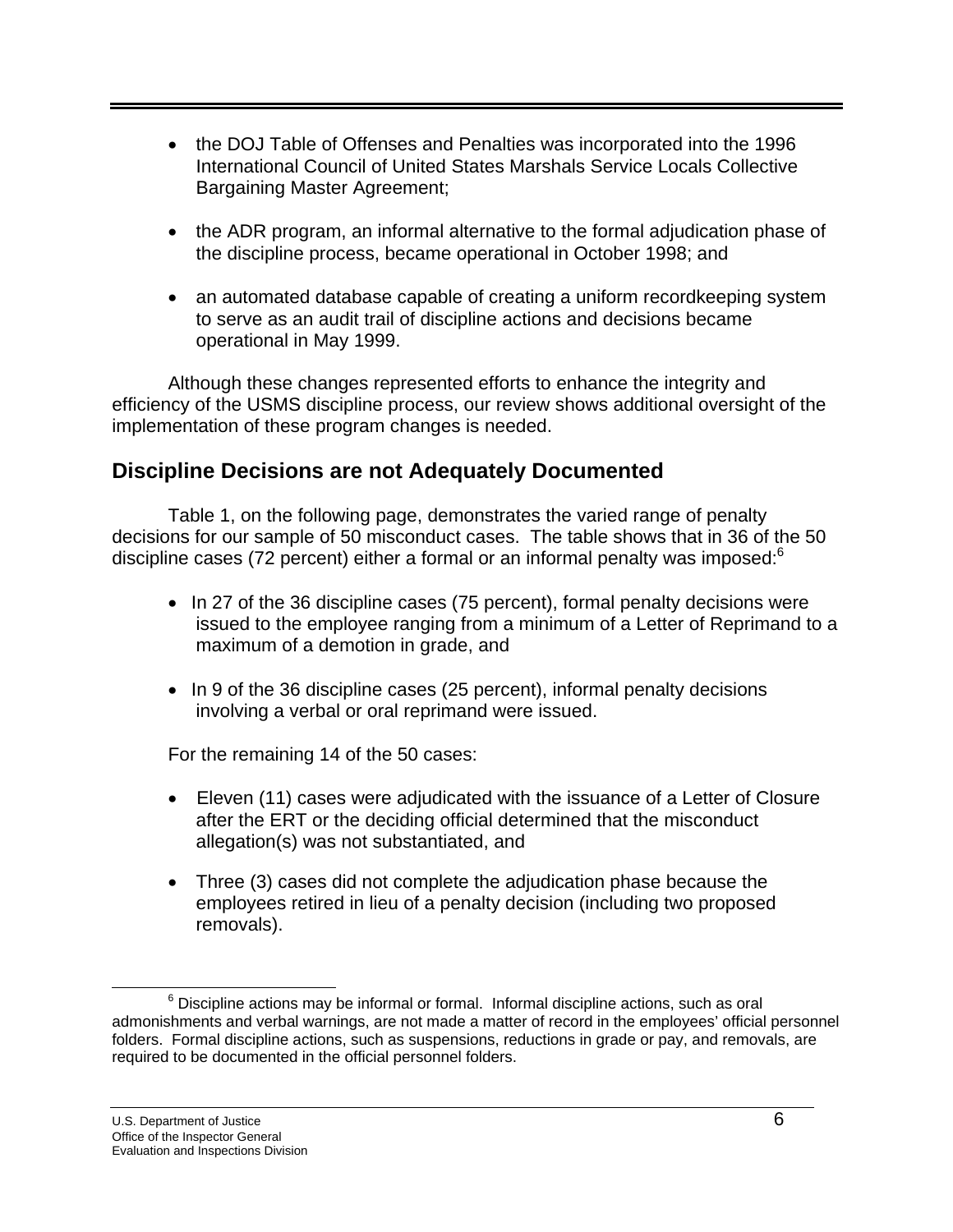- the DOJ Table of Offenses and Penalties was incorporated into the 1996 International Council of United States Marshals Service Locals Collective Bargaining Master Agreement;

- the ADR program, an informal alternative to the formal adjudication phase of the discipline process, became operational in October 1998; and

- an automated database capable of creating a uniform recordkeeping system to serve as an audit trail of discipline actions and decisions became operational in May 1999.

Although these changes represented efforts to enhance the integrity and efficiency of the USMS discipline process, our review shows additional oversight of the implementation of these program changes is needed.

## Discipline Decisions are not Adequately Documented

Table 1, on the following page, demonstrates the varied range of penalty decisions for our sample of 50 misconduct cases. The table shows that in 36 of the 50 discipline cases (72 percent) either a formal or an informal penalty was imposed:[6]

- In 27 of the 36 discipline cases (75 percent), formal penalty decisions were issued to the employee ranging from a minimum of a Letter of Reprimand to a maximum of a demotion in grade, and

- In 9 of the 36 discipline cases (25 percent), informal penalty decisions involving a verbal or oral reprimand were issued.

For the remaining 14 of the 50 cases:

- Eleven (11) cases were adjudicated with the issuance of a Letter of Closure after the ERT or the deciding official determined that the misconduct allegation(s) was not substantiated, and

- Three (3) cases did not complete the adjudication phase because the employees retired in lieu of a penalty decision (including two proposed removals).

[6] Discipline actions may be informal or formal. Informal discipline actions, such as oral admonishments and verbal warnings, are not made a matter of record in the employees' official personnel folders. Formal discipline actions, such as suspensions, reductions in grade or pay, and removals, are required to be documented in the official personnel folders.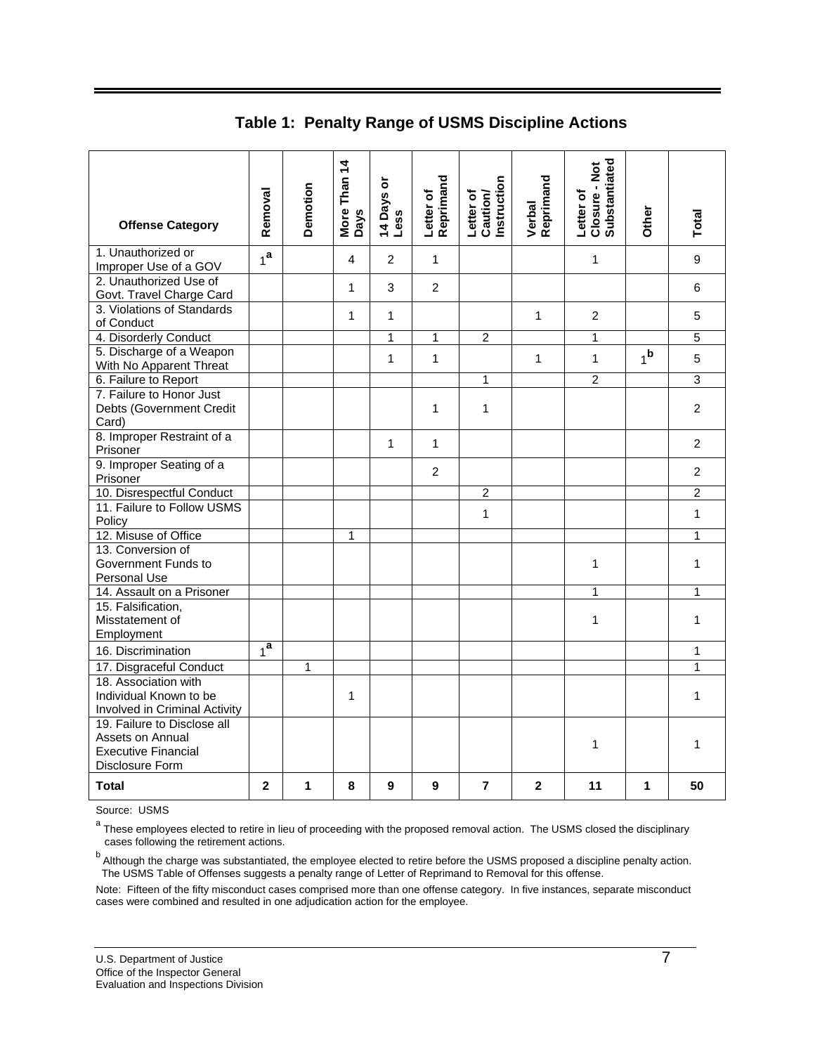## Table 1: Penalty Range of USMS Discipline Actions

| Offense Category | Removal | Demotion | More Than 14 Days | 14 Days or Less | Letter of Reprimand | Letter of Caution/ Instruction | Verbal Reprimand | Letter of Closure - Not Substantiated | Other | Total |
|---|---|---|---|---|---|---|---|---|---|---|
| 1. Unauthorized or Improper Use of a GOV | 1[a] | | 4 | 2 | 1 | | | 1 | | 9 |
| 2. Unauthorized Use of Govt. Travel Charge Card | | | 1 | 3 | 2 | | | | | 6 |
| 3. Violations of Standards of Conduct | | | 1 | 1 | | | 1 | 2 | | 5 |
| 4. Disorderly Conduct | | | | 1 | 1 | 2 | | 1 | | 5 |
| 5. Discharge of a Weapon With No Apparent Threat | | | | 1 | 1 | | 1 | 1 | 1[b] | 5 |
| 6. Failure to Report | | | | | | 1 | | 2 | | 3 |
| 7. Failure to Honor Just Debts (Government Credit Card) | | | | | 1 | 1 | | | | 2 |
| 8. Improper Restraint of a Prisoner | | | | 1 | 1 | | | | | 2 |
| 9. Improper Seating of a Prisoner | | | | | 2 | | | | | 2 |
| 10. Disrespectful Conduct | | | | | | 2 | | | | 2 |
| 11. Failure to Follow USMS Policy | | | | | | 1 | | | | 1 |
| 12. Misuse of Office | | | 1 | | | | | | | 1 |
| 13. Conversion of Government Funds to Personal Use | | | | | | | | 1 | | 1 |
| 14. Assault on a Prisoner | | | | | | | | 1 | | 1 |
| 15. Falsification, Misstatement of Employment | | | | | | | | 1 | | 1 |
| 16. Discrimination | 1[a] | | | | | | | | | 1 |
| 17. Disgraceful Conduct | | 1 | | | | | | | | 1 |
| 18. Association with Individual Known to be Involved in Criminal Activity | | | 1 | | | | | | | 1 |
| 19. Failure to Disclose all Assets on Annual Executive Financial Disclosure Form | | | | | | | | 1 | | 1 |
| **Total** | **2** | **1** | **8** | **9** | **9** | **7** | **2** | **11** | **1** | **50** |

Source: USMS

[a] These employees elected to retire in lieu of proceeding with the proposed removal action. The USMS closed the disciplinary cases following the retirement actions.

[b] Although the charge was substantiated, the employee elected to retire before the USMS proposed a discipline penalty action. The USMS Table of Offenses suggests a penalty range of Letter of Reprimand to Removal for this offense.

Note: Fifteen of the fifty misconduct cases comprised more than one offense category. In five instances, separate misconduct cases were combined and resulted in one adjudication action for the employee.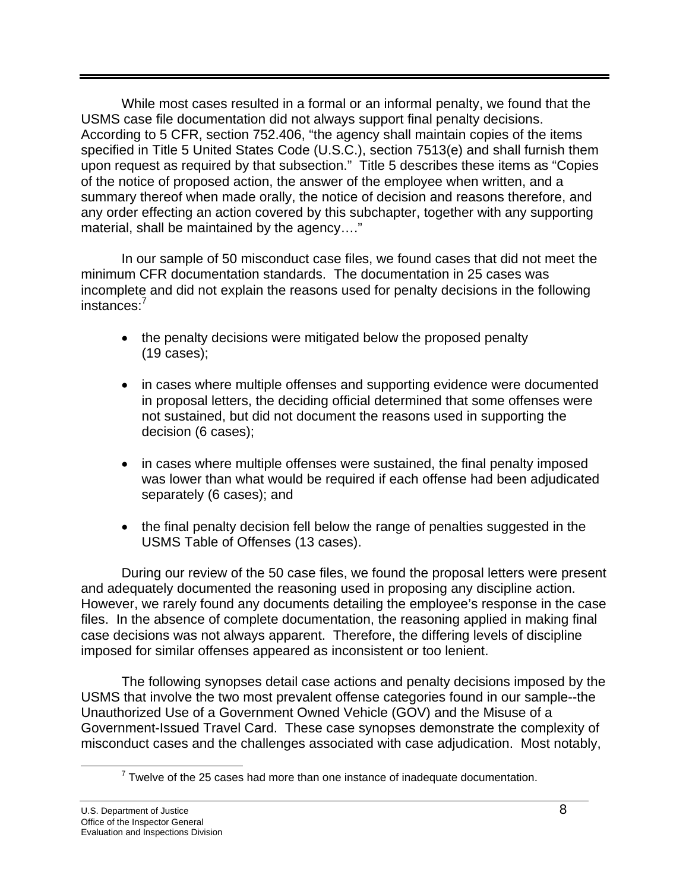While most cases resulted in a formal or an informal penalty, we found that the USMS case file documentation did not always support final penalty decisions. According to 5 CFR, section 752.406, "the agency shall maintain copies of the items specified in Title 5 United States Code (U.S.C.), section 7513(e) and shall furnish them upon request as required by that subsection." Title 5 describes these items as "Copies of the notice of proposed action, the answer of the employee when written, and a summary thereof when made orally, the notice of decision and reasons therefore, and any order effecting an action covered by this subchapter, together with any supporting material, shall be maintained by the agency…."

In our sample of 50 misconduct case files, we found cases that did not meet the minimum CFR documentation standards. The documentation in 25 cases was incomplete and did not explain the reasons used for penalty decisions in the following instances:[7]

- the penalty decisions were mitigated below the proposed penalty (19 cases);
- in cases where multiple offenses and supporting evidence were documented in proposal letters, the deciding official determined that some offenses were not sustained, but did not document the reasons used in supporting the decision (6 cases);
- in cases where multiple offenses were sustained, the final penalty imposed was lower than what would be required if each offense had been adjudicated separately (6 cases); and
- the final penalty decision fell below the range of penalties suggested in the USMS Table of Offenses (13 cases).

During our review of the 50 case files, we found the proposal letters were present and adequately documented the reasoning used in proposing any discipline action. However, we rarely found any documents detailing the employee's response in the case files. In the absence of complete documentation, the reasoning applied in making final case decisions was not always apparent. Therefore, the differing levels of discipline imposed for similar offenses appeared as inconsistent or too lenient.

The following synopses detail case actions and penalty decisions imposed by the USMS that involve the two most prevalent offense categories found in our sample--the Unauthorized Use of a Government Owned Vehicle (GOV) and the Misuse of a Government-Issued Travel Card. These case synopses demonstrate the complexity of misconduct cases and the challenges associated with case adjudication. Most notably,

[7] Twelve of the 25 cases had more than one instance of inadequate documentation.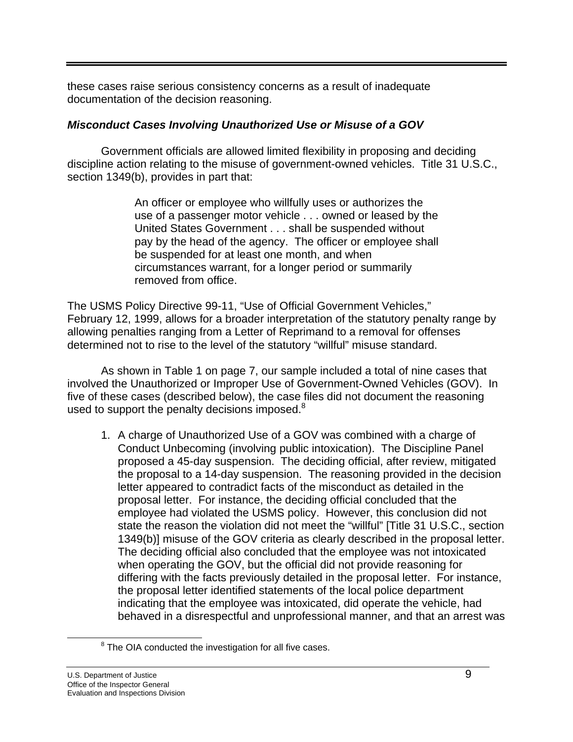these cases raise serious consistency concerns as a result of inadequate documentation of the decision reasoning.

***Misconduct Cases Involving Unauthorized Use or Misuse of a GOV***

Government officials are allowed limited flexibility in proposing and deciding discipline action relating to the misuse of government-owned vehicles. Title 31 U.S.C., section 1349(b), provides in part that:

> An officer or employee who willfully uses or authorizes the use of a passenger motor vehicle . . . owned or leased by the United States Government . . . shall be suspended without pay by the head of the agency. The officer or employee shall be suspended for at least one month, and when circumstances warrant, for a longer period or summarily removed from office.

The USMS Policy Directive 99-11, "Use of Official Government Vehicles," February 12, 1999, allows for a broader interpretation of the statutory penalty range by allowing penalties ranging from a Letter of Reprimand to a removal for offenses determined not to rise to the level of the statutory "willful" misuse standard.

As shown in Table 1 on page 7, our sample included a total of nine cases that involved the Unauthorized or Improper Use of Government-Owned Vehicles (GOV). In five of these cases (described below), the case files did not document the reasoning used to support the penalty decisions imposed.[8]

1. A charge of Unauthorized Use of a GOV was combined with a charge of Conduct Unbecoming (involving public intoxication). The Discipline Panel proposed a 45-day suspension. The deciding official, after review, mitigated the proposal to a 14-day suspension. The reasoning provided in the decision letter appeared to contradict facts of the misconduct as detailed in the proposal letter. For instance, the deciding official concluded that the employee had violated the USMS policy. However, this conclusion did not state the reason the violation did not meet the "willful" [Title 31 U.S.C., section 1349(b)] misuse of the GOV criteria as clearly described in the proposal letter. The deciding official also concluded that the employee was not intoxicated when operating the GOV, but the official did not provide reasoning for differing with the facts previously detailed in the proposal letter. For instance, the proposal letter identified statements of the local police department indicating that the employee was intoxicated, did operate the vehicle, had behaved in a disrespectful and unprofessional manner, and that an arrest was

[8] The OIA conducted the investigation for all five cases.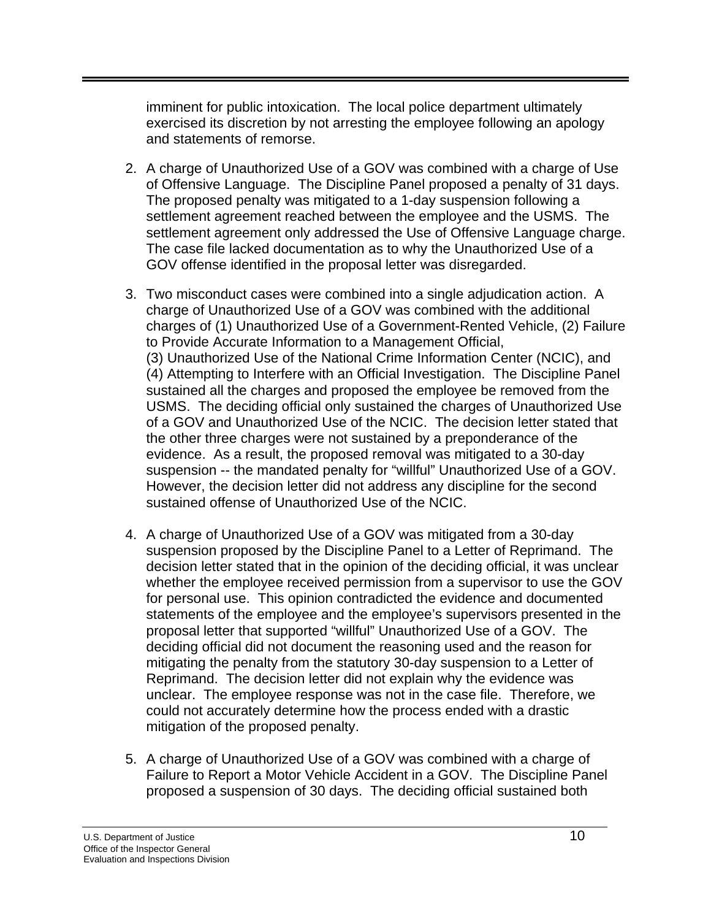imminent for public intoxication. The local police department ultimately exercised its discretion by not arresting the employee following an apology and statements of remorse.

2. A charge of Unauthorized Use of a GOV was combined with a charge of Use of Offensive Language. The Discipline Panel proposed a penalty of 31 days. The proposed penalty was mitigated to a 1-day suspension following a settlement agreement reached between the employee and the USMS. The settlement agreement only addressed the Use of Offensive Language charge. The case file lacked documentation as to why the Unauthorized Use of a GOV offense identified in the proposal letter was disregarded.

3. Two misconduct cases were combined into a single adjudication action. A charge of Unauthorized Use of a GOV was combined with the additional charges of (1) Unauthorized Use of a Government-Rented Vehicle, (2) Failure to Provide Accurate Information to a Management Official, (3) Unauthorized Use of the National Crime Information Center (NCIC), and (4) Attempting to Interfere with an Official Investigation. The Discipline Panel sustained all the charges and proposed the employee be removed from the USMS. The deciding official only sustained the charges of Unauthorized Use of a GOV and Unauthorized Use of the NCIC. The decision letter stated that the other three charges were not sustained by a preponderance of the evidence. As a result, the proposed removal was mitigated to a 30-day suspension -- the mandated penalty for "willful" Unauthorized Use of a GOV. However, the decision letter did not address any discipline for the second sustained offense of Unauthorized Use of the NCIC.

4. A charge of Unauthorized Use of a GOV was mitigated from a 30-day suspension proposed by the Discipline Panel to a Letter of Reprimand. The decision letter stated that in the opinion of the deciding official, it was unclear whether the employee received permission from a supervisor to use the GOV for personal use. This opinion contradicted the evidence and documented statements of the employee and the employee's supervisors presented in the proposal letter that supported "willful" Unauthorized Use of a GOV. The deciding official did not document the reasoning used and the reason for mitigating the penalty from the statutory 30-day suspension to a Letter of Reprimand. The decision letter did not explain why the evidence was unclear. The employee response was not in the case file. Therefore, we could not accurately determine how the process ended with a drastic mitigation of the proposed penalty.

5. A charge of Unauthorized Use of a GOV was combined with a charge of Failure to Report a Motor Vehicle Accident in a GOV. The Discipline Panel proposed a suspension of 30 days. The deciding official sustained both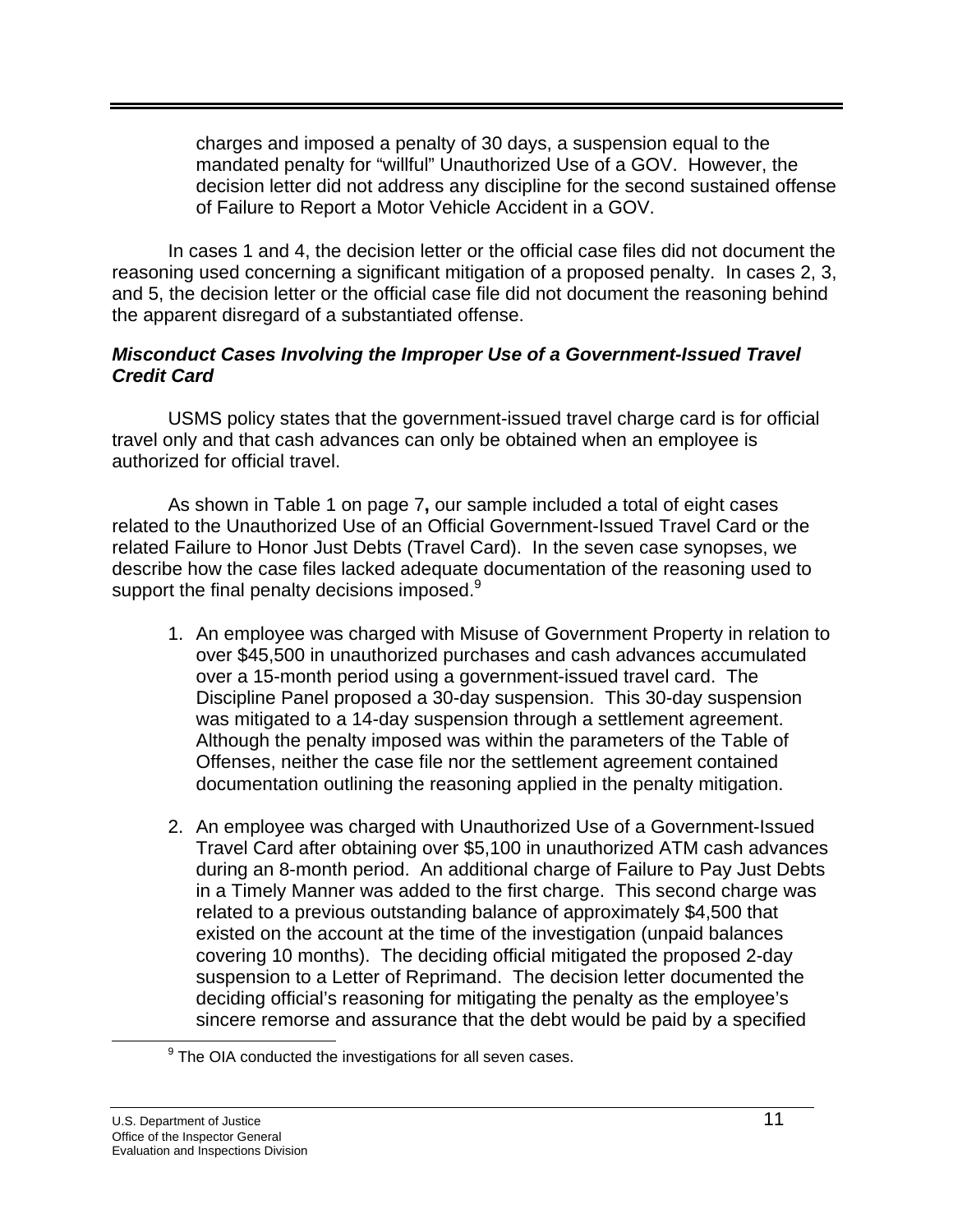charges and imposed a penalty of 30 days, a suspension equal to the mandated penalty for "willful" Unauthorized Use of a GOV. However, the decision letter did not address any discipline for the second sustained offense of Failure to Report a Motor Vehicle Accident in a GOV.

In cases 1 and 4, the decision letter or the official case files did not document the reasoning used concerning a significant mitigation of a proposed penalty. In cases 2, 3, and 5, the decision letter or the official case file did not document the reasoning behind the apparent disregard of a substantiated offense.

***Misconduct Cases Involving the Improper Use of a Government-Issued Travel Credit Card***

USMS policy states that the government-issued travel charge card is for official travel only and that cash advances can only be obtained when an employee is authorized for official travel.

As shown in Table 1 on page 7**,** our sample included a total of eight cases related to the Unauthorized Use of an Official Government-Issued Travel Card or the related Failure to Honor Just Debts (Travel Card). In the seven case synopses, we describe how the case files lacked adequate documentation of the reasoning used to support the final penalty decisions imposed.[9]

1. An employee was charged with Misuse of Government Property in relation to over $45,500 in unauthorized purchases and cash advances accumulated over a 15-month period using a government-issued travel card. The Discipline Panel proposed a 30-day suspension. This 30-day suspension was mitigated to a 14-day suspension through a settlement agreement. Although the penalty imposed was within the parameters of the Table of Offenses, neither the case file nor the settlement agreement contained documentation outlining the reasoning applied in the penalty mitigation.

2. An employee was charged with Unauthorized Use of a Government-Issued Travel Card after obtaining over $5,100 in unauthorized ATM cash advances during an 8-month period. An additional charge of Failure to Pay Just Debts in a Timely Manner was added to the first charge. This second charge was related to a previous outstanding balance of approximately $4,500 that existed on the account at the time of the investigation (unpaid balances covering 10 months). The deciding official mitigated the proposed 2-day suspension to a Letter of Reprimand. The decision letter documented the deciding official's reasoning for mitigating the penalty as the employee's sincere remorse and assurance that the debt would be paid by a specified

[9] The OIA conducted the investigations for all seven cases.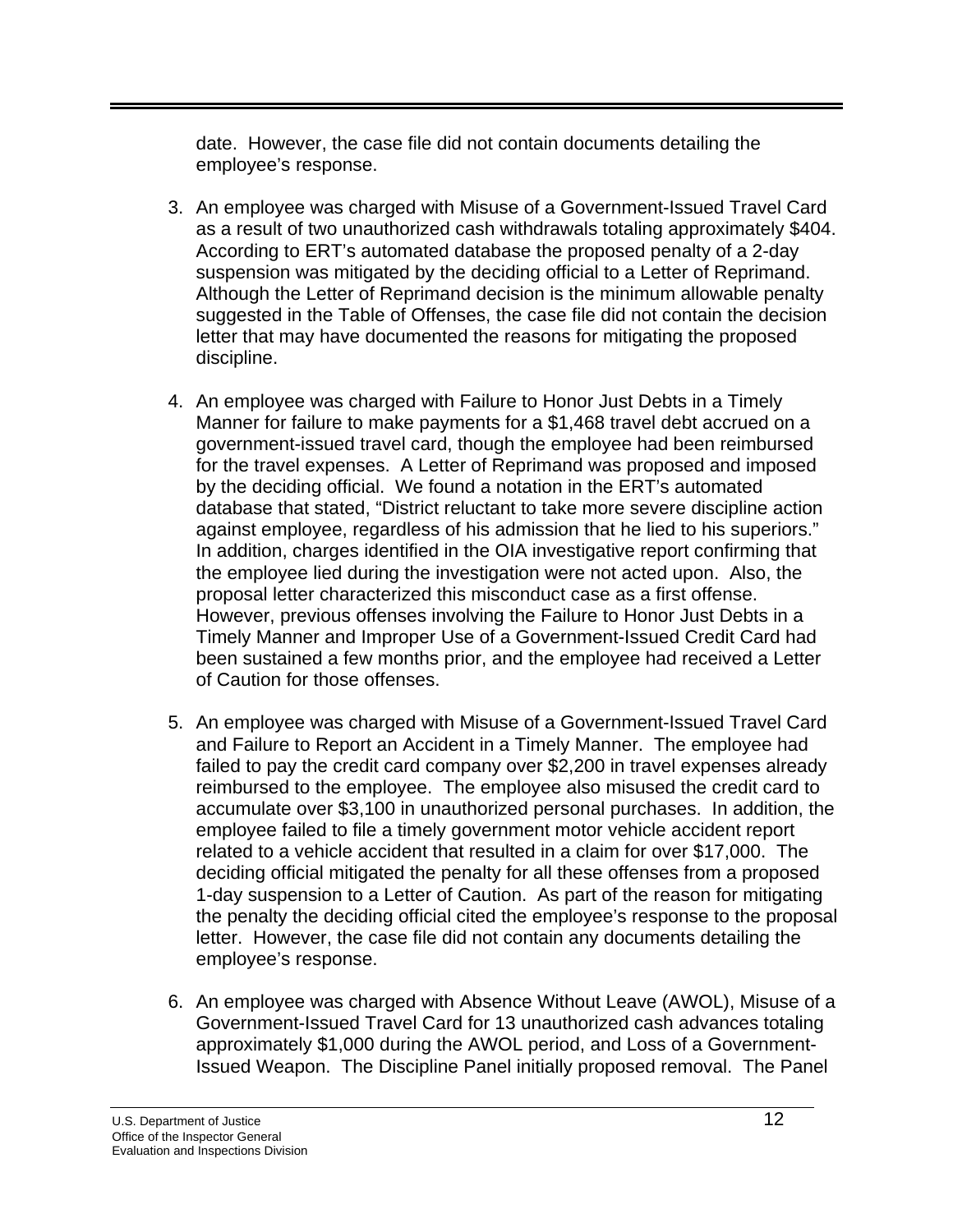date. However, the case file did not contain documents detailing the employee's response.

3. An employee was charged with Misuse of a Government-Issued Travel Card as a result of two unauthorized cash withdrawals totaling approximately $404. According to ERT's automated database the proposed penalty of a 2-day suspension was mitigated by the deciding official to a Letter of Reprimand. Although the Letter of Reprimand decision is the minimum allowable penalty suggested in the Table of Offenses, the case file did not contain the decision letter that may have documented the reasons for mitigating the proposed discipline.

4. An employee was charged with Failure to Honor Just Debts in a Timely Manner for failure to make payments for a $1,468 travel debt accrued on a government-issued travel card, though the employee had been reimbursed for the travel expenses. A Letter of Reprimand was proposed and imposed by the deciding official. We found a notation in the ERT's automated database that stated, "District reluctant to take more severe discipline action against employee, regardless of his admission that he lied to his superiors." In addition, charges identified in the OIA investigative report confirming that the employee lied during the investigation were not acted upon. Also, the proposal letter characterized this misconduct case as a first offense. However, previous offenses involving the Failure to Honor Just Debts in a Timely Manner and Improper Use of a Government-Issued Credit Card had been sustained a few months prior, and the employee had received a Letter of Caution for those offenses.

5. An employee was charged with Misuse of a Government-Issued Travel Card and Failure to Report an Accident in a Timely Manner. The employee had failed to pay the credit card company over $2,200 in travel expenses already reimbursed to the employee. The employee also misused the credit card to accumulate over $3,100 in unauthorized personal purchases. In addition, the employee failed to file a timely government motor vehicle accident report related to a vehicle accident that resulted in a claim for over $17,000. The deciding official mitigated the penalty for all these offenses from a proposed 1-day suspension to a Letter of Caution. As part of the reason for mitigating the penalty the deciding official cited the employee's response to the proposal letter. However, the case file did not contain any documents detailing the employee's response.

6. An employee was charged with Absence Without Leave (AWOL), Misuse of a Government-Issued Travel Card for 13 unauthorized cash advances totaling approximately $1,000 during the AWOL period, and Loss of a Government-Issued Weapon. The Discipline Panel initially proposed removal. The Panel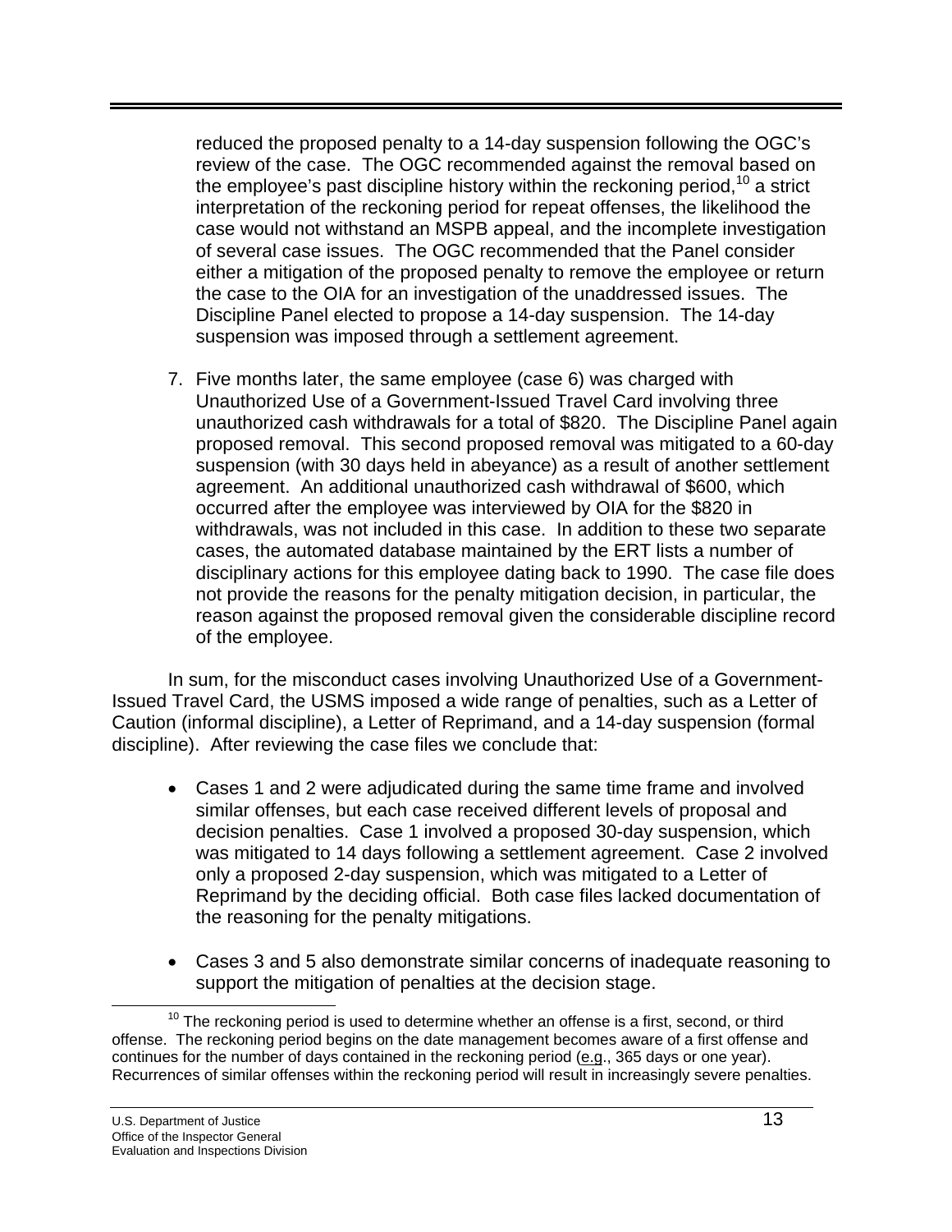reduced the proposed penalty to a 14-day suspension following the OGC's review of the case. The OGC recommended against the removal based on the employee's past discipline history within the reckoning period,[10] a strict interpretation of the reckoning period for repeat offenses, the likelihood the case would not withstand an MSPB appeal, and the incomplete investigation of several case issues. The OGC recommended that the Panel consider either a mitigation of the proposed penalty to remove the employee or return the case to the OIA for an investigation of the unaddressed issues. The Discipline Panel elected to propose a 14-day suspension. The 14-day suspension was imposed through a settlement agreement.

7. Five months later, the same employee (case 6) was charged with Unauthorized Use of a Government-Issued Travel Card involving three unauthorized cash withdrawals for a total of $820. The Discipline Panel again proposed removal. This second proposed removal was mitigated to a 60-day suspension (with 30 days held in abeyance) as a result of another settlement agreement. An additional unauthorized cash withdrawal of $600, which occurred after the employee was interviewed by OIA for the $820 in withdrawals, was not included in this case. In addition to these two separate cases, the automated database maintained by the ERT lists a number of disciplinary actions for this employee dating back to 1990. The case file does not provide the reasons for the penalty mitigation decision, in particular, the reason against the proposed removal given the considerable discipline record of the employee.

In sum, for the misconduct cases involving Unauthorized Use of a Government-Issued Travel Card, the USMS imposed a wide range of penalties, such as a Letter of Caution (informal discipline), a Letter of Reprimand, and a 14-day suspension (formal discipline). After reviewing the case files we conclude that:

- Cases 1 and 2 were adjudicated during the same time frame and involved similar offenses, but each case received different levels of proposal and decision penalties. Case 1 involved a proposed 30-day suspension, which was mitigated to 14 days following a settlement agreement. Case 2 involved only a proposed 2-day suspension, which was mitigated to a Letter of Reprimand by the deciding official. Both case files lacked documentation of the reasoning for the penalty mitigations.

- Cases 3 and 5 also demonstrate similar concerns of inadequate reasoning to support the mitigation of penalties at the decision stage.

[10] The reckoning period is used to determine whether an offense is a first, second, or third offense. The reckoning period begins on the date management becomes aware of a first offense and continues for the number of days contained in the reckoning period (e.g., 365 days or one year). Recurrences of similar offenses within the reckoning period will result in increasingly severe penalties.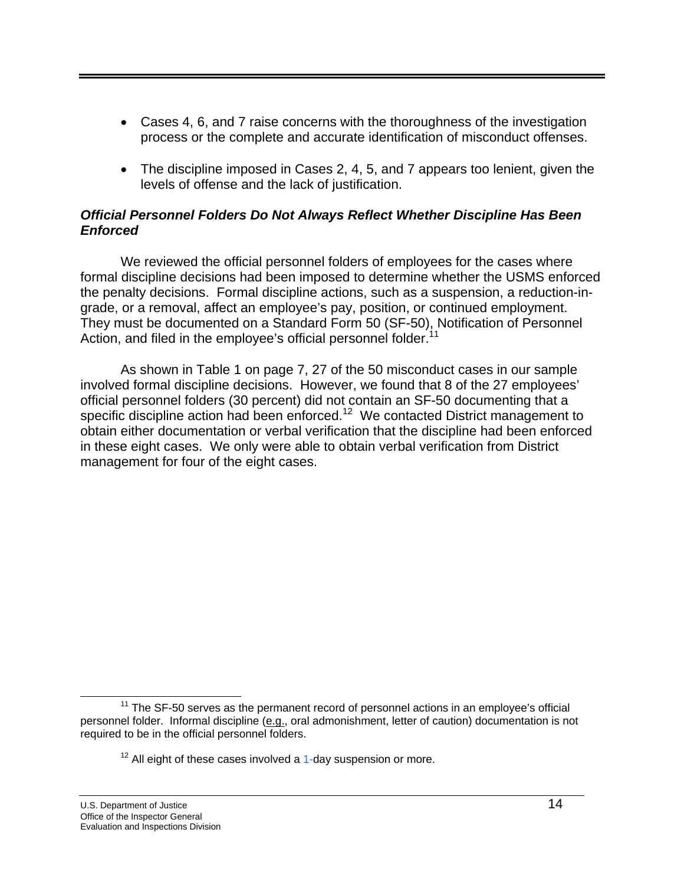- Cases 4, 6, and 7 raise concerns with the thoroughness of the investigation process or the complete and accurate identification of misconduct offenses.

- The discipline imposed in Cases 2, 4, 5, and 7 appears too lenient, given the levels of offense and the lack of justification.

### *Official Personnel Folders Do Not Always Reflect Whether Discipline Has Been Enforced*

We reviewed the official personnel folders of employees for the cases where formal discipline decisions had been imposed to determine whether the USMS enforced the penalty decisions. Formal discipline actions, such as a suspension, a reduction-in-grade, or a removal, affect an employee's pay, position, or continued employment. They must be documented on a Standard Form 50 (SF-50), Notification of Personnel Action, and filed in the employee's official personnel folder.[11]

As shown in Table 1 on page 7, 27 of the 50 misconduct cases in our sample involved formal discipline decisions. However, we found that 8 of the 27 employees' official personnel folders (30 percent) did not contain an SF-50 documenting that a specific discipline action had been enforced.[12] We contacted District management to obtain either documentation or verbal verification that the discipline had been enforced in these eight cases. We only were able to obtain verbal verification from District management for four of the eight cases.

---

[11] The SF-50 serves as the permanent record of personnel actions in an employee's official personnel folder. Informal discipline (e.g., oral admonishment, letter of caution) documentation is not required to be in the official personnel folders.

[12] All eight of these cases involved a 1-day suspension or more.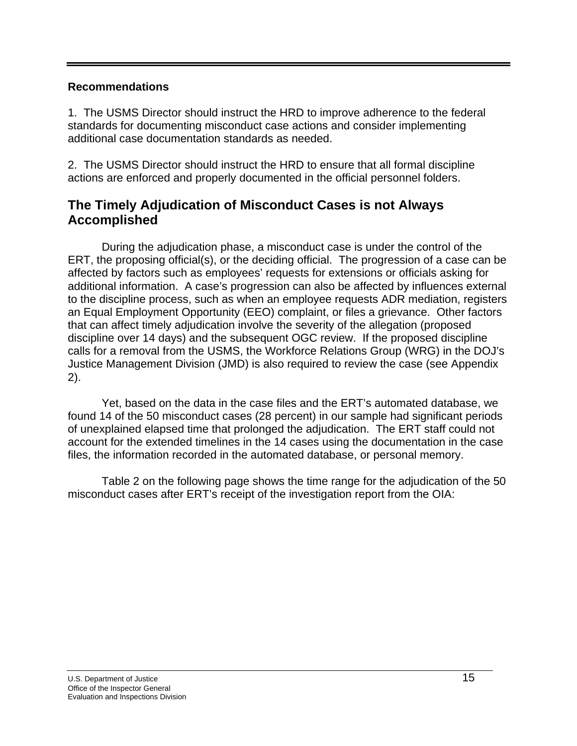**Recommendations**

1. The USMS Director should instruct the HRD to improve adherence to the federal standards for documenting misconduct case actions and consider implementing additional case documentation standards as needed.

2. The USMS Director should instruct the HRD to ensure that all formal discipline actions are enforced and properly documented in the official personnel folders.

## The Timely Adjudication of Misconduct Cases is not Always Accomplished

During the adjudication phase, a misconduct case is under the control of the ERT, the proposing official(s), or the deciding official. The progression of a case can be affected by factors such as employees' requests for extensions or officials asking for additional information. A case's progression can also be affected by influences external to the discipline process, such as when an employee requests ADR mediation, registers an Equal Employment Opportunity (EEO) complaint, or files a grievance. Other factors that can affect timely adjudication involve the severity of the allegation (proposed discipline over 14 days) and the subsequent OGC review. If the proposed discipline calls for a removal from the USMS, the Workforce Relations Group (WRG) in the DOJ's Justice Management Division (JMD) is also required to review the case (see Appendix 2).

Yet, based on the data in the case files and the ERT's automated database, we found 14 of the 50 misconduct cases (28 percent) in our sample had significant periods of unexplained elapsed time that prolonged the adjudication. The ERT staff could not account for the extended timelines in the 14 cases using the documentation in the case files, the information recorded in the automated database, or personal memory.

Table 2 on the following page shows the time range for the adjudication of the 50 misconduct cases after ERT's receipt of the investigation report from the OIA: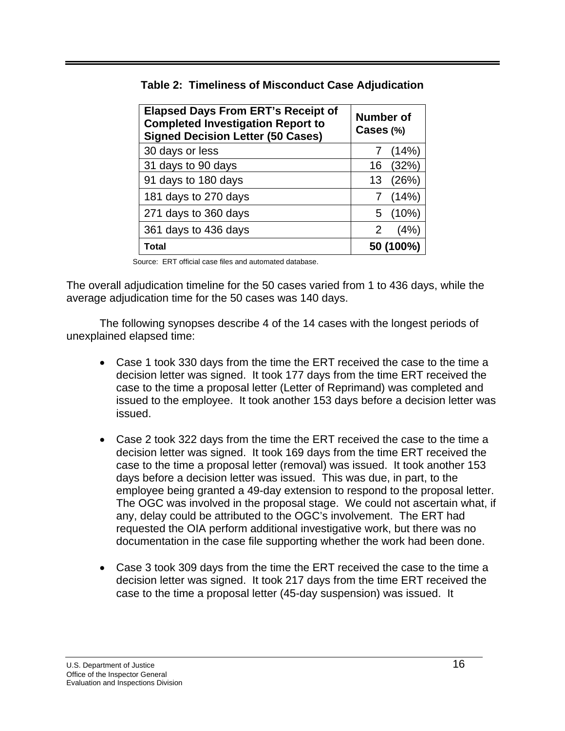**Table 2: Timeliness of Misconduct Case Adjudication**

| Elapsed Days From ERT's Receipt of Completed Investigation Report to Signed Decision Letter (50 Cases) | Number of Cases (%) |
|---|---|
| 30 days or less | 7 (14%) |
| 31 days to 90 days | 16 (32%) |
| 91 days to 180 days | 13 (26%) |
| 181 days to 270 days | 7 (14%) |
| 271 days to 360 days | 5 (10%) |
| 361 days to 436 days | 2 (4%) |
| **Total** | **50 (100%)** |

Source: ERT official case files and automated database.

The overall adjudication timeline for the 50 cases varied from 1 to 436 days, while the average adjudication time for the 50 cases was 140 days.

The following synopses describe 4 of the 14 cases with the longest periods of unexplained elapsed time:

- Case 1 took 330 days from the time the ERT received the case to the time a decision letter was signed. It took 177 days from the time ERT received the case to the time a proposal letter (Letter of Reprimand) was completed and issued to the employee. It took another 153 days before a decision letter was issued.

- Case 2 took 322 days from the time the ERT received the case to the time a decision letter was signed. It took 169 days from the time ERT received the case to the time a proposal letter (removal) was issued. It took another 153 days before a decision letter was issued. This was due, in part, to the employee being granted a 49-day extension to respond to the proposal letter. The OGC was involved in the proposal stage. We could not ascertain what, if any, delay could be attributed to the OGC's involvement. The ERT had requested the OIA perform additional investigative work, but there was no documentation in the case file supporting whether the work had been done.

- Case 3 took 309 days from the time the ERT received the case to the time a decision letter was signed. It took 217 days from the time ERT received the case to the time a proposal letter (45-day suspension) was issued. It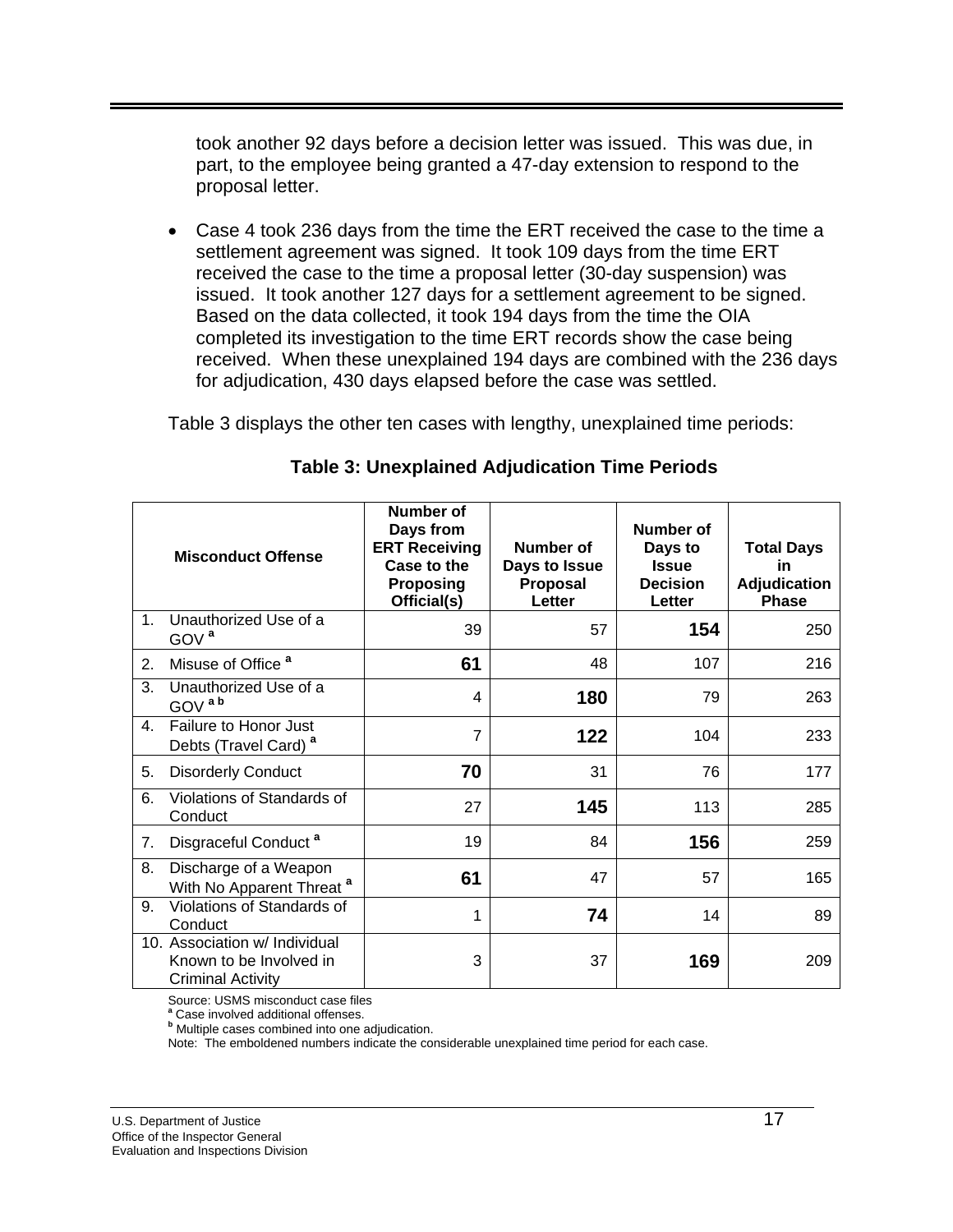took another 92 days before a decision letter was issued. This was due, in part, to the employee being granted a 47-day extension to respond to the proposal letter.

- Case 4 took 236 days from the time the ERT received the case to the time a settlement agreement was signed. It took 109 days from the time ERT received the case to the time a proposal letter (30-day suspension) was issued. It took another 127 days for a settlement agreement to be signed. Based on the data collected, it took 194 days from the time the OIA completed its investigation to the time ERT records show the case being received. When these unexplained 194 days are combined with the 236 days for adjudication, 430 days elapsed before the case was settled.

Table 3 displays the other ten cases with lengthy, unexplained time periods:

**Table 3: Unexplained Adjudication Time Periods**

| Misconduct Offense | Number of Days from ERT Receiving Case to the Proposing Official(s) | Number of Days to Issue Proposal Letter | Number of Days to Issue Decision Letter | Total Days in Adjudication Phase |
|---|---|---|---|---|
| 1. Unauthorized Use of a GOV [a] | 39 | 57 | **154** | 250 |
| 2. Misuse of Office [a] | **61** | 48 | 107 | 216 |
| 3. Unauthorized Use of a GOV [a b] | 4 | **180** | 79 | 263 |
| 4. Failure to Honor Just Debts (Travel Card) [a] | 7 | **122** | 104 | 233 |
| 5. Disorderly Conduct | **70** | 31 | 76 | 177 |
| 6. Violations of Standards of Conduct | 27 | **145** | 113 | 285 |
| 7. Disgraceful Conduct [a] | 19 | 84 | **156** | 259 |
| 8. Discharge of a Weapon With No Apparent Threat [a] | **61** | 47 | 57 | 165 |
| 9. Violations of Standards of Conduct | 1 | **74** | 14 | 89 |
| 10. Association w/ Individual Known to be Involved in Criminal Activity | 3 | 37 | **169** | 209 |

Source: USMS misconduct case files
[a] Case involved additional offenses.
[b] Multiple cases combined into one adjudication.
Note: The emboldened numbers indicate the considerable unexplained time period for each case.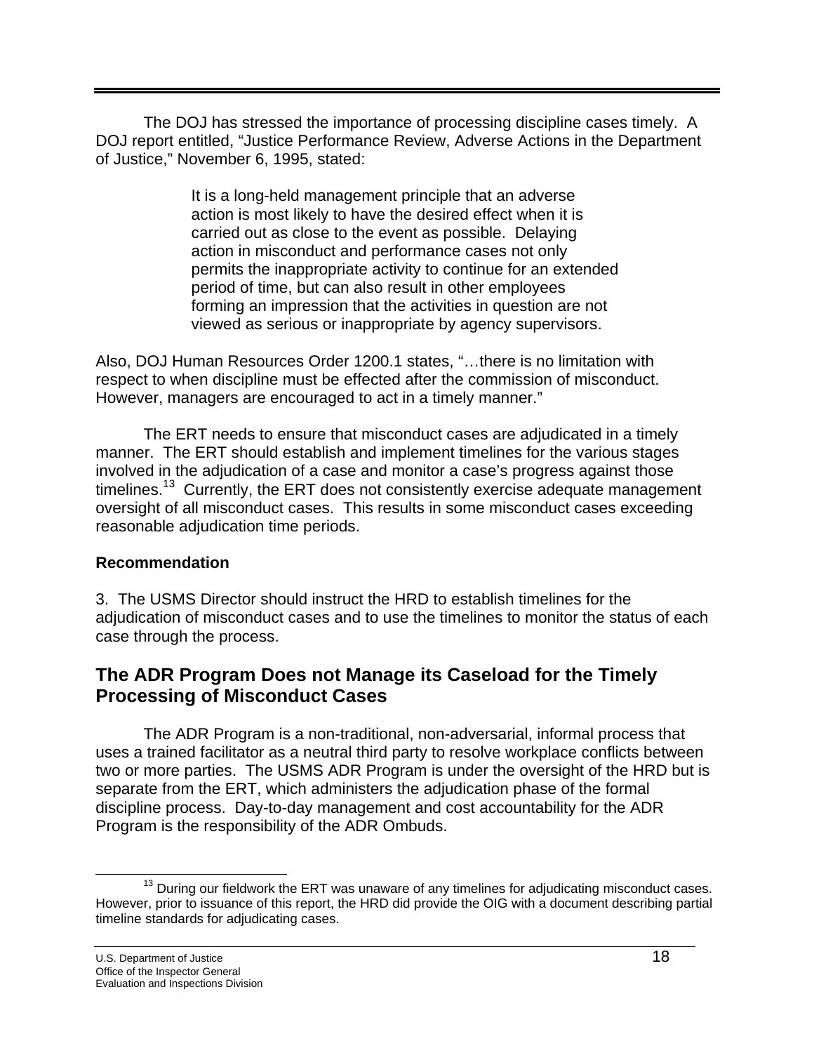The DOJ has stressed the importance of processing discipline cases timely. A DOJ report entitled, "Justice Performance Review, Adverse Actions in the Department of Justice," November 6, 1995, stated:

> It is a long-held management principle that an adverse action is most likely to have the desired effect when it is carried out as close to the event as possible. Delaying action in misconduct and performance cases not only permits the inappropriate activity to continue for an extended period of time, but can also result in other employees forming an impression that the activities in question are not viewed as serious or inappropriate by agency supervisors.

Also, DOJ Human Resources Order 1200.1 states, "…there is no limitation with respect to when discipline must be effected after the commission of misconduct. However, managers are encouraged to act in a timely manner."

The ERT needs to ensure that misconduct cases are adjudicated in a timely manner. The ERT should establish and implement timelines for the various stages involved in the adjudication of a case and monitor a case's progress against those timelines.[13] Currently, the ERT does not consistently exercise adequate management oversight of all misconduct cases. This results in some misconduct cases exceeding reasonable adjudication time periods.

**Recommendation**

3. The USMS Director should instruct the HRD to establish timelines for the adjudication of misconduct cases and to use the timelines to monitor the status of each case through the process.

## The ADR Program Does not Manage its Caseload for the Timely Processing of Misconduct Cases

The ADR Program is a non-traditional, non-adversarial, informal process that uses a trained facilitator as a neutral third party to resolve workplace conflicts between two or more parties. The USMS ADR Program is under the oversight of the HRD but is separate from the ERT, which administers the adjudication phase of the formal discipline process. Day-to-day management and cost accountability for the ADR Program is the responsibility of the ADR Ombuds.

[13] During our fieldwork the ERT was unaware of any timelines for adjudicating misconduct cases. However, prior to issuance of this report, the HRD did provide the OIG with a document describing partial timeline standards for adjudicating cases.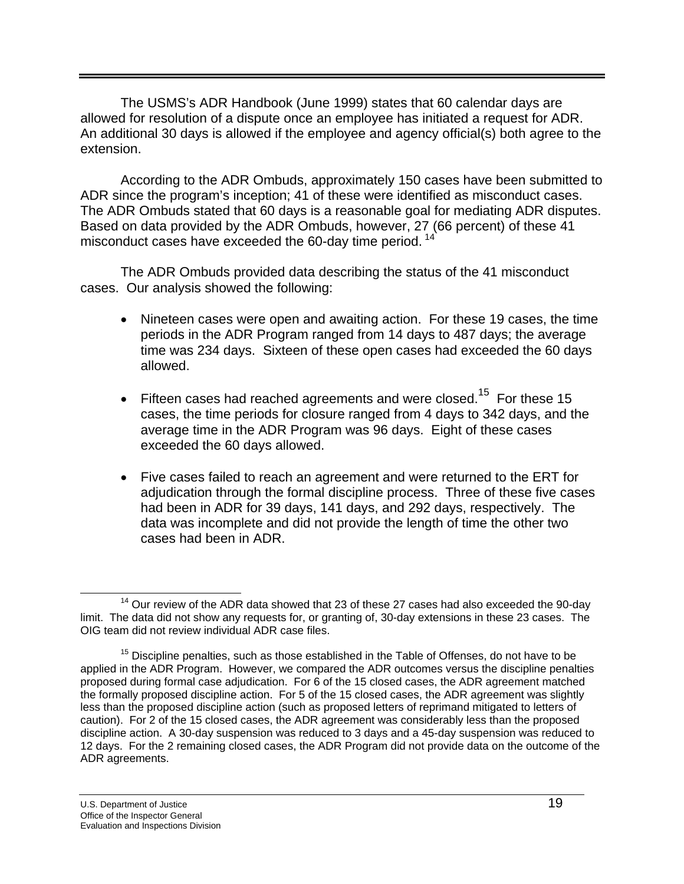The USMS's ADR Handbook (June 1999) states that 60 calendar days are allowed for resolution of a dispute once an employee has initiated a request for ADR. An additional 30 days is allowed if the employee and agency official(s) both agree to the extension.

According to the ADR Ombuds, approximately 150 cases have been submitted to ADR since the program's inception; 41 of these were identified as misconduct cases. The ADR Ombuds stated that 60 days is a reasonable goal for mediating ADR disputes. Based on data provided by the ADR Ombuds, however, 27 (66 percent) of these 41 misconduct cases have exceeded the 60-day time period.[14]

The ADR Ombuds provided data describing the status of the 41 misconduct cases. Our analysis showed the following:

- Nineteen cases were open and awaiting action. For these 19 cases, the time periods in the ADR Program ranged from 14 days to 487 days; the average time was 234 days. Sixteen of these open cases had exceeded the 60 days allowed.

- Fifteen cases had reached agreements and were closed.[15] For these 15 cases, the time periods for closure ranged from 4 days to 342 days, and the average time in the ADR Program was 96 days. Eight of these cases exceeded the 60 days allowed.

- Five cases failed to reach an agreement and were returned to the ERT for adjudication through the formal discipline process. Three of these five cases had been in ADR for 39 days, 141 days, and 292 days, respectively. The data was incomplete and did not provide the length of time the other two cases had been in ADR.

---

[14] Our review of the ADR data showed that 23 of these 27 cases had also exceeded the 90-day limit. The data did not show any requests for, or granting of, 30-day extensions in these 23 cases. The OIG team did not review individual ADR case files.

[15] Discipline penalties, such as those established in the Table of Offenses, do not have to be applied in the ADR Program. However, we compared the ADR outcomes versus the discipline penalties proposed during formal case adjudication. For 6 of the 15 closed cases, the ADR agreement matched the formally proposed discipline action. For 5 of the 15 closed cases, the ADR agreement was slightly less than the proposed discipline action (such as proposed letters of reprimand mitigated to letters of caution). For 2 of the 15 closed cases, the ADR agreement was considerably less than the proposed discipline action. A 30-day suspension was reduced to 3 days and a 45-day suspension was reduced to 12 days. For the 2 remaining closed cases, the ADR Program did not provide data on the outcome of the ADR agreements.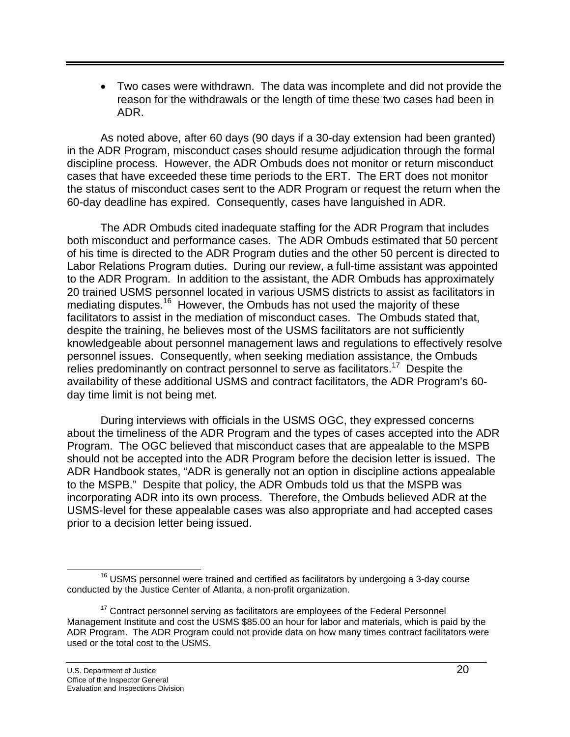- Two cases were withdrawn. The data was incomplete and did not provide the reason for the withdrawals or the length of time these two cases had been in ADR.

As noted above, after 60 days (90 days if a 30-day extension had been granted) in the ADR Program, misconduct cases should resume adjudication through the formal discipline process. However, the ADR Ombuds does not monitor or return misconduct cases that have exceeded these time periods to the ERT. The ERT does not monitor the status of misconduct cases sent to the ADR Program or request the return when the 60-day deadline has expired. Consequently, cases have languished in ADR.

The ADR Ombuds cited inadequate staffing for the ADR Program that includes both misconduct and performance cases. The ADR Ombuds estimated that 50 percent of his time is directed to the ADR Program duties and the other 50 percent is directed to Labor Relations Program duties. During our review, a full-time assistant was appointed to the ADR Program. In addition to the assistant, the ADR Ombuds has approximately 20 trained USMS personnel located in various USMS districts to assist as facilitators in mediating disputes.[16] However, the Ombuds has not used the majority of these facilitators to assist in the mediation of misconduct cases. The Ombuds stated that, despite the training, he believes most of the USMS facilitators are not sufficiently knowledgeable about personnel management laws and regulations to effectively resolve personnel issues. Consequently, when seeking mediation assistance, the Ombuds relies predominantly on contract personnel to serve as facilitators.[17] Despite the availability of these additional USMS and contract facilitators, the ADR Program's 60-day time limit is not being met.

During interviews with officials in the USMS OGC, they expressed concerns about the timeliness of the ADR Program and the types of cases accepted into the ADR Program. The OGC believed that misconduct cases that are appealable to the MSPB should not be accepted into the ADR Program before the decision letter is issued. The ADR Handbook states, "ADR is generally not an option in discipline actions appealable to the MSPB." Despite that policy, the ADR Ombuds told us that the MSPB was incorporating ADR into its own process. Therefore, the Ombuds believed ADR at the USMS-level for these appealable cases was also appropriate and had accepted cases prior to a decision letter being issued.

---

[16] USMS personnel were trained and certified as facilitators by undergoing a 3-day course conducted by the Justice Center of Atlanta, a non-profit organization.

[17] Contract personnel serving as facilitators are employees of the Federal Personnel Management Institute and cost the USMS $85.00 an hour for labor and materials, which is paid by the ADR Program. The ADR Program could not provide data on how many times contract facilitators were used or the total cost to the USMS.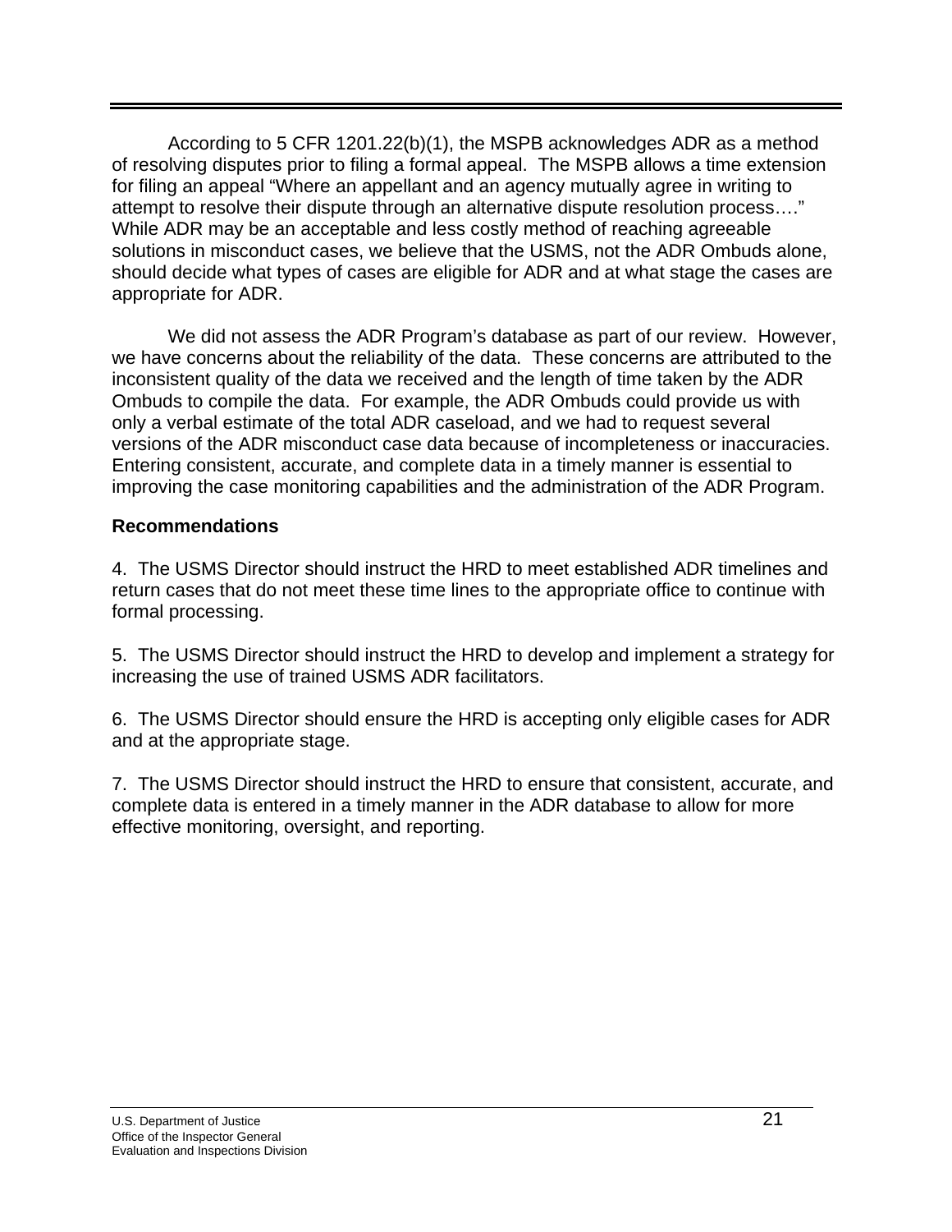According to 5 CFR 1201.22(b)(1), the MSPB acknowledges ADR as a method of resolving disputes prior to filing a formal appeal. The MSPB allows a time extension for filing an appeal "Where an appellant and an agency mutually agree in writing to attempt to resolve their dispute through an alternative dispute resolution process…." While ADR may be an acceptable and less costly method of reaching agreeable solutions in misconduct cases, we believe that the USMS, not the ADR Ombuds alone, should decide what types of cases are eligible for ADR and at what stage the cases are appropriate for ADR.

We did not assess the ADR Program's database as part of our review. However, we have concerns about the reliability of the data. These concerns are attributed to the inconsistent quality of the data we received and the length of time taken by the ADR Ombuds to compile the data. For example, the ADR Ombuds could provide us with only a verbal estimate of the total ADR caseload, and we had to request several versions of the ADR misconduct case data because of incompleteness or inaccuracies. Entering consistent, accurate, and complete data in a timely manner is essential to improving the case monitoring capabilities and the administration of the ADR Program.

**Recommendations**

4. The USMS Director should instruct the HRD to meet established ADR timelines and return cases that do not meet these time lines to the appropriate office to continue with formal processing.

5. The USMS Director should instruct the HRD to develop and implement a strategy for increasing the use of trained USMS ADR facilitators.

6. The USMS Director should ensure the HRD is accepting only eligible cases for ADR and at the appropriate stage.

7. The USMS Director should instruct the HRD to ensure that consistent, accurate, and complete data is entered in a timely manner in the ADR database to allow for more effective monitoring, oversight, and reporting.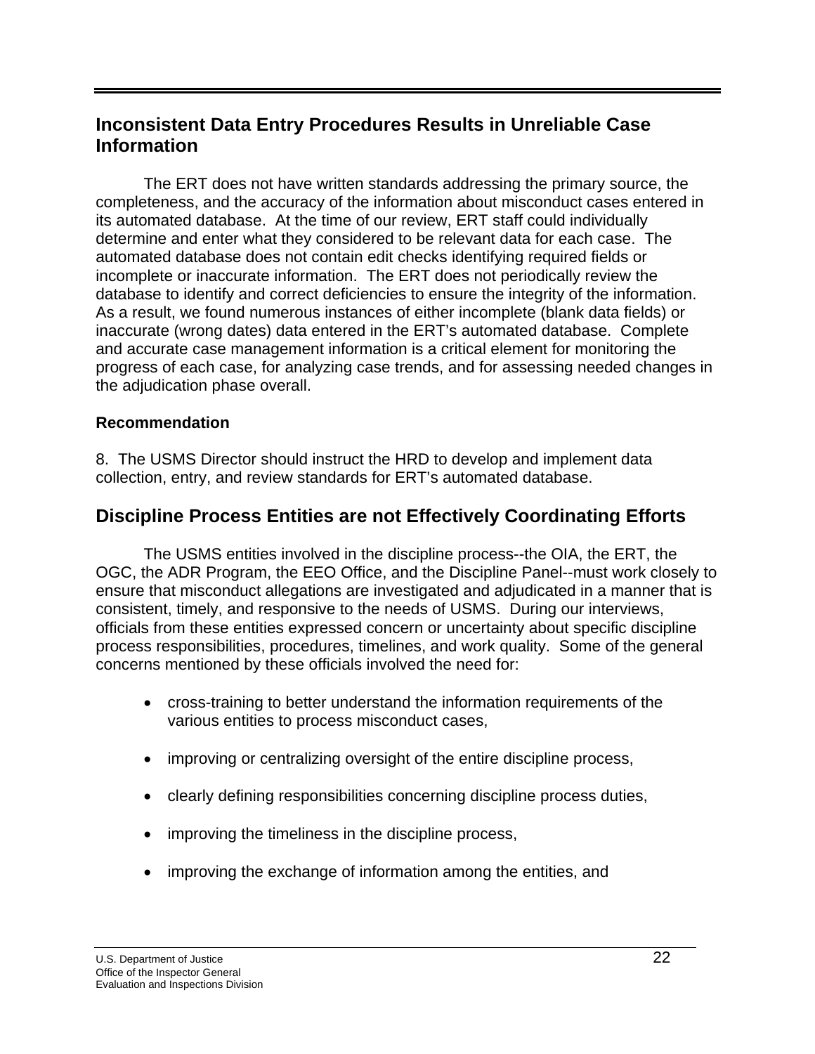## Inconsistent Data Entry Procedures Results in Unreliable Case Information

The ERT does not have written standards addressing the primary source, the completeness, and the accuracy of the information about misconduct cases entered in its automated database. At the time of our review, ERT staff could individually determine and enter what they considered to be relevant data for each case. The automated database does not contain edit checks identifying required fields or incomplete or inaccurate information. The ERT does not periodically review the database to identify and correct deficiencies to ensure the integrity of the information. As a result, we found numerous instances of either incomplete (blank data fields) or inaccurate (wrong dates) data entered in the ERT's automated database. Complete and accurate case management information is a critical element for monitoring the progress of each case, for analyzing case trends, and for assessing needed changes in the adjudication phase overall.

### Recommendation

8. The USMS Director should instruct the HRD to develop and implement data collection, entry, and review standards for ERT's automated database.

## Discipline Process Entities are not Effectively Coordinating Efforts

The USMS entities involved in the discipline process--the OIA, the ERT, the OGC, the ADR Program, the EEO Office, and the Discipline Panel--must work closely to ensure that misconduct allegations are investigated and adjudicated in a manner that is consistent, timely, and responsive to the needs of USMS. During our interviews, officials from these entities expressed concern or uncertainty about specific discipline process responsibilities, procedures, timelines, and work quality. Some of the general concerns mentioned by these officials involved the need for:

- cross-training to better understand the information requirements of the various entities to process misconduct cases,
- improving or centralizing oversight of the entire discipline process,
- clearly defining responsibilities concerning discipline process duties,
- improving the timeliness in the discipline process,
- improving the exchange of information among the entities, and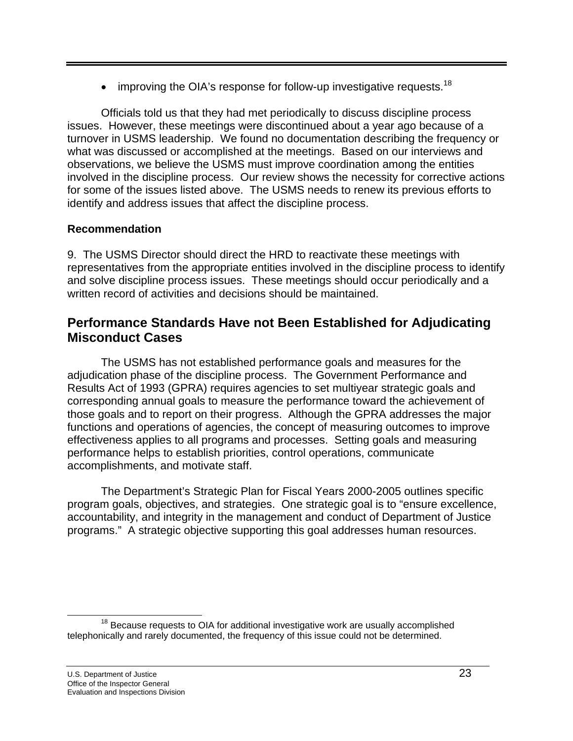- improving the OIA's response for follow-up investigative requests.[18]

Officials told us that they had met periodically to discuss discipline process issues. However, these meetings were discontinued about a year ago because of a turnover in USMS leadership. We found no documentation describing the frequency or what was discussed or accomplished at the meetings. Based on our interviews and observations, we believe the USMS must improve coordination among the entities involved in the discipline process. Our review shows the necessity for corrective actions for some of the issues listed above. The USMS needs to renew its previous efforts to identify and address issues that affect the discipline process.

**Recommendation**

9. The USMS Director should direct the HRD to reactivate these meetings with representatives from the appropriate entities involved in the discipline process to identify and solve discipline process issues. These meetings should occur periodically and a written record of activities and decisions should be maintained.

## Performance Standards Have not Been Established for Adjudicating Misconduct Cases

The USMS has not established performance goals and measures for the adjudication phase of the discipline process. The Government Performance and Results Act of 1993 (GPRA) requires agencies to set multiyear strategic goals and corresponding annual goals to measure the performance toward the achievement of those goals and to report on their progress. Although the GPRA addresses the major functions and operations of agencies, the concept of measuring outcomes to improve effectiveness applies to all programs and processes. Setting goals and measuring performance helps to establish priorities, control operations, communicate accomplishments, and motivate staff.

The Department's Strategic Plan for Fiscal Years 2000-2005 outlines specific program goals, objectives, and strategies. One strategic goal is to "ensure excellence, accountability, and integrity in the management and conduct of Department of Justice programs." A strategic objective supporting this goal addresses human resources.

[18] Because requests to OIA for additional investigative work are usually accomplished telephonically and rarely documented, the frequency of this issue could not be determined.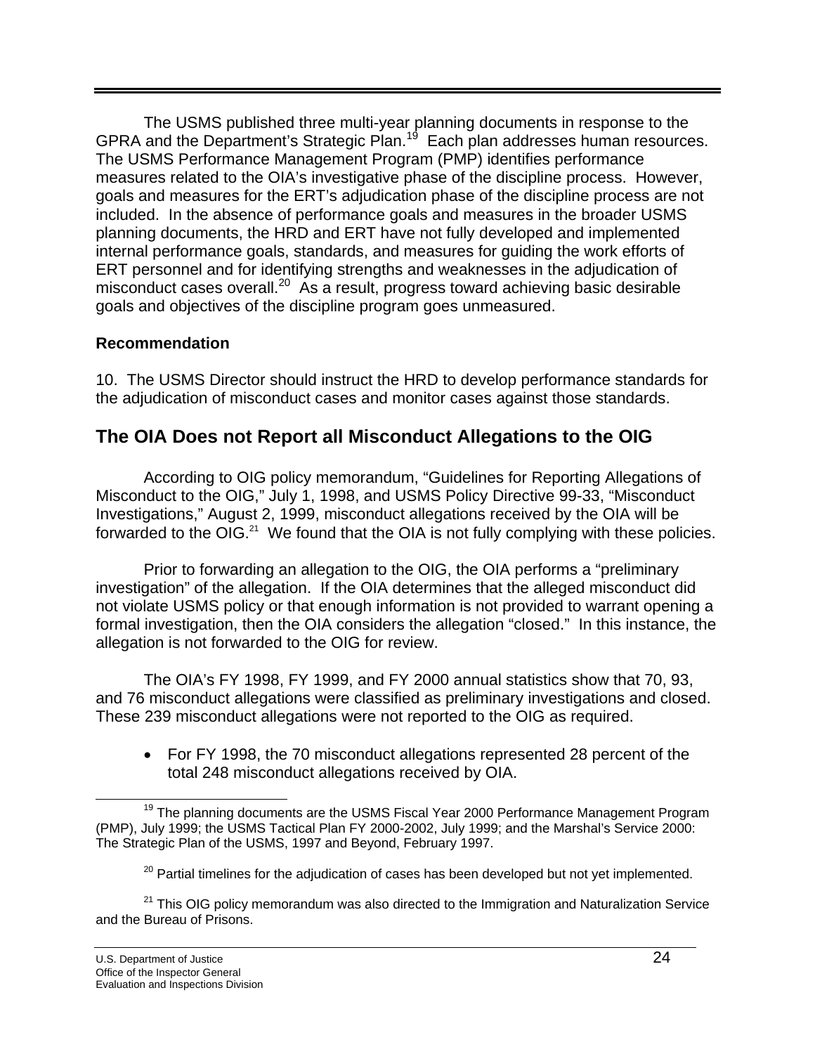The USMS published three multi-year planning documents in response to the GPRA and the Department's Strategic Plan.[19] Each plan addresses human resources. The USMS Performance Management Program (PMP) identifies performance measures related to the OIA's investigative phase of the discipline process. However, goals and measures for the ERT's adjudication phase of the discipline process are not included. In the absence of performance goals and measures in the broader USMS planning documents, the HRD and ERT have not fully developed and implemented internal performance goals, standards, and measures for guiding the work efforts of ERT personnel and for identifying strengths and weaknesses in the adjudication of misconduct cases overall.[20] As a result, progress toward achieving basic desirable goals and objectives of the discipline program goes unmeasured.

**Recommendation**

10. The USMS Director should instruct the HRD to develop performance standards for the adjudication of misconduct cases and monitor cases against those standards.

## The OIA Does not Report all Misconduct Allegations to the OIG

According to OIG policy memorandum, "Guidelines for Reporting Allegations of Misconduct to the OIG," July 1, 1998, and USMS Policy Directive 99-33, "Misconduct Investigations," August 2, 1999, misconduct allegations received by the OIA will be forwarded to the OIG.[21] We found that the OIA is not fully complying with these policies.

Prior to forwarding an allegation to the OIG, the OIA performs a "preliminary investigation" of the allegation. If the OIA determines that the alleged misconduct did not violate USMS policy or that enough information is not provided to warrant opening a formal investigation, then the OIA considers the allegation "closed." In this instance, the allegation is not forwarded to the OIG for review.

The OIA's FY 1998, FY 1999, and FY 2000 annual statistics show that 70, 93, and 76 misconduct allegations were classified as preliminary investigations and closed. These 239 misconduct allegations were not reported to the OIG as required.

- For FY 1998, the 70 misconduct allegations represented 28 percent of the total 248 misconduct allegations received by OIA.

---

[19] The planning documents are the USMS Fiscal Year 2000 Performance Management Program (PMP), July 1999; the USMS Tactical Plan FY 2000-2002, July 1999; and the Marshal's Service 2000: The Strategic Plan of the USMS, 1997 and Beyond, February 1997.

[20] Partial timelines for the adjudication of cases has been developed but not yet implemented.

[21] This OIG policy memorandum was also directed to the Immigration and Naturalization Service and the Bureau of Prisons.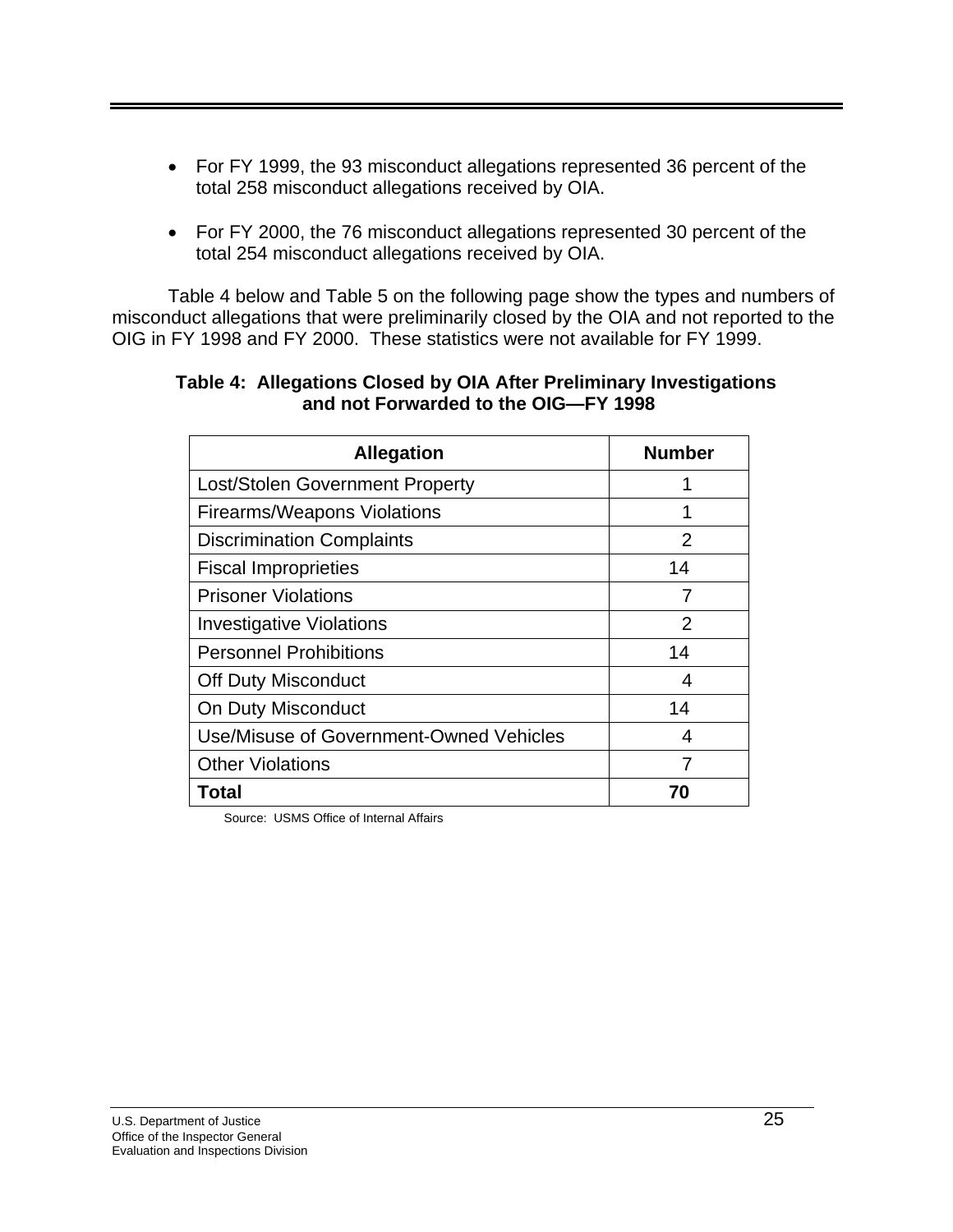- For FY 1999, the 93 misconduct allegations represented 36 percent of the total 258 misconduct allegations received by OIA.

- For FY 2000, the 76 misconduct allegations represented 30 percent of the total 254 misconduct allegations received by OIA.

Table 4 below and Table 5 on the following page show the types and numbers of misconduct allegations that were preliminarily closed by the OIA and not reported to the OIG in FY 1998 and FY 2000. These statistics were not available for FY 1999.

**Table 4: Allegations Closed by OIA After Preliminary Investigations and not Forwarded to the OIG—FY 1998**

| Allegation | Number |
|---|---|
| Lost/Stolen Government Property | 1 |
| Firearms/Weapons Violations | 1 |
| Discrimination Complaints | 2 |
| Fiscal Improprieties | 14 |
| Prisoner Violations | 7 |
| Investigative Violations | 2 |
| Personnel Prohibitions | 14 |
| Off Duty Misconduct | 4 |
| On Duty Misconduct | 14 |
| Use/Misuse of Government-Owned Vehicles | 4 |
| Other Violations | 7 |
| **Total** | **70** |

Source: USMS Office of Internal Affairs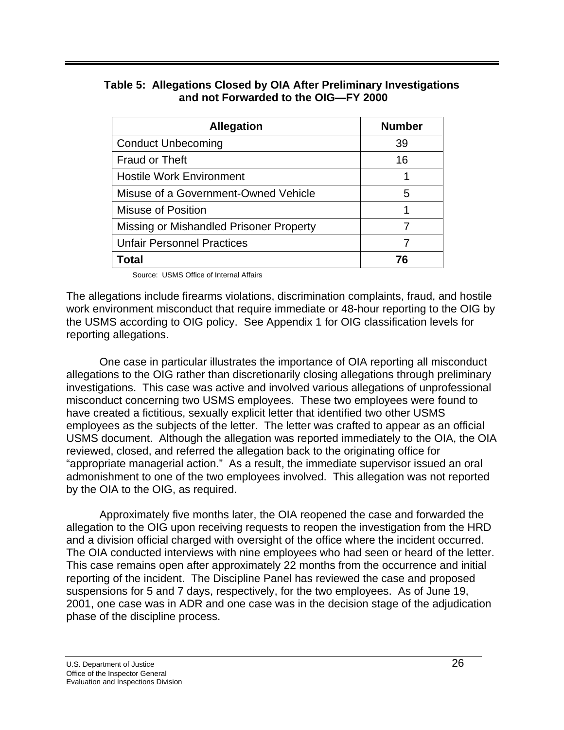**Table 5: Allegations Closed by OIA After Preliminary Investigations and not Forwarded to the OIG—FY 2000**

| Allegation | Number |
|---|---|
| Conduct Unbecoming | 39 |
| Fraud or Theft | 16 |
| Hostile Work Environment | 1 |
| Misuse of a Government-Owned Vehicle | 5 |
| Misuse of Position | 1 |
| Missing or Mishandled Prisoner Property | 7 |
| Unfair Personnel Practices | 7 |
| **Total** | **76** |

Source: USMS Office of Internal Affairs

The allegations include firearms violations, discrimination complaints, fraud, and hostile work environment misconduct that require immediate or 48-hour reporting to the OIG by the USMS according to OIG policy. See Appendix 1 for OIG classification levels for reporting allegations.

One case in particular illustrates the importance of OIA reporting all misconduct allegations to the OIG rather than discretionarily closing allegations through preliminary investigations. This case was active and involved various allegations of unprofessional misconduct concerning two USMS employees. These two employees were found to have created a fictitious, sexually explicit letter that identified two other USMS employees as the subjects of the letter. The letter was crafted to appear as an official USMS document. Although the allegation was reported immediately to the OIA, the OIA reviewed, closed, and referred the allegation back to the originating office for "appropriate managerial action." As a result, the immediate supervisor issued an oral admonishment to one of the two employees involved. This allegation was not reported by the OIA to the OIG, as required.

Approximately five months later, the OIA reopened the case and forwarded the allegation to the OIG upon receiving requests to reopen the investigation from the HRD and a division official charged with oversight of the office where the incident occurred. The OIA conducted interviews with nine employees who had seen or heard of the letter. This case remains open after approximately 22 months from the occurrence and initial reporting of the incident. The Discipline Panel has reviewed the case and proposed suspensions for 5 and 7 days, respectively, for the two employees. As of June 19, 2001, one case was in ADR and one case was in the decision stage of the adjudication phase of the discipline process.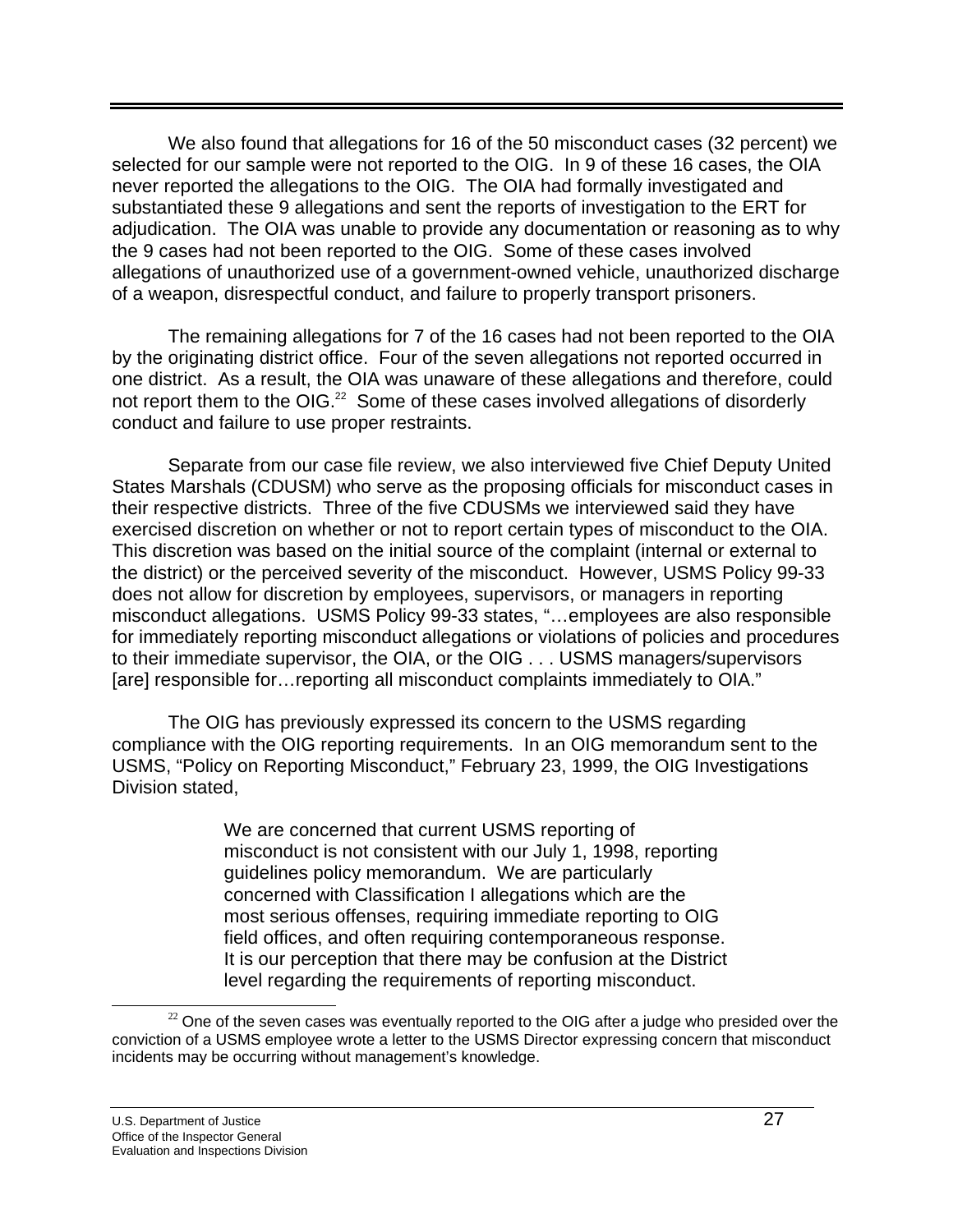We also found that allegations for 16 of the 50 misconduct cases (32 percent) we selected for our sample were not reported to the OIG. In 9 of these 16 cases, the OIA never reported the allegations to the OIG. The OIA had formally investigated and substantiated these 9 allegations and sent the reports of investigation to the ERT for adjudication. The OIA was unable to provide any documentation or reasoning as to why the 9 cases had not been reported to the OIG. Some of these cases involved allegations of unauthorized use of a government-owned vehicle, unauthorized discharge of a weapon, disrespectful conduct, and failure to properly transport prisoners.

The remaining allegations for 7 of the 16 cases had not been reported to the OIA by the originating district office. Four of the seven allegations not reported occurred in one district. As a result, the OIA was unaware of these allegations and therefore, could not report them to the OIG.[22] Some of these cases involved allegations of disorderly conduct and failure to use proper restraints.

Separate from our case file review, we also interviewed five Chief Deputy United States Marshals (CDUSM) who serve as the proposing officials for misconduct cases in their respective districts. Three of the five CDUSMs we interviewed said they have exercised discretion on whether or not to report certain types of misconduct to the OIA. This discretion was based on the initial source of the complaint (internal or external to the district) or the perceived severity of the misconduct. However, USMS Policy 99-33 does not allow for discretion by employees, supervisors, or managers in reporting misconduct allegations. USMS Policy 99-33 states, "…employees are also responsible for immediately reporting misconduct allegations or violations of policies and procedures to their immediate supervisor, the OIA, or the OIG . . . USMS managers/supervisors [are] responsible for…reporting all misconduct complaints immediately to OIA."

The OIG has previously expressed its concern to the USMS regarding compliance with the OIG reporting requirements. In an OIG memorandum sent to the USMS, "Policy on Reporting Misconduct," February 23, 1999, the OIG Investigations Division stated,

> We are concerned that current USMS reporting of misconduct is not consistent with our July 1, 1998, reporting guidelines policy memorandum. We are particularly concerned with Classification I allegations which are the most serious offenses, requiring immediate reporting to OIG field offices, and often requiring contemporaneous response. It is our perception that there may be confusion at the District level regarding the requirements of reporting misconduct.

[22] One of the seven cases was eventually reported to the OIG after a judge who presided over the conviction of a USMS employee wrote a letter to the USMS Director expressing concern that misconduct incidents may be occurring without management's knowledge.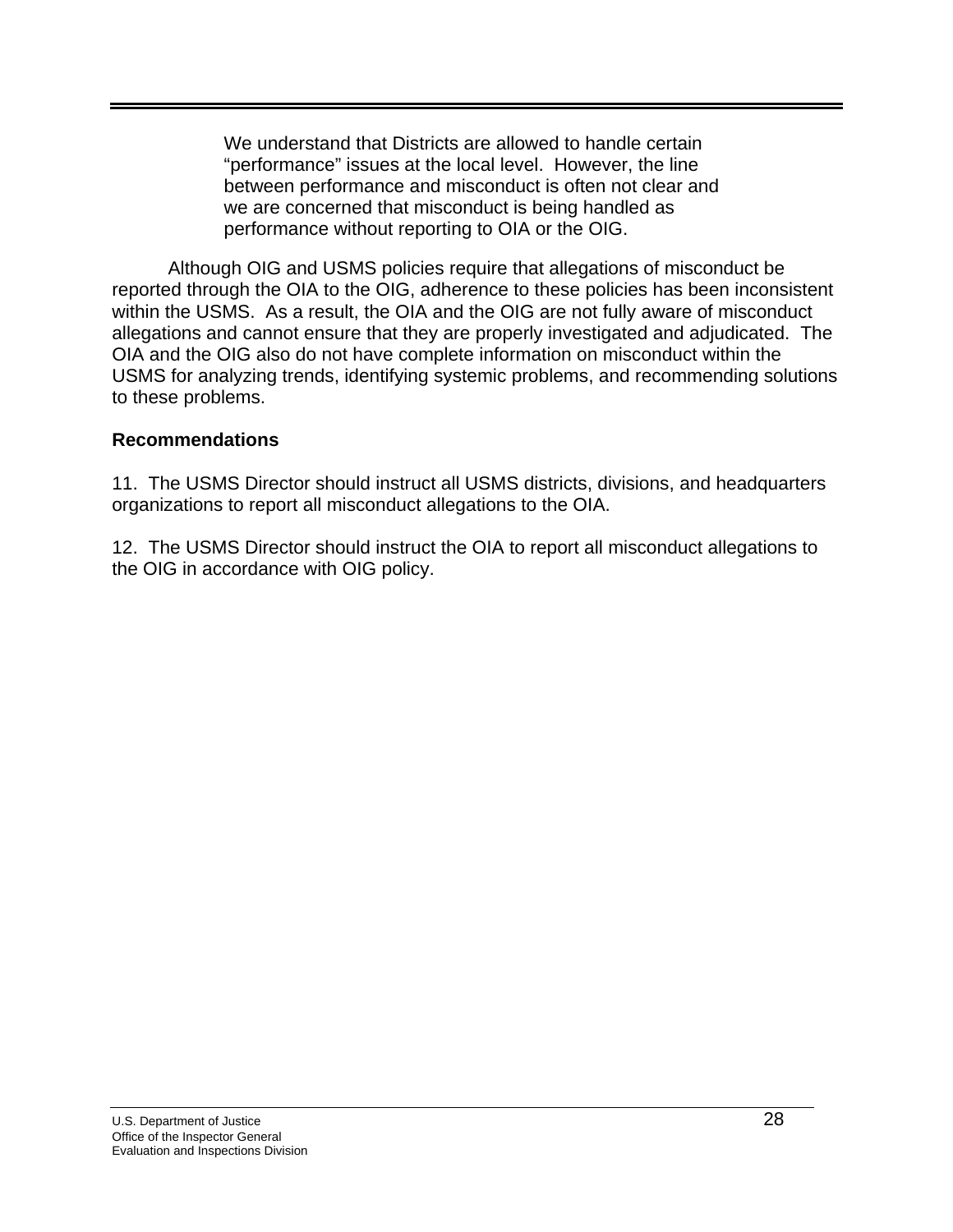> We understand that Districts are allowed to handle certain "performance" issues at the local level. However, the line between performance and misconduct is often not clear and we are concerned that misconduct is being handled as performance without reporting to OIA or the OIG.

Although OIG and USMS policies require that allegations of misconduct be reported through the OIA to the OIG, adherence to these policies has been inconsistent within the USMS. As a result, the OIA and the OIG are not fully aware of misconduct allegations and cannot ensure that they are properly investigated and adjudicated. The OIA and the OIG also do not have complete information on misconduct within the USMS for analyzing trends, identifying systemic problems, and recommending solutions to these problems.

**Recommendations**

11. The USMS Director should instruct all USMS districts, divisions, and headquarters organizations to report all misconduct allegations to the OIA.

12. The USMS Director should instruct the OIA to report all misconduct allegations to the OIG in accordance with OIG policy.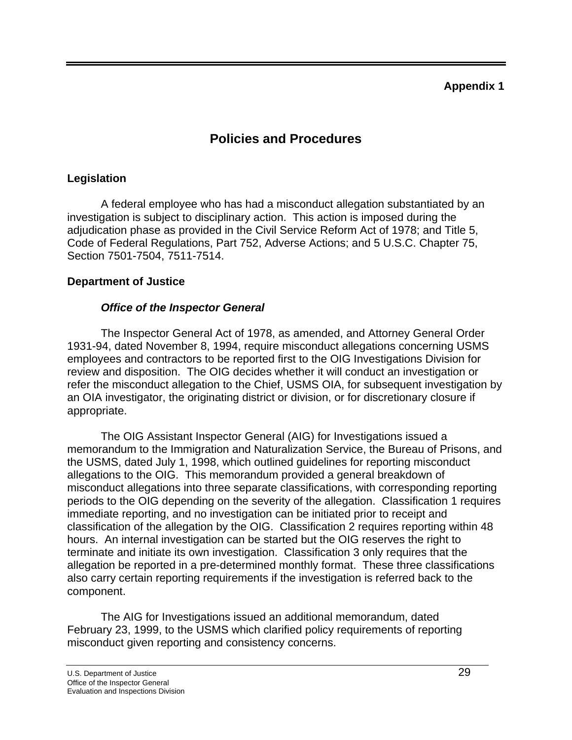Appendix 1

# Policies and Procedures

## Legislation

A federal employee who has had a misconduct allegation substantiated by an investigation is subject to disciplinary action. This action is imposed during the adjudication phase as provided in the Civil Service Reform Act of 1978; and Title 5, Code of Federal Regulations, Part 752, Adverse Actions; and 5 U.S.C. Chapter 75, Section 7501-7504, 7511-7514.

## Department of Justice

### *Office of the Inspector General*

The Inspector General Act of 1978, as amended, and Attorney General Order 1931-94, dated November 8, 1994, require misconduct allegations concerning USMS employees and contractors to be reported first to the OIG Investigations Division for review and disposition. The OIG decides whether it will conduct an investigation or refer the misconduct allegation to the Chief, USMS OIA, for subsequent investigation by an OIA investigator, the originating district or division, or for discretionary closure if appropriate.

The OIG Assistant Inspector General (AIG) for Investigations issued a memorandum to the Immigration and Naturalization Service, the Bureau of Prisons, and the USMS, dated July 1, 1998, which outlined guidelines for reporting misconduct allegations to the OIG. This memorandum provided a general breakdown of misconduct allegations into three separate classifications, with corresponding reporting periods to the OIG depending on the severity of the allegation. Classification 1 requires immediate reporting, and no investigation can be initiated prior to receipt and classification of the allegation by the OIG. Classification 2 requires reporting within 48 hours. An internal investigation can be started but the OIG reserves the right to terminate and initiate its own investigation. Classification 3 only requires that the allegation be reported in a pre-determined monthly format. These three classifications also carry certain reporting requirements if the investigation is referred back to the component.

The AIG for Investigations issued an additional memorandum, dated February 23, 1999, to the USMS which clarified policy requirements of reporting misconduct given reporting and consistency concerns.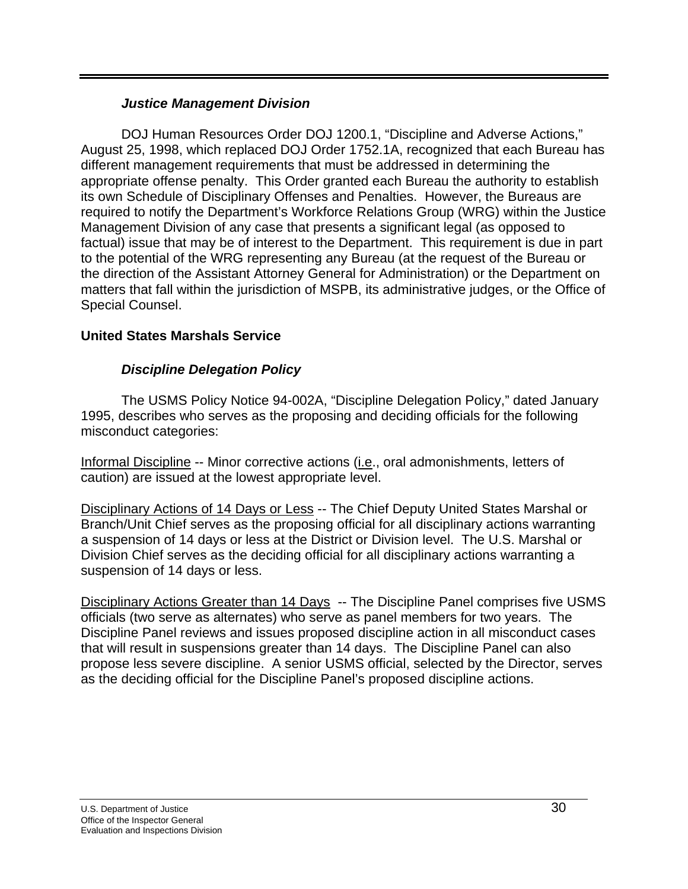### *Justice Management Division*

DOJ Human Resources Order DOJ 1200.1, "Discipline and Adverse Actions," August 25, 1998, which replaced DOJ Order 1752.1A, recognized that each Bureau has different management requirements that must be addressed in determining the appropriate offense penalty. This Order granted each Bureau the authority to establish its own Schedule of Disciplinary Offenses and Penalties. However, the Bureaus are required to notify the Department's Workforce Relations Group (WRG) within the Justice Management Division of any case that presents a significant legal (as opposed to factual) issue that may be of interest to the Department. This requirement is due in part to the potential of the WRG representing any Bureau (at the request of the Bureau or the direction of the Assistant Attorney General for Administration) or the Department on matters that fall within the jurisdiction of MSPB, its administrative judges, or the Office of Special Counsel.

## United States Marshals Service

### *Discipline Delegation Policy*

The USMS Policy Notice 94-002A, "Discipline Delegation Policy," dated January 1995, describes who serves as the proposing and deciding officials for the following misconduct categories:

Informal Discipline -- Minor corrective actions (i.e., oral admonishments, letters of caution) are issued at the lowest appropriate level.

Disciplinary Actions of 14 Days or Less -- The Chief Deputy United States Marshal or Branch/Unit Chief serves as the proposing official for all disciplinary actions warranting a suspension of 14 days or less at the District or Division level. The U.S. Marshal or Division Chief serves as the deciding official for all disciplinary actions warranting a suspension of 14 days or less.

Disciplinary Actions Greater than 14 Days -- The Discipline Panel comprises five USMS officials (two serve as alternates) who serve as panel members for two years. The Discipline Panel reviews and issues proposed discipline action in all misconduct cases that will result in suspensions greater than 14 days. The Discipline Panel can also propose less severe discipline. A senior USMS official, selected by the Director, serves as the deciding official for the Discipline Panel's proposed discipline actions.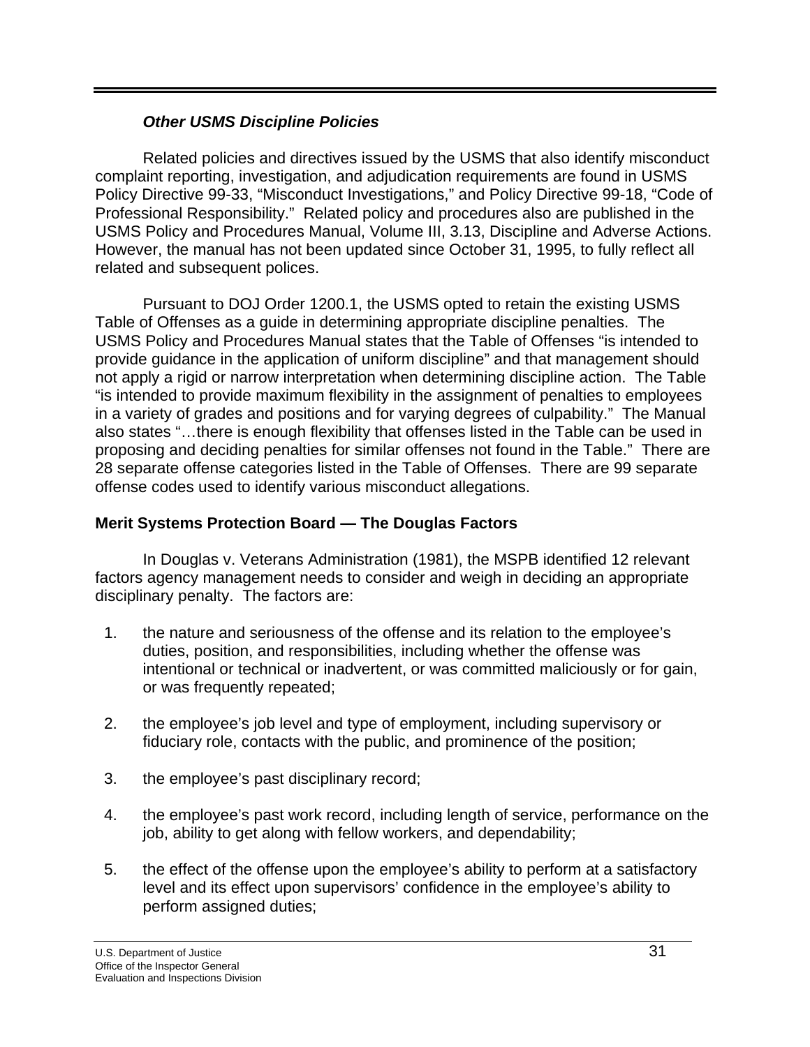### *Other USMS Discipline Policies*

Related policies and directives issued by the USMS that also identify misconduct complaint reporting, investigation, and adjudication requirements are found in USMS Policy Directive 99-33, "Misconduct Investigations," and Policy Directive 99-18, "Code of Professional Responsibility." Related policy and procedures also are published in the USMS Policy and Procedures Manual, Volume III, 3.13, Discipline and Adverse Actions. However, the manual has not been updated since October 31, 1995, to fully reflect all related and subsequent polices.

Pursuant to DOJ Order 1200.1, the USMS opted to retain the existing USMS Table of Offenses as a guide in determining appropriate discipline penalties. The USMS Policy and Procedures Manual states that the Table of Offenses "is intended to provide guidance in the application of uniform discipline" and that management should not apply a rigid or narrow interpretation when determining discipline action. The Table "is intended to provide maximum flexibility in the assignment of penalties to employees in a variety of grades and positions and for varying degrees of culpability." The Manual also states "…there is enough flexibility that offenses listed in the Table can be used in proposing and deciding penalties for similar offenses not found in the Table." There are 28 separate offense categories listed in the Table of Offenses. There are 99 separate offense codes used to identify various misconduct allegations.

## Merit Systems Protection Board — The Douglas Factors

In Douglas v. Veterans Administration (1981), the MSPB identified 12 relevant factors agency management needs to consider and weigh in deciding an appropriate disciplinary penalty. The factors are:

1. the nature and seriousness of the offense and its relation to the employee's duties, position, and responsibilities, including whether the offense was intentional or technical or inadvertent, or was committed maliciously or for gain, or was frequently repeated;
2. the employee's job level and type of employment, including supervisory or fiduciary role, contacts with the public, and prominence of the position;
3. the employee's past disciplinary record;
4. the employee's past work record, including length of service, performance on the job, ability to get along with fellow workers, and dependability;
5. the effect of the offense upon the employee's ability to perform at a satisfactory level and its effect upon supervisors' confidence in the employee's ability to perform assigned duties;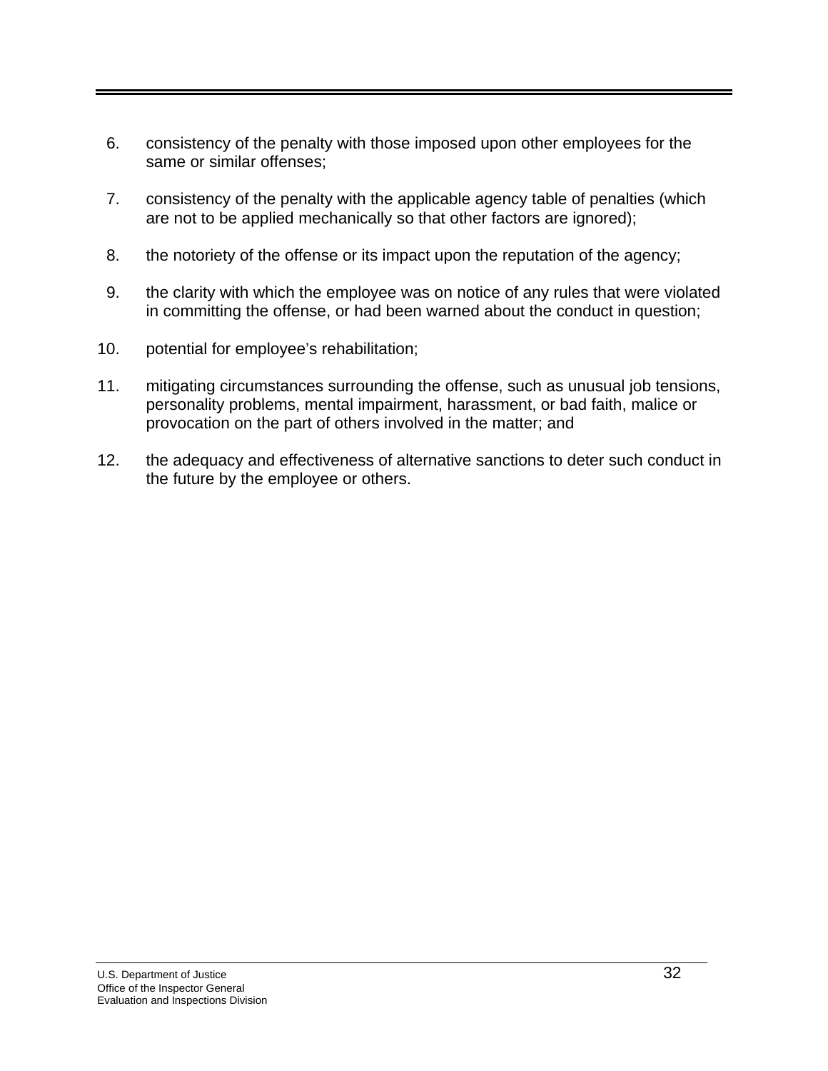6. consistency of the penalty with those imposed upon other employees for the same or similar offenses;

7. consistency of the penalty with the applicable agency table of penalties (which are not to be applied mechanically so that other factors are ignored);

8. the notoriety of the offense or its impact upon the reputation of the agency;

9. the clarity with which the employee was on notice of any rules that were violated in committing the offense, or had been warned about the conduct in question;

10. potential for employee's rehabilitation;

11. mitigating circumstances surrounding the offense, such as unusual job tensions, personality problems, mental impairment, harassment, or bad faith, malice or provocation on the part of others involved in the matter; and

12. the adequacy and effectiveness of alternative sanctions to deter such conduct in the future by the employee or others.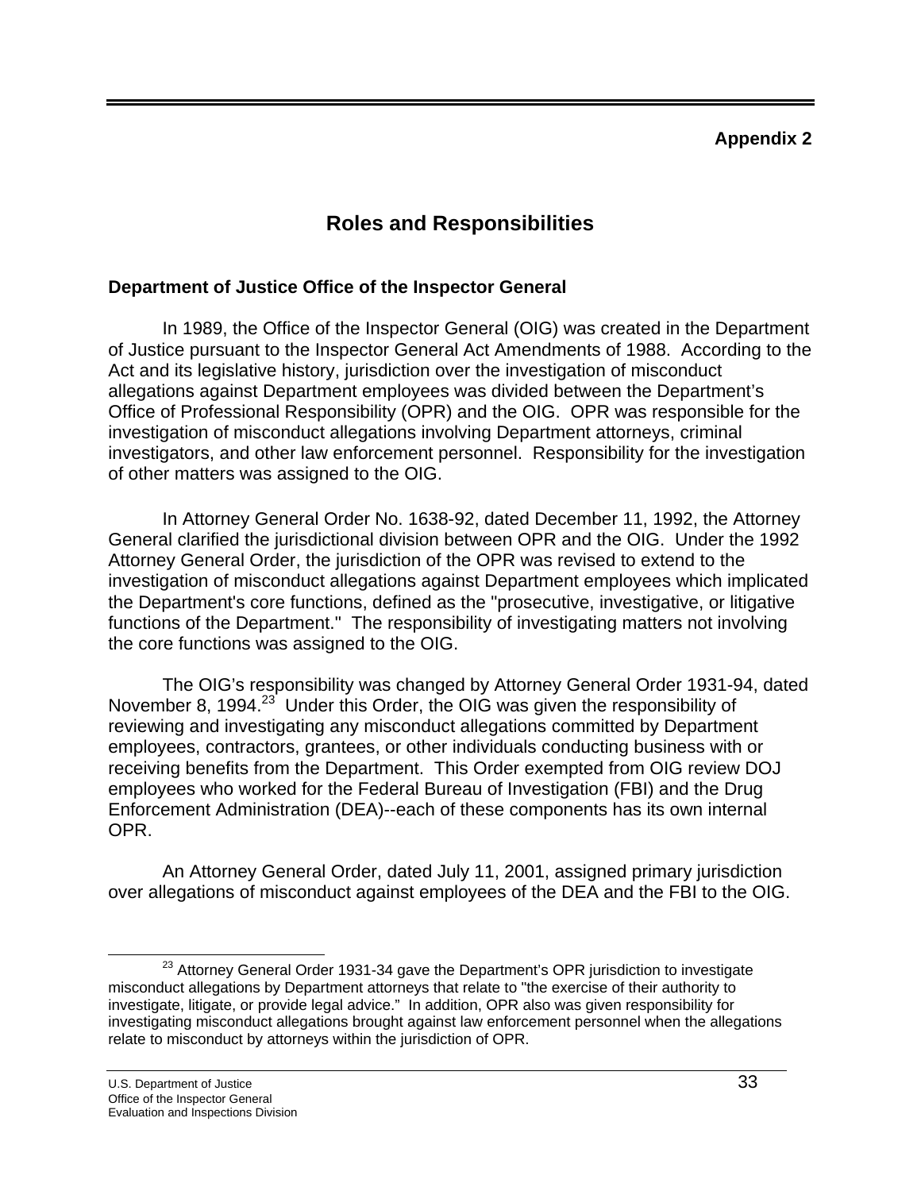**Appendix 2**

# Roles and Responsibilities

### Department of Justice Office of the Inspector General

In 1989, the Office of the Inspector General (OIG) was created in the Department of Justice pursuant to the Inspector General Act Amendments of 1988. According to the Act and its legislative history, jurisdiction over the investigation of misconduct allegations against Department employees was divided between the Department's Office of Professional Responsibility (OPR) and the OIG. OPR was responsible for the investigation of misconduct allegations involving Department attorneys, criminal investigators, and other law enforcement personnel. Responsibility for the investigation of other matters was assigned to the OIG.

In Attorney General Order No. 1638-92, dated December 11, 1992, the Attorney General clarified the jurisdictional division between OPR and the OIG. Under the 1992 Attorney General Order, the jurisdiction of the OPR was revised to extend to the investigation of misconduct allegations against Department employees which implicated the Department's core functions, defined as the "prosecutive, investigative, or litigative functions of the Department." The responsibility of investigating matters not involving the core functions was assigned to the OIG.

The OIG's responsibility was changed by Attorney General Order 1931-94, dated November 8, 1994.[23] Under this Order, the OIG was given the responsibility of reviewing and investigating any misconduct allegations committed by Department employees, contractors, grantees, or other individuals conducting business with or receiving benefits from the Department. This Order exempted from OIG review DOJ employees who worked for the Federal Bureau of Investigation (FBI) and the Drug Enforcement Administration (DEA)--each of these components has its own internal OPR.

An Attorney General Order, dated July 11, 2001, assigned primary jurisdiction over allegations of misconduct against employees of the DEA and the FBI to the OIG.

---

[23] Attorney General Order 1931-34 gave the Department's OPR jurisdiction to investigate misconduct allegations by Department attorneys that relate to "the exercise of their authority to investigate, litigate, or provide legal advice." In addition, OPR also was given responsibility for investigating misconduct allegations brought against law enforcement personnel when the allegations relate to misconduct by attorneys within the jurisdiction of OPR.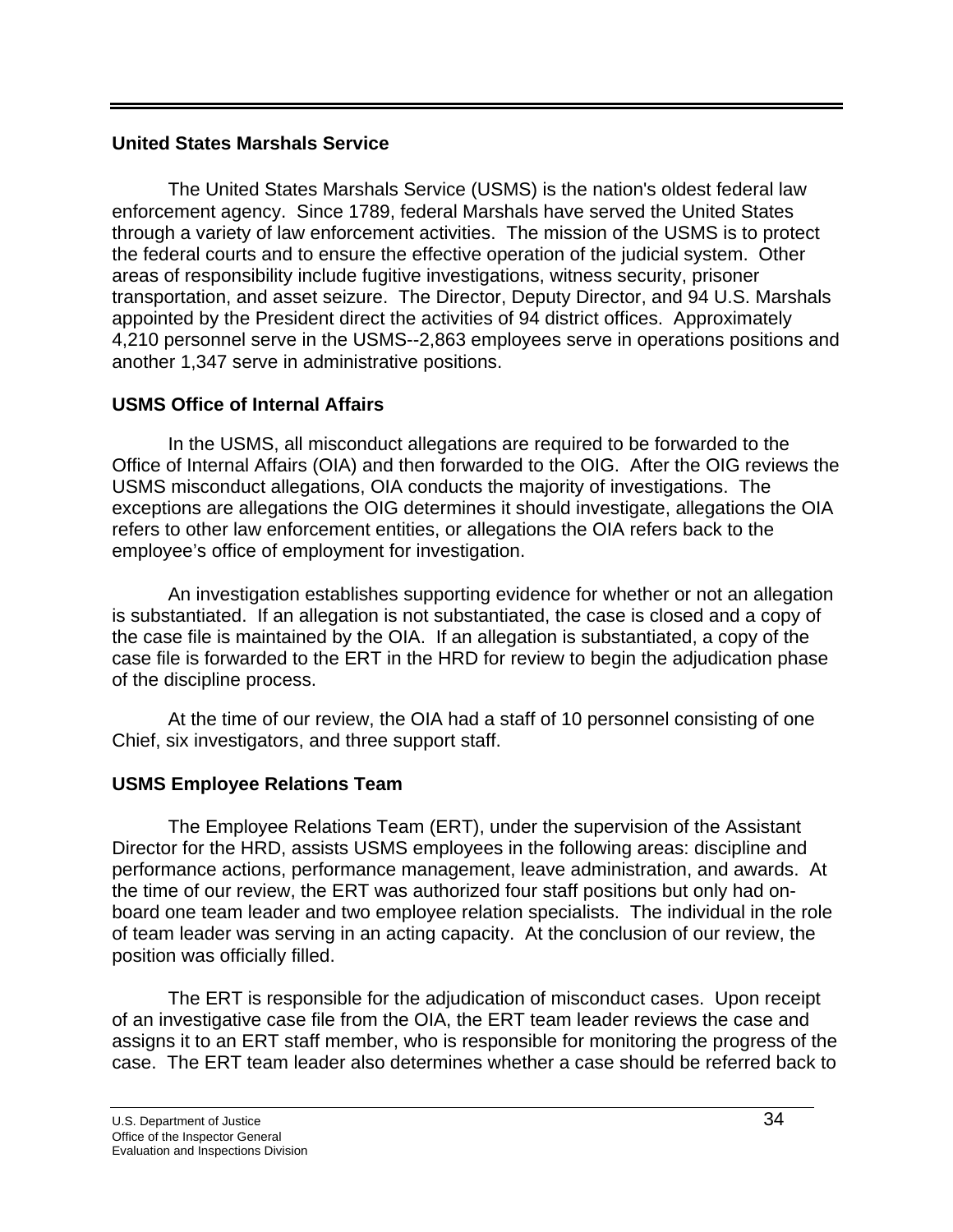### United States Marshals Service

The United States Marshals Service (USMS) is the nation's oldest federal law enforcement agency. Since 1789, federal Marshals have served the United States through a variety of law enforcement activities. The mission of the USMS is to protect the federal courts and to ensure the effective operation of the judicial system. Other areas of responsibility include fugitive investigations, witness security, prisoner transportation, and asset seizure. The Director, Deputy Director, and 94 U.S. Marshals appointed by the President direct the activities of 94 district offices. Approximately 4,210 personnel serve in the USMS--2,863 employees serve in operations positions and another 1,347 serve in administrative positions.

### USMS Office of Internal Affairs

In the USMS, all misconduct allegations are required to be forwarded to the Office of Internal Affairs (OIA) and then forwarded to the OIG. After the OIG reviews the USMS misconduct allegations, OIA conducts the majority of investigations. The exceptions are allegations the OIG determines it should investigate, allegations the OIA refers to other law enforcement entities, or allegations the OIA refers back to the employee's office of employment for investigation.

An investigation establishes supporting evidence for whether or not an allegation is substantiated. If an allegation is not substantiated, the case is closed and a copy of the case file is maintained by the OIA. If an allegation is substantiated, a copy of the case file is forwarded to the ERT in the HRD for review to begin the adjudication phase of the discipline process.

At the time of our review, the OIA had a staff of 10 personnel consisting of one Chief, six investigators, and three support staff.

### USMS Employee Relations Team

The Employee Relations Team (ERT), under the supervision of the Assistant Director for the HRD, assists USMS employees in the following areas: discipline and performance actions, performance management, leave administration, and awards. At the time of our review, the ERT was authorized four staff positions but only had on-board one team leader and two employee relation specialists. The individual in the role of team leader was serving in an acting capacity. At the conclusion of our review, the position was officially filled.

The ERT is responsible for the adjudication of misconduct cases. Upon receipt of an investigative case file from the OIA, the ERT team leader reviews the case and assigns it to an ERT staff member, who is responsible for monitoring the progress of the case. The ERT team leader also determines whether a case should be referred back to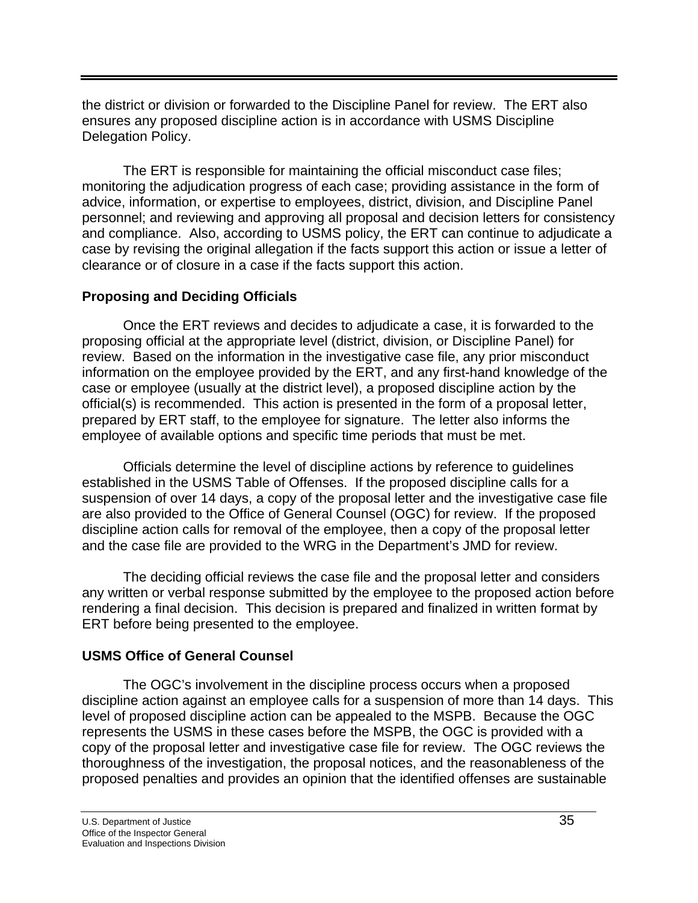the district or division or forwarded to the Discipline Panel for review. The ERT also ensures any proposed discipline action is in accordance with USMS Discipline Delegation Policy.

The ERT is responsible for maintaining the official misconduct case files; monitoring the adjudication progress of each case; providing assistance in the form of advice, information, or expertise to employees, district, division, and Discipline Panel personnel; and reviewing and approving all proposal and decision letters for consistency and compliance. Also, according to USMS policy, the ERT can continue to adjudicate a case by revising the original allegation if the facts support this action or issue a letter of clearance or of closure in a case if the facts support this action.

### Proposing and Deciding Officials

Once the ERT reviews and decides to adjudicate a case, it is forwarded to the proposing official at the appropriate level (district, division, or Discipline Panel) for review. Based on the information in the investigative case file, any prior misconduct information on the employee provided by the ERT, and any first-hand knowledge of the case or employee (usually at the district level), a proposed discipline action by the official(s) is recommended. This action is presented in the form of a proposal letter, prepared by ERT staff, to the employee for signature. The letter also informs the employee of available options and specific time periods that must be met.

Officials determine the level of discipline actions by reference to guidelines established in the USMS Table of Offenses. If the proposed discipline calls for a suspension of over 14 days, a copy of the proposal letter and the investigative case file are also provided to the Office of General Counsel (OGC) for review. If the proposed discipline action calls for removal of the employee, then a copy of the proposal letter and the case file are provided to the WRG in the Department's JMD for review.

The deciding official reviews the case file and the proposal letter and considers any written or verbal response submitted by the employee to the proposed action before rendering a final decision. This decision is prepared and finalized in written format by ERT before being presented to the employee.

### USMS Office of General Counsel

The OGC's involvement in the discipline process occurs when a proposed discipline action against an employee calls for a suspension of more than 14 days. This level of proposed discipline action can be appealed to the MSPB. Because the OGC represents the USMS in these cases before the MSPB, the OGC is provided with a copy of the proposal letter and investigative case file for review. The OGC reviews the thoroughness of the investigation, the proposal notices, and the reasonableness of the proposed penalties and provides an opinion that the identified offenses are sustainable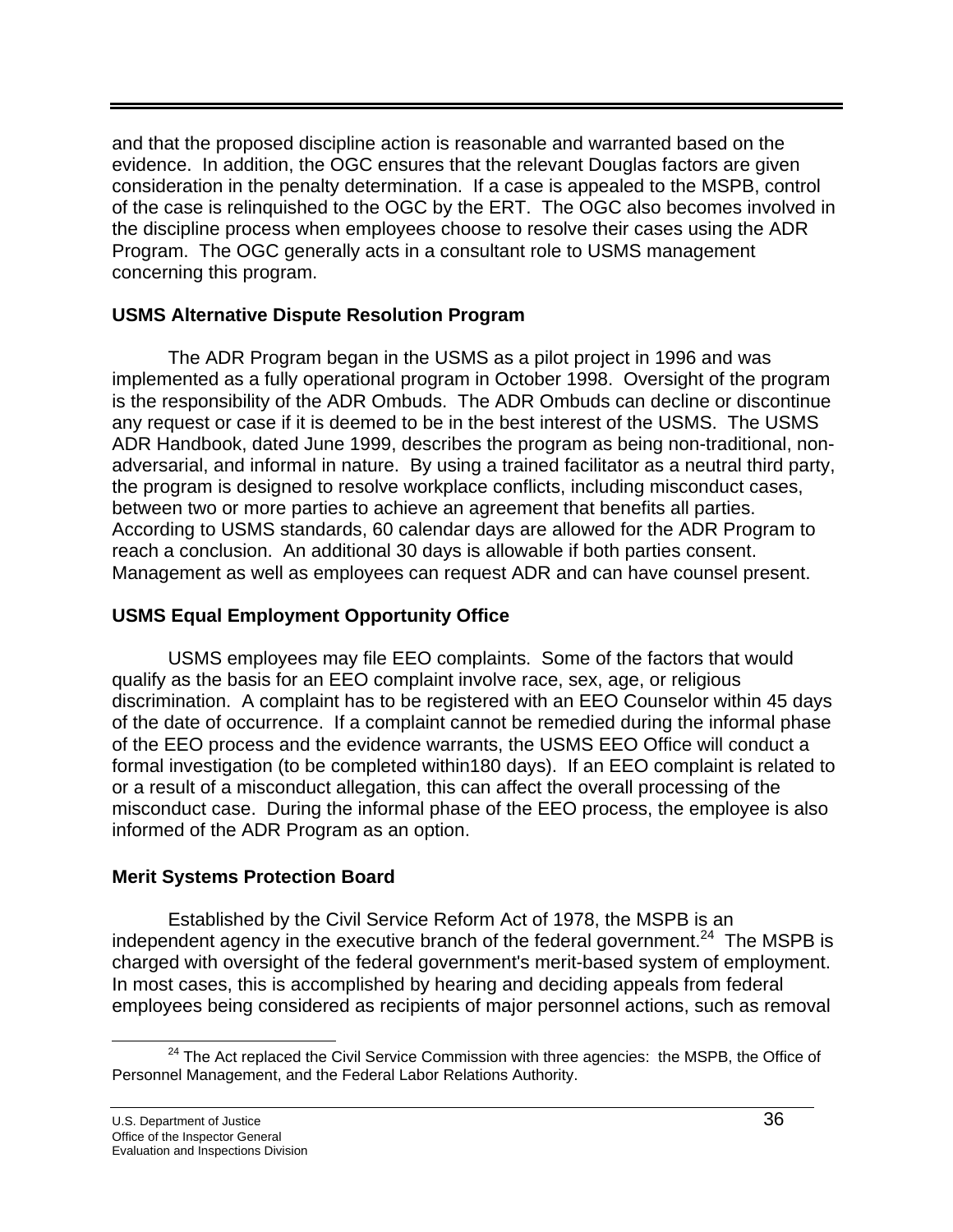and that the proposed discipline action is reasonable and warranted based on the evidence. In addition, the OGC ensures that the relevant Douglas factors are given consideration in the penalty determination. If a case is appealed to the MSPB, control of the case is relinquished to the OGC by the ERT. The OGC also becomes involved in the discipline process when employees choose to resolve their cases using the ADR Program. The OGC generally acts in a consultant role to USMS management concerning this program.

### USMS Alternative Dispute Resolution Program

The ADR Program began in the USMS as a pilot project in 1996 and was implemented as a fully operational program in October 1998. Oversight of the program is the responsibility of the ADR Ombuds. The ADR Ombuds can decline or discontinue any request or case if it is deemed to be in the best interest of the USMS. The USMS ADR Handbook, dated June 1999, describes the program as being non-traditional, non-adversarial, and informal in nature. By using a trained facilitator as a neutral third party, the program is designed to resolve workplace conflicts, including misconduct cases, between two or more parties to achieve an agreement that benefits all parties. According to USMS standards, 60 calendar days are allowed for the ADR Program to reach a conclusion. An additional 30 days is allowable if both parties consent. Management as well as employees can request ADR and can have counsel present.

### USMS Equal Employment Opportunity Office

USMS employees may file EEO complaints. Some of the factors that would qualify as the basis for an EEO complaint involve race, sex, age, or religious discrimination. A complaint has to be registered with an EEO Counselor within 45 days of the date of occurrence. If a complaint cannot be remedied during the informal phase of the EEO process and the evidence warrants, the USMS EEO Office will conduct a formal investigation (to be completed within180 days). If an EEO complaint is related to or a result of a misconduct allegation, this can affect the overall processing of the misconduct case. During the informal phase of the EEO process, the employee is also informed of the ADR Program as an option.

### Merit Systems Protection Board

Established by the Civil Service Reform Act of 1978, the MSPB is an independent agency in the executive branch of the federal government.[24] The MSPB is charged with oversight of the federal government's merit-based system of employment. In most cases, this is accomplished by hearing and deciding appeals from federal employees being considered as recipients of major personnel actions, such as removal

[24] The Act replaced the Civil Service Commission with three agencies: the MSPB, the Office of Personnel Management, and the Federal Labor Relations Authority.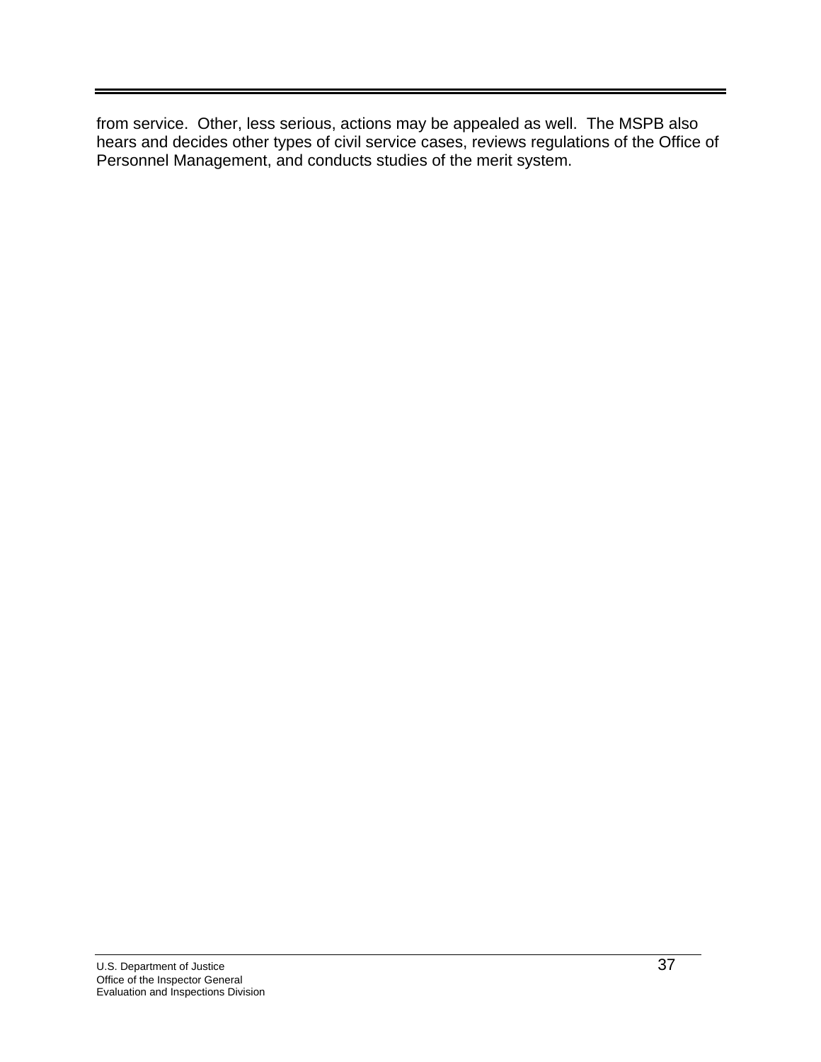from service.  Other, less serious, actions may be appealed as well.  The MSPB also hears and decides other types of civil service cases, reviews regulations of the Office of Personnel Management, and conducts studies of the merit system.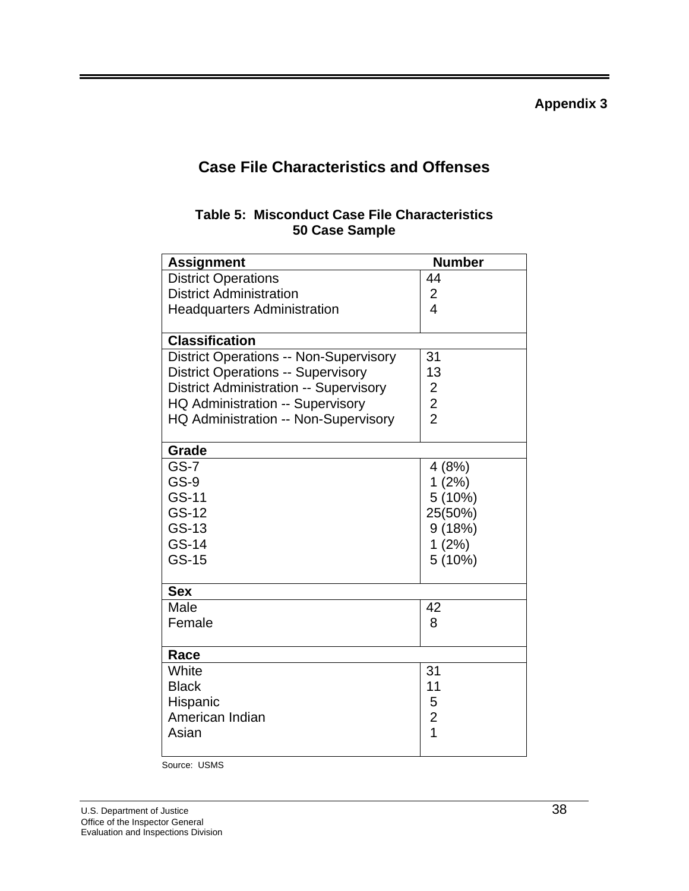**Appendix 3**

## Case File Characteristics and Offenses

**Table 5: Misconduct Case File Characteristics**
**50 Case Sample**

| Assignment | Number |
|---|---|
| District Operations | 44 |
| District Administration | 2 |
| Headquarters Administration | 4 |
| **Classification** | |
| District Operations -- Non-Supervisory | 31 |
| District Operations -- Supervisory | 13 |
| District Administration -- Supervisory | 2 |
| HQ Administration -- Supervisory | 2 |
| HQ Administration -- Non-Supervisory | 2 |
| **Grade** | |
| GS-7 | 4 (8%) |
| GS-9 | 1 (2%) |
| GS-11 | 5 (10%) |
| GS-12 | 25(50%) |
| GS-13 | 9 (18%) |
| GS-14 | 1 (2%) |
| GS-15 | 5 (10%) |
| **Sex** | |
| Male | 42 |
| Female | 8 |
| **Race** | |
| White | 31 |
| Black | 11 |
| Hispanic | 5 |
| American Indian | 2 |
| Asian | 1 |

Source: USMS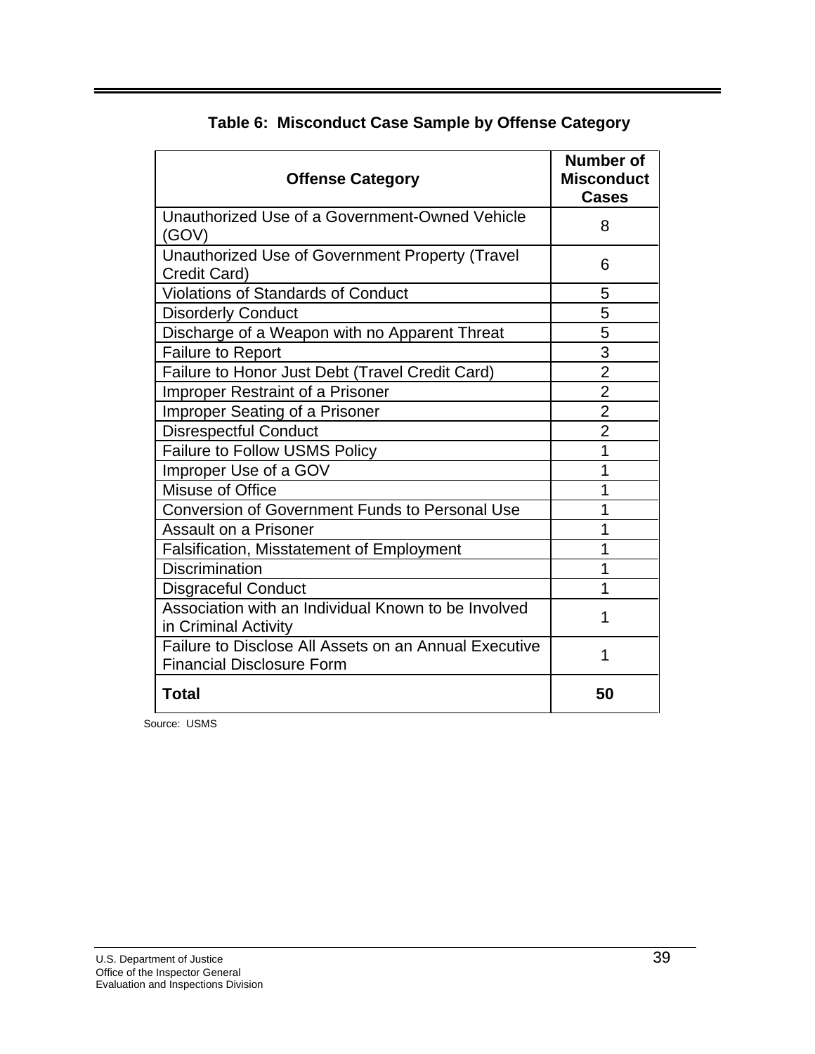**Table 6: Misconduct Case Sample by Offense Category**

| Offense Category | Number of Misconduct Cases |
|---|---|
| Unauthorized Use of a Government-Owned Vehicle (GOV) | 8 |
| Unauthorized Use of Government Property (Travel Credit Card) | 6 |
| Violations of Standards of Conduct | 5 |
| Disorderly Conduct | 5 |
| Discharge of a Weapon with no Apparent Threat | 5 |
| Failure to Report | 3 |
| Failure to Honor Just Debt (Travel Credit Card) | 2 |
| Improper Restraint of a Prisoner | 2 |
| Improper Seating of a Prisoner | 2 |
| Disrespectful Conduct | 2 |
| Failure to Follow USMS Policy | 1 |
| Improper Use of a GOV | 1 |
| Misuse of Office | 1 |
| Conversion of Government Funds to Personal Use | 1 |
| Assault on a Prisoner | 1 |
| Falsification, Misstatement of Employment | 1 |
| Discrimination | 1 |
| Disgraceful Conduct | 1 |
| Association with an Individual Known to be Involved in Criminal Activity | 1 |
| Failure to Disclose All Assets on an Annual Executive Financial Disclosure Form | 1 |
| **Total** | **50** |

Source: USMS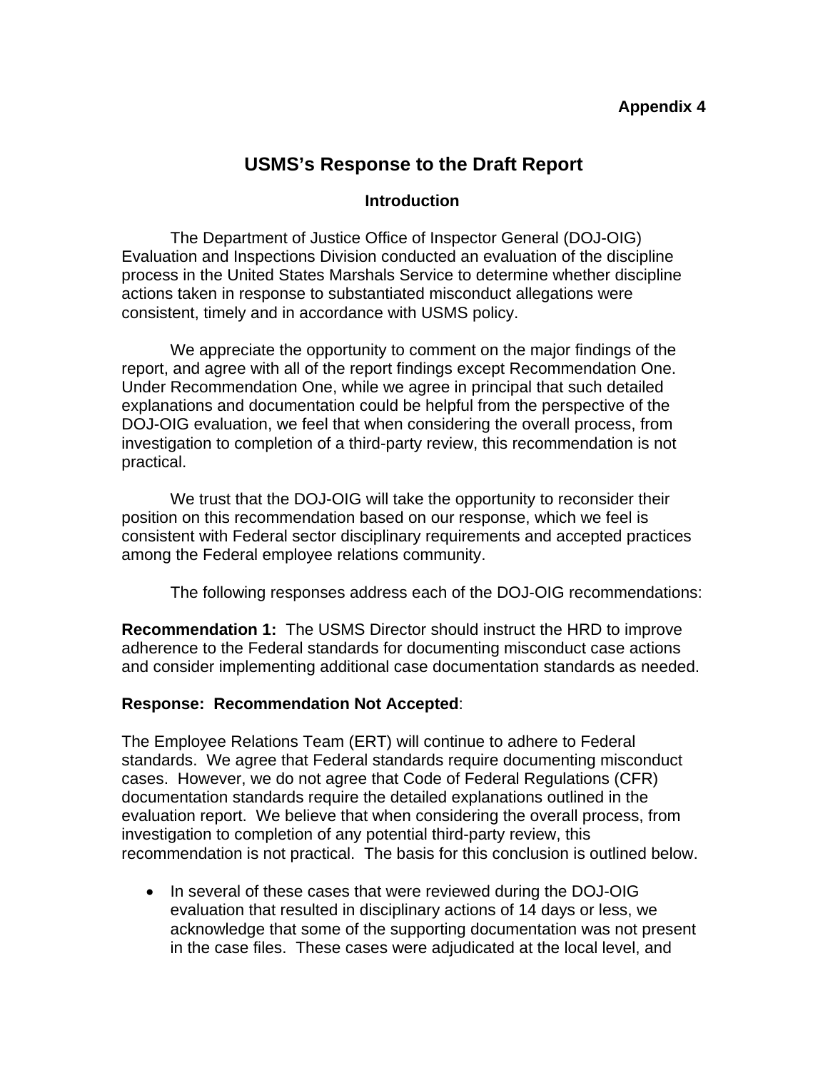**Appendix 4**

# USMS's Response to the Draft Report

## Introduction

The Department of Justice Office of Inspector General (DOJ-OIG) Evaluation and Inspections Division conducted an evaluation of the discipline process in the United States Marshals Service to determine whether discipline actions taken in response to substantiated misconduct allegations were consistent, timely and in accordance with USMS policy.

We appreciate the opportunity to comment on the major findings of the report, and agree with all of the report findings except Recommendation One. Under Recommendation One, while we agree in principal that such detailed explanations and documentation could be helpful from the perspective of the DOJ-OIG evaluation, we feel that when considering the overall process, from investigation to completion of a third-party review, this recommendation is not practical.

We trust that the DOJ-OIG will take the opportunity to reconsider their position on this recommendation based on our response, which we feel is consistent with Federal sector disciplinary requirements and accepted practices among the Federal employee relations community.

The following responses address each of the DOJ-OIG recommendations:

**Recommendation 1:** The USMS Director should instruct the HRD to improve adherence to the Federal standards for documenting misconduct case actions and consider implementing additional case documentation standards as needed.

**Response: Recommendation Not Accepted**:

The Employee Relations Team (ERT) will continue to adhere to Federal standards. We agree that Federal standards require documenting misconduct cases. However, we do not agree that Code of Federal Regulations (CFR) documentation standards require the detailed explanations outlined in the evaluation report. We believe that when considering the overall process, from investigation to completion of any potential third-party review, this recommendation is not practical. The basis for this conclusion is outlined below.

- In several of these cases that were reviewed during the DOJ-OIG evaluation that resulted in disciplinary actions of 14 days or less, we acknowledge that some of the supporting documentation was not present in the case files. These cases were adjudicated at the local level, and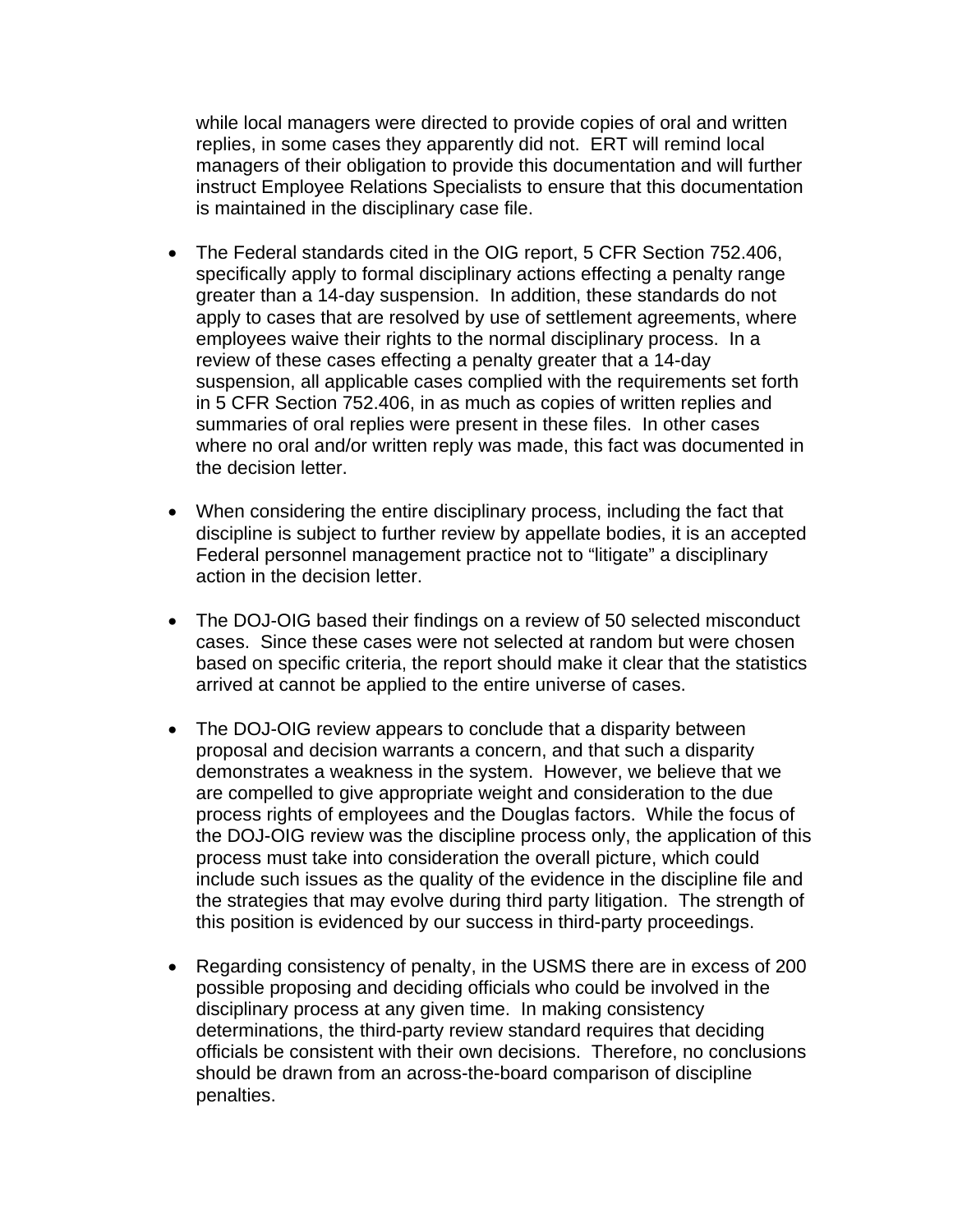while local managers were directed to provide copies of oral and written replies, in some cases they apparently did not. ERT will remind local managers of their obligation to provide this documentation and will further instruct Employee Relations Specialists to ensure that this documentation is maintained in the disciplinary case file.

- The Federal standards cited in the OIG report, 5 CFR Section 752.406, specifically apply to formal disciplinary actions effecting a penalty range greater than a 14-day suspension. In addition, these standards do not apply to cases that are resolved by use of settlement agreements, where employees waive their rights to the normal disciplinary process. In a review of these cases effecting a penalty greater that a 14-day suspension, all applicable cases complied with the requirements set forth in 5 CFR Section 752.406, in as much as copies of written replies and summaries of oral replies were present in these files. In other cases where no oral and/or written reply was made, this fact was documented in the decision letter.

- When considering the entire disciplinary process, including the fact that discipline is subject to further review by appellate bodies, it is an accepted Federal personnel management practice not to "litigate" a disciplinary action in the decision letter.

- The DOJ-OIG based their findings on a review of 50 selected misconduct cases. Since these cases were not selected at random but were chosen based on specific criteria, the report should make it clear that the statistics arrived at cannot be applied to the entire universe of cases.

- The DOJ-OIG review appears to conclude that a disparity between proposal and decision warrants a concern, and that such a disparity demonstrates a weakness in the system. However, we believe that we are compelled to give appropriate weight and consideration to the due process rights of employees and the Douglas factors. While the focus of the DOJ-OIG review was the discipline process only, the application of this process must take into consideration the overall picture, which could include such issues as the quality of the evidence in the discipline file and the strategies that may evolve during third party litigation. The strength of this position is evidenced by our success in third-party proceedings.

- Regarding consistency of penalty, in the USMS there are in excess of 200 possible proposing and deciding officials who could be involved in the disciplinary process at any given time. In making consistency determinations, the third-party review standard requires that deciding officials be consistent with their own decisions. Therefore, no conclusions should be drawn from an across-the-board comparison of discipline penalties.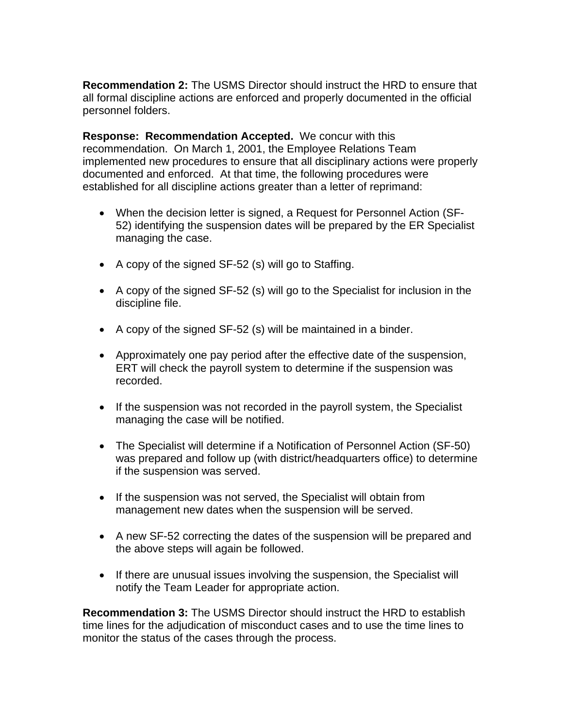**Recommendation 2:** The USMS Director should instruct the HRD to ensure that all formal discipline actions are enforced and properly documented in the official personnel folders.

**Response: Recommendation Accepted.** We concur with this recommendation. On March 1, 2001, the Employee Relations Team implemented new procedures to ensure that all disciplinary actions were properly documented and enforced. At that time, the following procedures were established for all discipline actions greater than a letter of reprimand:

- When the decision letter is signed, a Request for Personnel Action (SF-52) identifying the suspension dates will be prepared by the ER Specialist managing the case.
- A copy of the signed SF-52 (s) will go to Staffing.
- A copy of the signed SF-52 (s) will go to the Specialist for inclusion in the discipline file.
- A copy of the signed SF-52 (s) will be maintained in a binder.
- Approximately one pay period after the effective date of the suspension, ERT will check the payroll system to determine if the suspension was recorded.
- If the suspension was not recorded in the payroll system, the Specialist managing the case will be notified.
- The Specialist will determine if a Notification of Personnel Action (SF-50) was prepared and follow up (with district/headquarters office) to determine if the suspension was served.
- If the suspension was not served, the Specialist will obtain from management new dates when the suspension will be served.
- A new SF-52 correcting the dates of the suspension will be prepared and the above steps will again be followed.
- If there are unusual issues involving the suspension, the Specialist will notify the Team Leader for appropriate action.

**Recommendation 3:** The USMS Director should instruct the HRD to establish time lines for the adjudication of misconduct cases and to use the time lines to monitor the status of the cases through the process.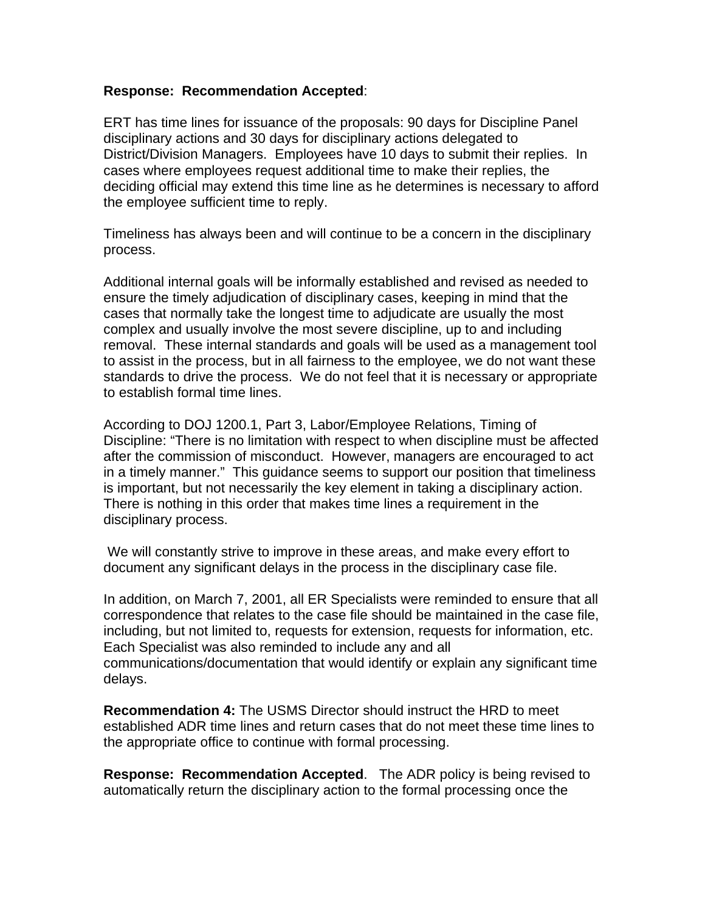**Response: Recommendation Accepted**:

ERT has time lines for issuance of the proposals: 90 days for Discipline Panel disciplinary actions and 30 days for disciplinary actions delegated to District/Division Managers. Employees have 10 days to submit their replies. In cases where employees request additional time to make their replies, the deciding official may extend this time line as he determines is necessary to afford the employee sufficient time to reply.

Timeliness has always been and will continue to be a concern in the disciplinary process.

Additional internal goals will be informally established and revised as needed to ensure the timely adjudication of disciplinary cases, keeping in mind that the cases that normally take the longest time to adjudicate are usually the most complex and usually involve the most severe discipline, up to and including removal. These internal standards and goals will be used as a management tool to assist in the process, but in all fairness to the employee, we do not want these standards to drive the process. We do not feel that it is necessary or appropriate to establish formal time lines.

According to DOJ 1200.1, Part 3, Labor/Employee Relations, Timing of Discipline: "There is no limitation with respect to when discipline must be affected after the commission of misconduct. However, managers are encouraged to act in a timely manner." This guidance seems to support our position that timeliness is important, but not necessarily the key element in taking a disciplinary action. There is nothing in this order that makes time lines a requirement in the disciplinary process.

We will constantly strive to improve in these areas, and make every effort to document any significant delays in the process in the disciplinary case file.

In addition, on March 7, 2001, all ER Specialists were reminded to ensure that all correspondence that relates to the case file should be maintained in the case file, including, but not limited to, requests for extension, requests for information, etc. Each Specialist was also reminded to include any and all communications/documentation that would identify or explain any significant time delays.

**Recommendation 4:** The USMS Director should instruct the HRD to meet established ADR time lines and return cases that do not meet these time lines to the appropriate office to continue with formal processing.

**Response: Recommendation Accepted**. The ADR policy is being revised to automatically return the disciplinary action to the formal processing once the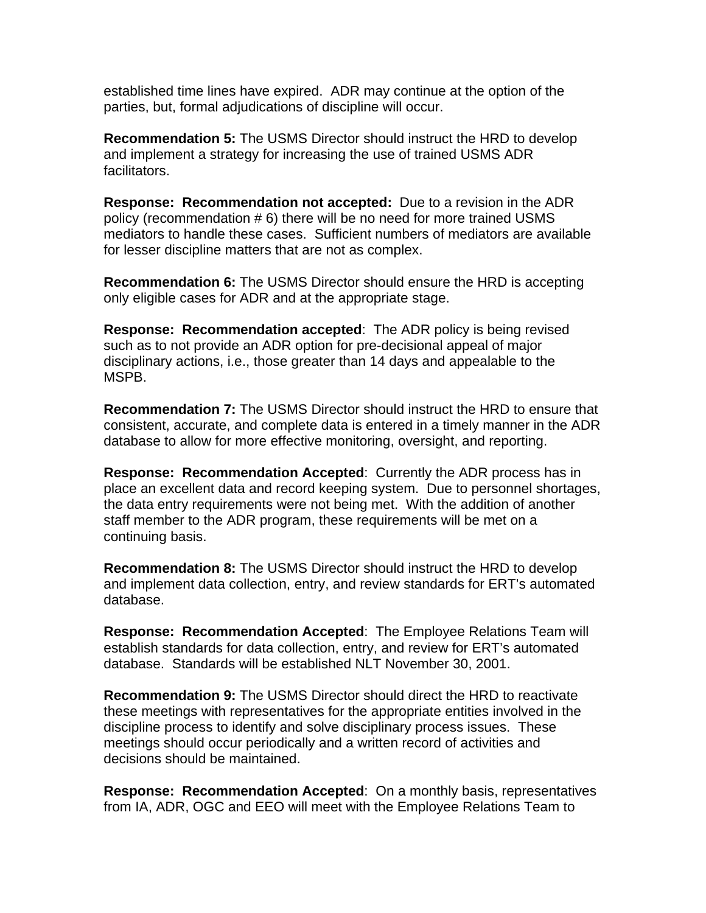established time lines have expired. ADR may continue at the option of the parties, but, formal adjudications of discipline will occur.

**Recommendation 5:** The USMS Director should instruct the HRD to develop and implement a strategy for increasing the use of trained USMS ADR facilitators.

**Response: Recommendation not accepted:** Due to a revision in the ADR policy (recommendation # 6) there will be no need for more trained USMS mediators to handle these cases. Sufficient numbers of mediators are available for lesser discipline matters that are not as complex.

**Recommendation 6:** The USMS Director should ensure the HRD is accepting only eligible cases for ADR and at the appropriate stage.

**Response: Recommendation accepted**: The ADR policy is being revised such as to not provide an ADR option for pre-decisional appeal of major disciplinary actions, i.e., those greater than 14 days and appealable to the MSPB.

**Recommendation 7:** The USMS Director should instruct the HRD to ensure that consistent, accurate, and complete data is entered in a timely manner in the ADR database to allow for more effective monitoring, oversight, and reporting.

**Response: Recommendation Accepted**: Currently the ADR process has in place an excellent data and record keeping system. Due to personnel shortages, the data entry requirements were not being met. With the addition of another staff member to the ADR program, these requirements will be met on a continuing basis.

**Recommendation 8:** The USMS Director should instruct the HRD to develop and implement data collection, entry, and review standards for ERT's automated database.

**Response: Recommendation Accepted**: The Employee Relations Team will establish standards for data collection, entry, and review for ERT's automated database. Standards will be established NLT November 30, 2001.

**Recommendation 9:** The USMS Director should direct the HRD to reactivate these meetings with representatives for the appropriate entities involved in the discipline process to identify and solve disciplinary process issues. These meetings should occur periodically and a written record of activities and decisions should be maintained.

**Response: Recommendation Accepted**: On a monthly basis, representatives from IA, ADR, OGC and EEO will meet with the Employee Relations Team to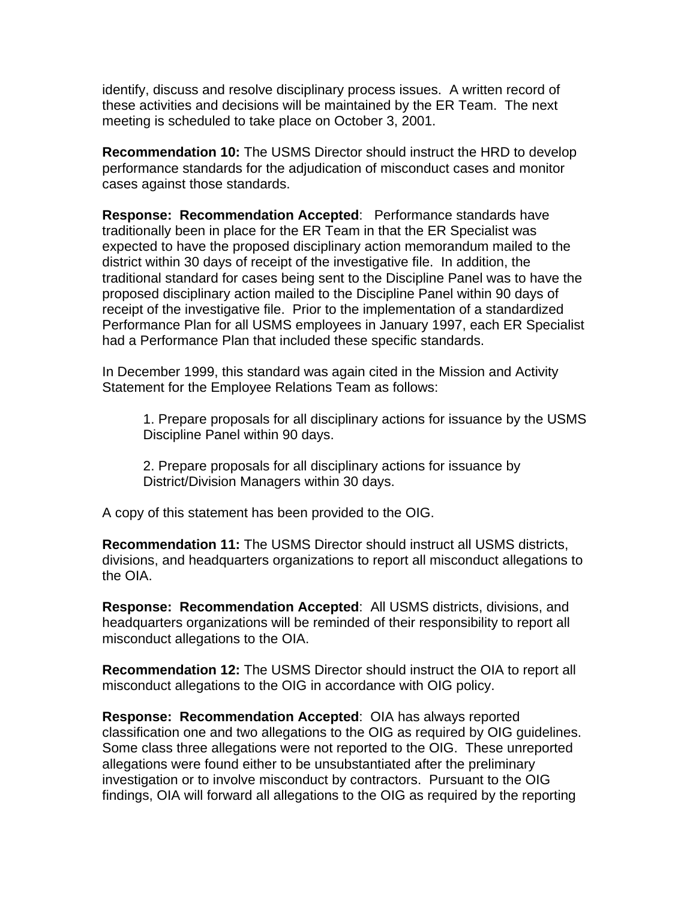identify, discuss and resolve disciplinary process issues. A written record of these activities and decisions will be maintained by the ER Team. The next meeting is scheduled to take place on October 3, 2001.

**Recommendation 10:** The USMS Director should instruct the HRD to develop performance standards for the adjudication of misconduct cases and monitor cases against those standards.

**Response: Recommendation Accepted**: Performance standards have traditionally been in place for the ER Team in that the ER Specialist was expected to have the proposed disciplinary action memorandum mailed to the district within 30 days of receipt of the investigative file. In addition, the traditional standard for cases being sent to the Discipline Panel was to have the proposed disciplinary action mailed to the Discipline Panel within 90 days of receipt of the investigative file. Prior to the implementation of a standardized Performance Plan for all USMS employees in January 1997, each ER Specialist had a Performance Plan that included these specific standards.

In December 1999, this standard was again cited in the Mission and Activity Statement for the Employee Relations Team as follows:

> 1. Prepare proposals for all disciplinary actions for issuance by the USMS Discipline Panel within 90 days.
>
> 2. Prepare proposals for all disciplinary actions for issuance by District/Division Managers within 30 days.

A copy of this statement has been provided to the OIG.

**Recommendation 11:** The USMS Director should instruct all USMS districts, divisions, and headquarters organizations to report all misconduct allegations to the OIA.

**Response: Recommendation Accepted**: All USMS districts, divisions, and headquarters organizations will be reminded of their responsibility to report all misconduct allegations to the OIA.

**Recommendation 12:** The USMS Director should instruct the OIA to report all misconduct allegations to the OIG in accordance with OIG policy.

**Response: Recommendation Accepted**: OIA has always reported classification one and two allegations to the OIG as required by OIG guidelines. Some class three allegations were not reported to the OIG. These unreported allegations were found either to be unsubstantiated after the preliminary investigation or to involve misconduct by contractors. Pursuant to the OIG findings, OIA will forward all allegations to the OIG as required by the reporting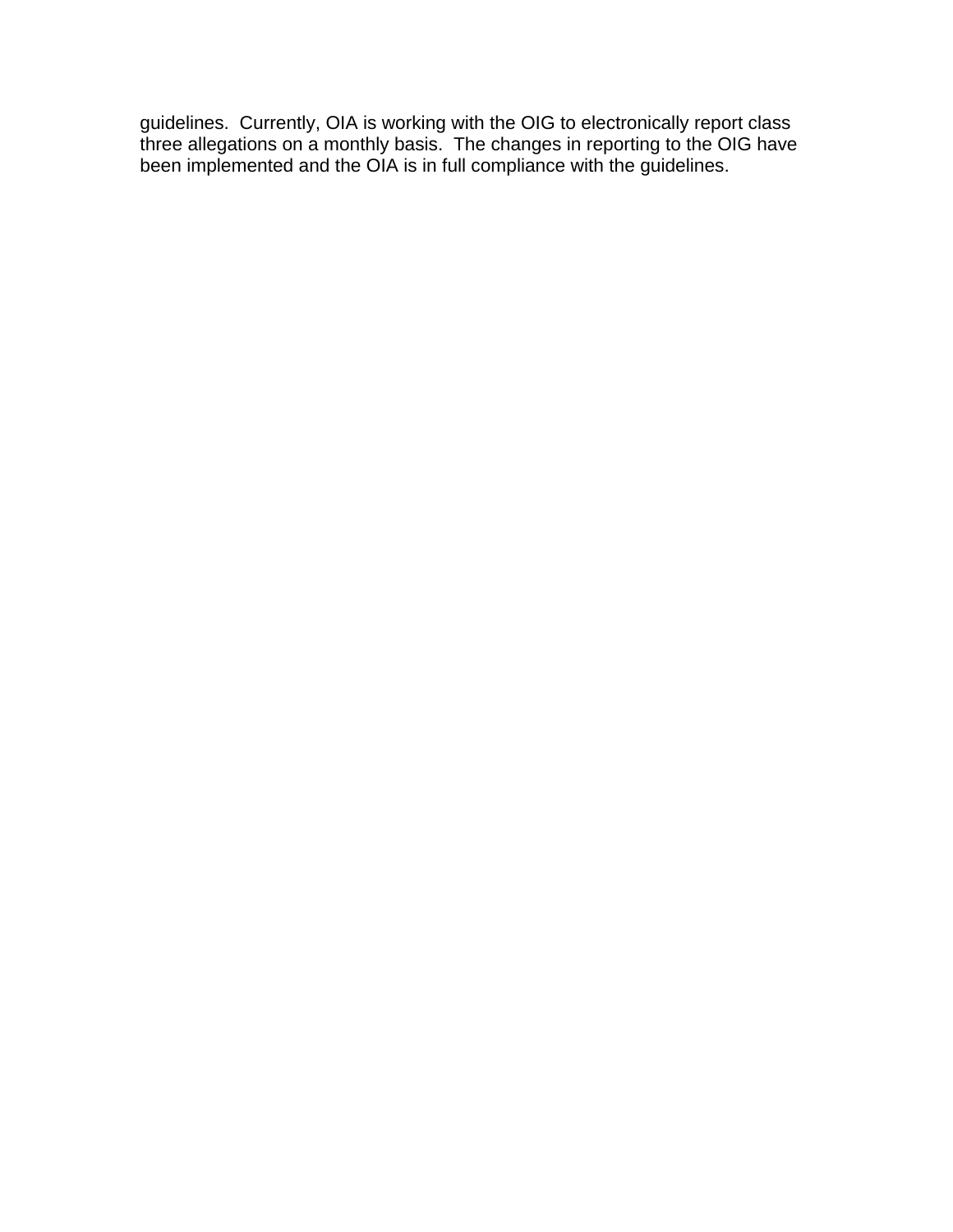guidelines. Currently, OIA is working with the OIG to electronically report class three allegations on a monthly basis. The changes in reporting to the OIG have been implemented and the OIA is in full compliance with the guidelines.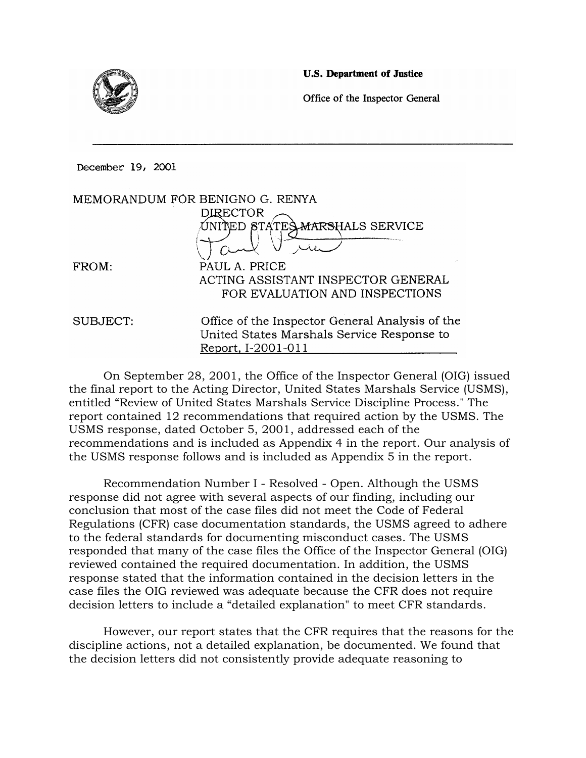**U.S. Department of Justice**

Office of the Inspector General

December 19, 2001

MEMORANDUM FOR BENIGNO G. RENYA
DIRECTOR
UNITED STATES MARSHALS SERVICE

FROM: PAUL A. PRICE
ACTING ASSISTANT INSPECTOR GENERAL
FOR EVALUATION AND INSPECTIONS

SUBJECT: Office of the Inspector General Analysis of the United States Marshals Service Response to Report, I-2001-011

On September 28, 2001, the Office of the Inspector General (OIG) issued the final report to the Acting Director, United States Marshals Service (USMS), entitled "Review of United States Marshals Service Discipline Process." The report contained 12 recommendations that required action by the USMS. The USMS response, dated October 5, 2001, addressed each of the recommendations and is included as Appendix 4 in the report. Our analysis of the USMS response follows and is included as Appendix 5 in the report.

Recommendation Number I - Resolved - Open. Although the USMS response did not agree with several aspects of our finding, including our conclusion that most of the case files did not meet the Code of Federal Regulations (CFR) case documentation standards, the USMS agreed to adhere to the federal standards for documenting misconduct cases. The USMS responded that many of the case files the Office of the Inspector General (OIG) reviewed contained the required documentation. In addition, the USMS response stated that the information contained in the decision letters in the case files the OIG reviewed was adequate because the CFR does not require decision letters to include a "detailed explanation" to meet CFR standards.

However, our report states that the CFR requires that the reasons for the discipline actions, not a detailed explanation, be documented. We found that the decision letters did not consistently provide adequate reasoning to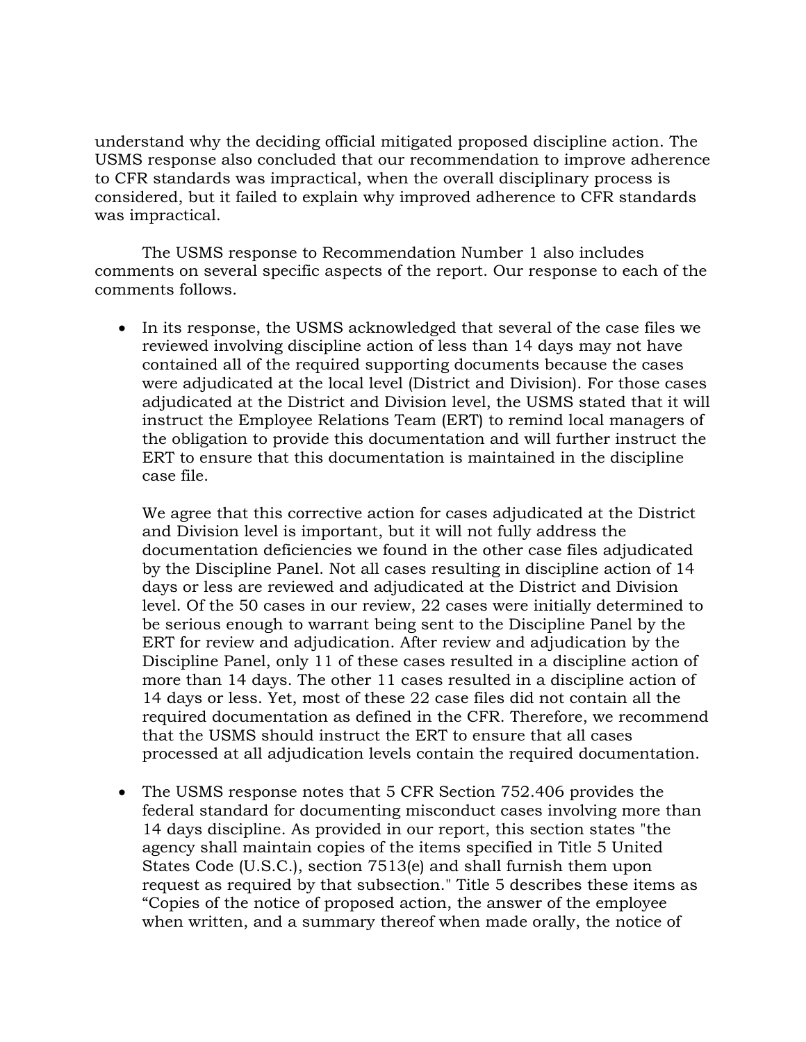understand why the deciding official mitigated proposed discipline action. The USMS response also concluded that our recommendation to improve adherence to CFR standards was impractical, when the overall disciplinary process is considered, but it failed to explain why improved adherence to CFR standards was impractical.

The USMS response to Recommendation Number 1 also includes comments on several specific aspects of the report. Our response to each of the comments follows.

- In its response, the USMS acknowledged that several of the case files we reviewed involving discipline action of less than 14 days may not have contained all of the required supporting documents because the cases were adjudicated at the local level (District and Division). For those cases adjudicated at the District and Division level, the USMS stated that it will instruct the Employee Relations Team (ERT) to remind local managers of the obligation to provide this documentation and will further instruct the ERT to ensure that this documentation is maintained in the discipline case file.

  We agree that this corrective action for cases adjudicated at the District and Division level is important, but it will not fully address the documentation deficiencies we found in the other case files adjudicated by the Discipline Panel. Not all cases resulting in discipline action of 14 days or less are reviewed and adjudicated at the District and Division level. Of the 50 cases in our review, 22 cases were initially determined to be serious enough to warrant being sent to the Discipline Panel by the ERT for review and adjudication. After review and adjudication by the Discipline Panel, only 11 of these cases resulted in a discipline action of more than 14 days. The other 11 cases resulted in a discipline action of 14 days or less. Yet, most of these 22 case files did not contain all the required documentation as defined in the CFR. Therefore, we recommend that the USMS should instruct the ERT to ensure that all cases processed at all adjudication levels contain the required documentation.

- The USMS response notes that 5 CFR Section 752.406 provides the federal standard for documenting misconduct cases involving more than 14 days discipline. As provided in our report, this section states "the agency shall maintain copies of the items specified in Title 5 United States Code (U.S.C.), section 7513(e) and shall furnish them upon request as required by that subsection." Title 5 describes these items as "Copies of the notice of proposed action, the answer of the employee when written, and a summary thereof when made orally, the notice of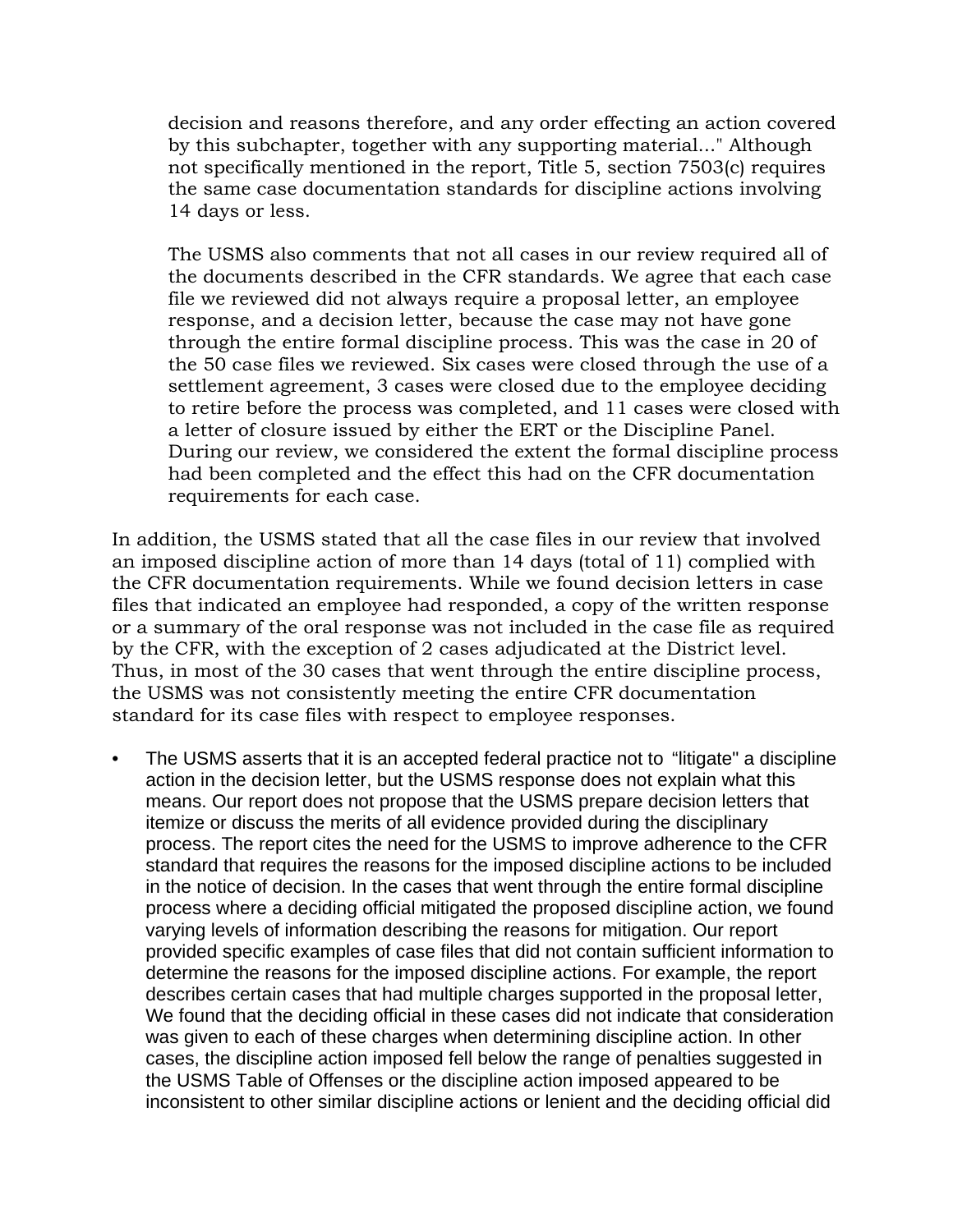decision and reasons therefore, and any order effecting an action covered by this subchapter, together with any supporting material..." Although not specifically mentioned in the report, Title 5, section 7503(c) requires the same case documentation standards for discipline actions involving 14 days or less.

The USMS also comments that not all cases in our review required all of the documents described in the CFR standards. We agree that each case file we reviewed did not always require a proposal letter, an employee response, and a decision letter, because the case may not have gone through the entire formal discipline process. This was the case in 20 of the 50 case files we reviewed. Six cases were closed through the use of a settlement agreement, 3 cases were closed due to the employee deciding to retire before the process was completed, and 11 cases were closed with a letter of closure issued by either the ERT or the Discipline Panel. During our review, we considered the extent the formal discipline process had been completed and the effect this had on the CFR documentation requirements for each case.

In addition, the USMS stated that all the case files in our review that involved an imposed discipline action of more than 14 days (total of 11) complied with the CFR documentation requirements. While we found decision letters in case files that indicated an employee had responded, a copy of the written response or a summary of the oral response was not included in the case file as required by the CFR, with the exception of 2 cases adjudicated at the District level. Thus, in most of the 30 cases that went through the entire discipline process, the USMS was not consistently meeting the entire CFR documentation standard for its case files with respect to employee responses.

- The USMS asserts that it is an accepted federal practice not to "litigate" a discipline action in the decision letter, but the USMS response does not explain what this means. Our report does not propose that the USMS prepare decision letters that itemize or discuss the merits of all evidence provided during the disciplinary process. The report cites the need for the USMS to improve adherence to the CFR standard that requires the reasons for the imposed discipline actions to be included in the notice of decision. In the cases that went through the entire formal discipline process where a deciding official mitigated the proposed discipline action, we found varying levels of information describing the reasons for mitigation. Our report provided specific examples of case files that did not contain sufficient information to determine the reasons for the imposed discipline actions. For example, the report describes certain cases that had multiple charges supported in the proposal letter, We found that the deciding official in these cases did not indicate that consideration was given to each of these charges when determining discipline action. In other cases, the discipline action imposed fell below the range of penalties suggested in the USMS Table of Offenses or the discipline action imposed appeared to be inconsistent to other similar discipline actions or lenient and the deciding official did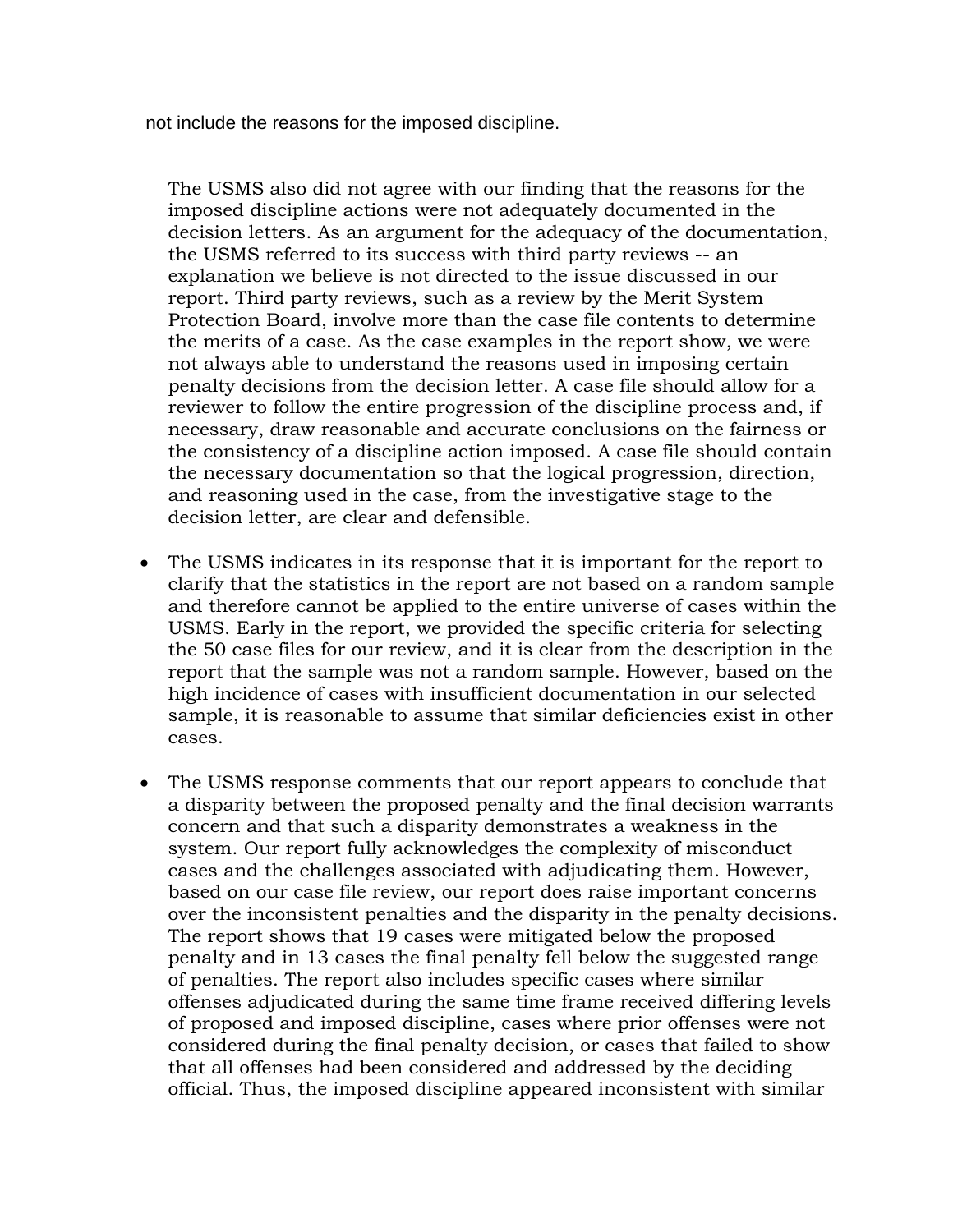not include the reasons for the imposed discipline.

The USMS also did not agree with our finding that the reasons for the imposed discipline actions were not adequately documented in the decision letters. As an argument for the adequacy of the documentation, the USMS referred to its success with third party reviews -- an explanation we believe is not directed to the issue discussed in our report. Third party reviews, such as a review by the Merit System Protection Board, involve more than the case file contents to determine the merits of a case. As the case examples in the report show, we were not always able to understand the reasons used in imposing certain penalty decisions from the decision letter. A case file should allow for a reviewer to follow the entire progression of the discipline process and, if necessary, draw reasonable and accurate conclusions on the fairness or the consistency of a discipline action imposed. A case file should contain the necessary documentation so that the logical progression, direction, and reasoning used in the case, from the investigative stage to the decision letter, are clear and defensible.

- The USMS indicates in its response that it is important for the report to clarify that the statistics in the report are not based on a random sample and therefore cannot be applied to the entire universe of cases within the USMS. Early in the report, we provided the specific criteria for selecting the 50 case files for our review, and it is clear from the description in the report that the sample was not a random sample. However, based on the high incidence of cases with insufficient documentation in our selected sample, it is reasonable to assume that similar deficiencies exist in other cases.

- The USMS response comments that our report appears to conclude that a disparity between the proposed penalty and the final decision warrants concern and that such a disparity demonstrates a weakness in the system. Our report fully acknowledges the complexity of misconduct cases and the challenges associated with adjudicating them. However, based on our case file review, our report does raise important concerns over the inconsistent penalties and the disparity in the penalty decisions. The report shows that 19 cases were mitigated below the proposed penalty and in 13 cases the final penalty fell below the suggested range of penalties. The report also includes specific cases where similar offenses adjudicated during the same time frame received differing levels of proposed and imposed discipline, cases where prior offenses were not considered during the final penalty decision, or cases that failed to show that all offenses had been considered and addressed by the deciding official. Thus, the imposed discipline appeared inconsistent with similar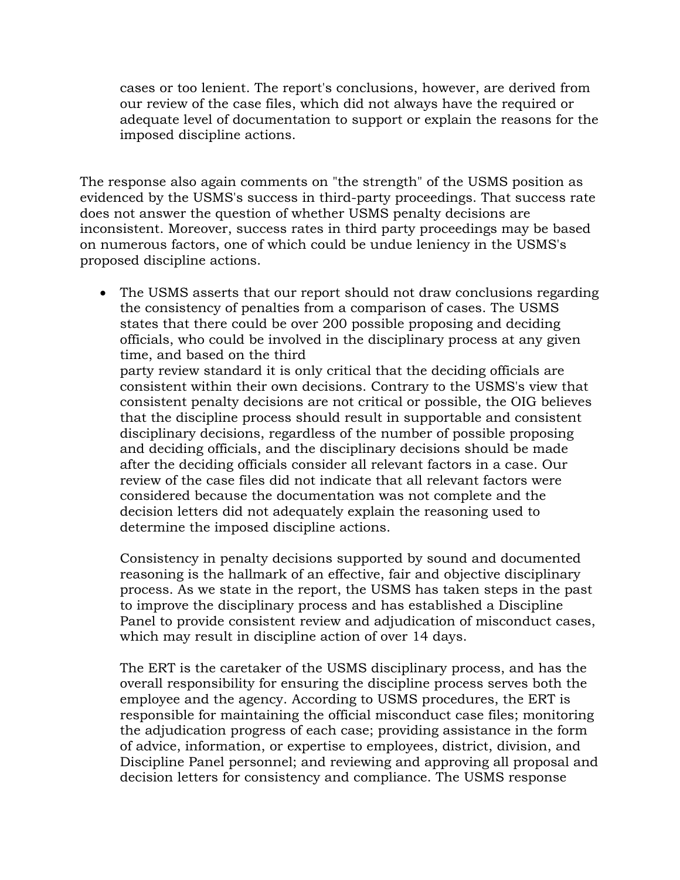cases or too lenient. The report's conclusions, however, are derived from our review of the case files, which did not always have the required or adequate level of documentation to support or explain the reasons for the imposed discipline actions.

The response also again comments on "the strength" of the USMS position as evidenced by the USMS's success in third-party proceedings. That success rate does not answer the question of whether USMS penalty decisions are inconsistent. Moreover, success rates in third party proceedings may be based on numerous factors, one of which could be undue leniency in the USMS's proposed discipline actions.

- The USMS asserts that our report should not draw conclusions regarding the consistency of penalties from a comparison of cases. The USMS states that there could be over 200 possible proposing and deciding officials, who could be involved in the disciplinary process at any given time, and based on the third party review standard it is only critical that the deciding officials are consistent within their own decisions. Contrary to the USMS's view that consistent penalty decisions are not critical or possible, the OIG believes that the discipline process should result in supportable and consistent disciplinary decisions, regardless of the number of possible proposing and deciding officials, and the disciplinary decisions should be made after the deciding officials consider all relevant factors in a case. Our review of the case files did not indicate that all relevant factors were considered because the documentation was not complete and the decision letters did not adequately explain the reasoning used to determine the imposed discipline actions.

  Consistency in penalty decisions supported by sound and documented reasoning is the hallmark of an effective, fair and objective disciplinary process. As we state in the report, the USMS has taken steps in the past to improve the disciplinary process and has established a Discipline Panel to provide consistent review and adjudication of misconduct cases, which may result in discipline action of over 14 days.

  The ERT is the caretaker of the USMS disciplinary process, and has the overall responsibility for ensuring the discipline process serves both the employee and the agency. According to USMS procedures, the ERT is responsible for maintaining the official misconduct case files; monitoring the adjudication progress of each case; providing assistance in the form of advice, information, or expertise to employees, district, division, and Discipline Panel personnel; and reviewing and approving all proposal and decision letters for consistency and compliance. The USMS response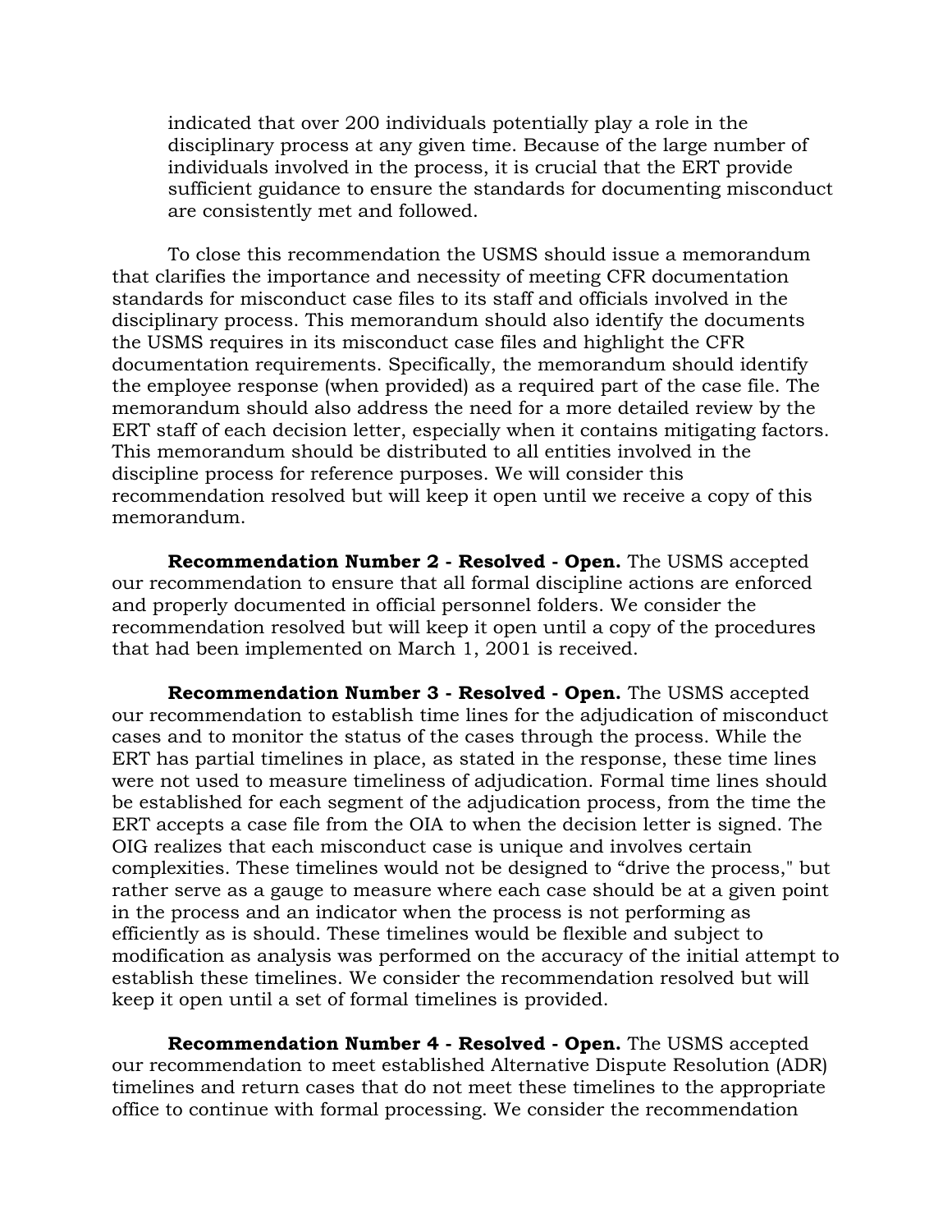indicated that over 200 individuals potentially play a role in the disciplinary process at any given time. Because of the large number of individuals involved in the process, it is crucial that the ERT provide sufficient guidance to ensure the standards for documenting misconduct are consistently met and followed.

To close this recommendation the USMS should issue a memorandum that clarifies the importance and necessity of meeting CFR documentation standards for misconduct case files to its staff and officials involved in the disciplinary process. This memorandum should also identify the documents the USMS requires in its misconduct case files and highlight the CFR documentation requirements. Specifically, the memorandum should identify the employee response (when provided) as a required part of the case file. The memorandum should also address the need for a more detailed review by the ERT staff of each decision letter, especially when it contains mitigating factors. This memorandum should be distributed to all entities involved in the discipline process for reference purposes. We will consider this recommendation resolved but will keep it open until we receive a copy of this memorandum.

**Recommendation Number 2 - Resolved - Open.** The USMS accepted our recommendation to ensure that all formal discipline actions are enforced and properly documented in official personnel folders. We consider the recommendation resolved but will keep it open until a copy of the procedures that had been implemented on March 1, 2001 is received.

**Recommendation Number 3 - Resolved - Open.** The USMS accepted our recommendation to establish time lines for the adjudication of misconduct cases and to monitor the status of the cases through the process. While the ERT has partial timelines in place, as stated in the response, these time lines were not used to measure timeliness of adjudication. Formal time lines should be established for each segment of the adjudication process, from the time the ERT accepts a case file from the OIA to when the decision letter is signed. The OIG realizes that each misconduct case is unique and involves certain complexities. These timelines would not be designed to "drive the process," but rather serve as a gauge to measure where each case should be at a given point in the process and an indicator when the process is not performing as efficiently as is should. These timelines would be flexible and subject to modification as analysis was performed on the accuracy of the initial attempt to establish these timelines. We consider the recommendation resolved but will keep it open until a set of formal timelines is provided.

**Recommendation Number 4 - Resolved - Open.** The USMS accepted our recommendation to meet established Alternative Dispute Resolution (ADR) timelines and return cases that do not meet these timelines to the appropriate office to continue with formal processing. We consider the recommendation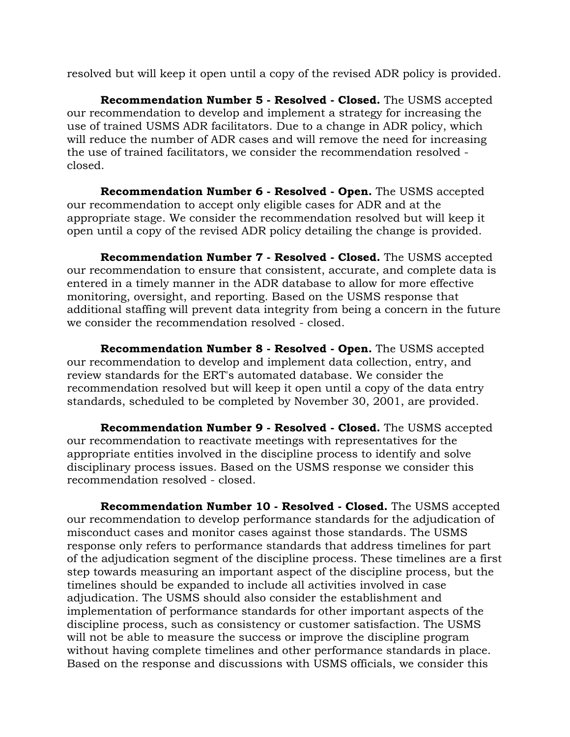resolved but will keep it open until a copy of the revised ADR policy is provided.

**Recommendation Number 5 - Resolved - Closed.** The USMS accepted our recommendation to develop and implement a strategy for increasing the use of trained USMS ADR facilitators. Due to a change in ADR policy, which will reduce the number of ADR cases and will remove the need for increasing the use of trained facilitators, we consider the recommendation resolved - closed.

**Recommendation Number 6 - Resolved - Open.** The USMS accepted our recommendation to accept only eligible cases for ADR and at the appropriate stage. We consider the recommendation resolved but will keep it open until a copy of the revised ADR policy detailing the change is provided.

**Recommendation Number 7 - Resolved - Closed.** The USMS accepted our recommendation to ensure that consistent, accurate, and complete data is entered in a timely manner in the ADR database to allow for more effective monitoring, oversight, and reporting. Based on the USMS response that additional staffing will prevent data integrity from being a concern in the future we consider the recommendation resolved - closed.

**Recommendation Number 8 - Resolved - Open.** The USMS accepted our recommendation to develop and implement data collection, entry, and review standards for the ERT's automated database. We consider the recommendation resolved but will keep it open until a copy of the data entry standards, scheduled to be completed by November 30, 2001, are provided.

**Recommendation Number 9 - Resolved - Closed.** The USMS accepted our recommendation to reactivate meetings with representatives for the appropriate entities involved in the discipline process to identify and solve disciplinary process issues. Based on the USMS response we consider this recommendation resolved - closed.

**Recommendation Number 10 - Resolved - Closed.** The USMS accepted our recommendation to develop performance standards for the adjudication of misconduct cases and monitor cases against those standards. The USMS response only refers to performance standards that address timelines for part of the adjudication segment of the discipline process. These timelines are a first step towards measuring an important aspect of the discipline process, but the timelines should be expanded to include all activities involved in case adjudication. The USMS should also consider the establishment and implementation of performance standards for other important aspects of the discipline process, such as consistency or customer satisfaction. The USMS will not be able to measure the success or improve the discipline program without having complete timelines and other performance standards in place. Based on the response and discussions with USMS officials, we consider this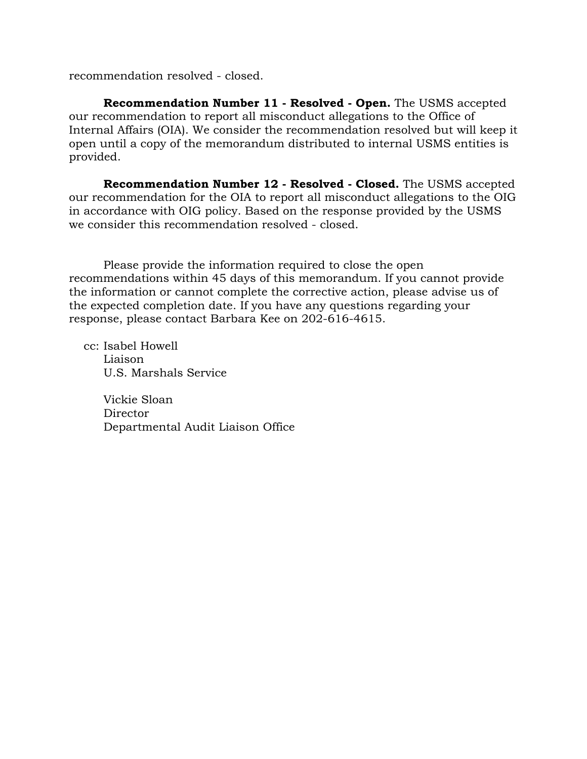recommendation resolved - closed.

**Recommendation Number 11 - Resolved - Open.** The USMS accepted our recommendation to report all misconduct allegations to the Office of Internal Affairs (OIA). We consider the recommendation resolved but will keep it open until a copy of the memorandum distributed to internal USMS entities is provided.

**Recommendation Number 12 - Resolved - Closed.** The USMS accepted our recommendation for the OIA to report all misconduct allegations to the OIG in accordance with OIG policy. Based on the response provided by the USMS we consider this recommendation resolved - closed.

Please provide the information required to close the open recommendations within 45 days of this memorandum. If you cannot provide the information or cannot complete the corrective action, please advise us of the expected completion date. If you have any questions regarding your response, please contact Barbara Kee on 202-616-4615.

cc: Isabel Howell
Liaison
U.S. Marshals Service

Vickie Sloan
Director
Departmental Audit Liaison Office